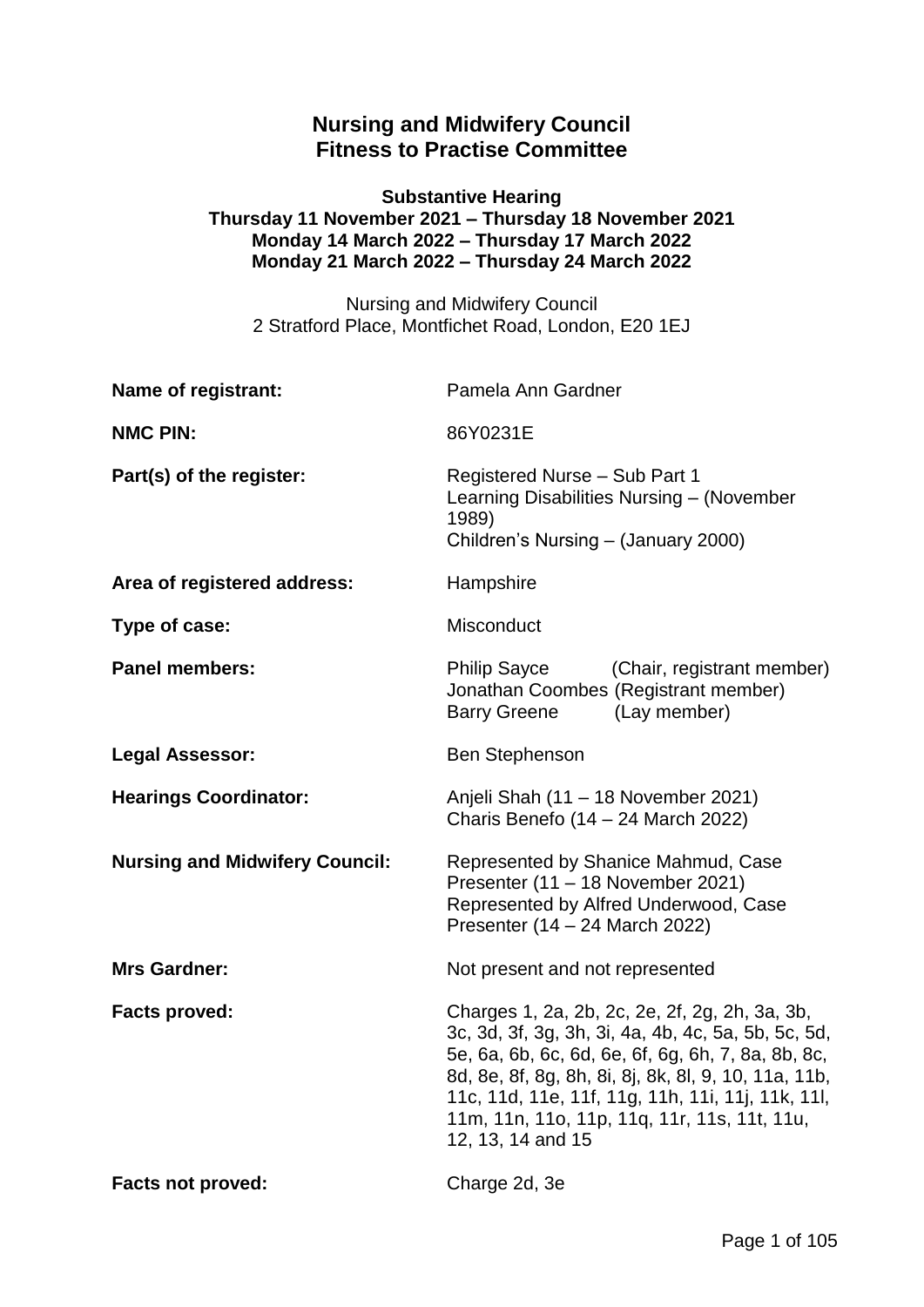# Nursing and Midwifery Council
# Fitness to Practise Committee

**Substantive Hearing**
**Thursday 11 November 2021 – Thursday 18 November 2021**
**Monday 14 March 2022 – Thursday 17 March 2022**
**Monday 21 March 2022 – Thursday 24 March 2022**

Nursing and Midwifery Council
2 Stratford Place, Montfichet Road, London, E20 1EJ

| | |
|---|---|
| **Name of registrant:** | Pamela Ann Gardner |
| **NMC PIN:** | 86Y0231E |
| **Part(s) of the register:** | Registered Nurse – Sub Part 1<br>Learning Disabilities Nursing – (November 1989)<br>Children's Nursing – (January 2000) |
| **Area of registered address:** | Hampshire |
| **Type of case:** | Misconduct |
| **Panel members:** | Philip Sayce (Chair, registrant member)<br>Jonathan Coombes (Registrant member)<br>Barry Greene (Lay member) |
| **Legal Assessor:** | Ben Stephenson |
| **Hearings Coordinator:** | Anjeli Shah (11 – 18 November 2021)<br>Charis Benefo (14 – 24 March 2022) |
| **Nursing and Midwifery Council:** | Represented by Shanice Mahmud, Case Presenter (11 – 18 November 2021)<br>Represented by Alfred Underwood, Case Presenter (14 – 24 March 2022) |
| **Mrs Gardner:** | Not present and not represented |
| **Facts proved:** | Charges 1, 2a, 2b, 2c, 2e, 2f, 2g, 2h, 3a, 3b, 3c, 3d, 3f, 3g, 3h, 3i, 4a, 4b, 4c, 5a, 5b, 5c, 5d, 5e, 6a, 6b, 6c, 6d, 6e, 6f, 6g, 6h, 7, 8a, 8b, 8c, 8d, 8e, 8f, 8g, 8h, 8i, 8j, 8k, 8l, 9, 10, 11a, 11b, 11c, 11d, 11e, 11f, 11g, 11h, 11i, 11j, 11k, 11l, 11m, 11n, 11o, 11p, 11q, 11r, 11s, 11t, 11u, 12, 13, 14 and 15 |
| **Facts not proved:** | Charge 2d, 3e |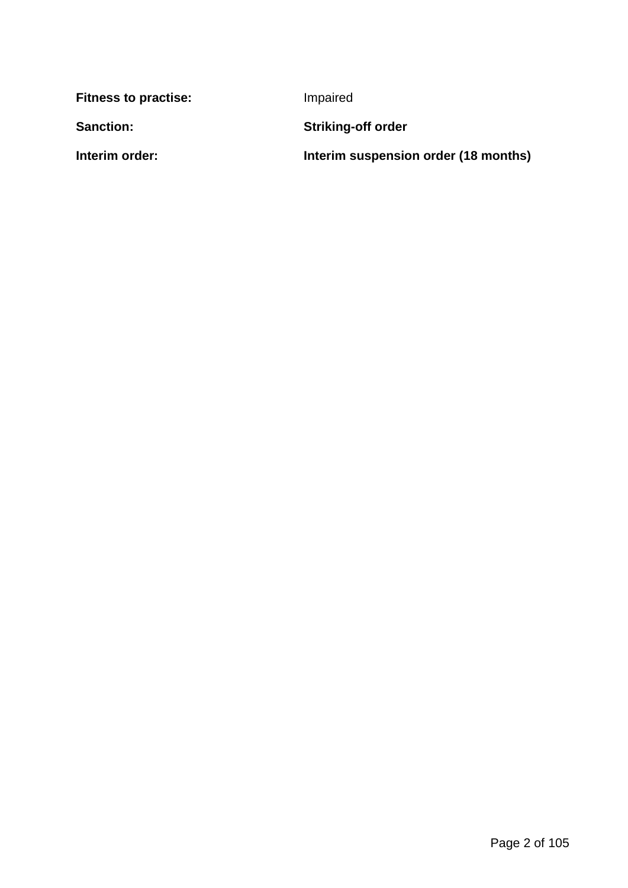**Fitness to practise:** Impaired

**Sanction:** **Striking-off order**

**Interim order:** **Interim suspension order (18 months)**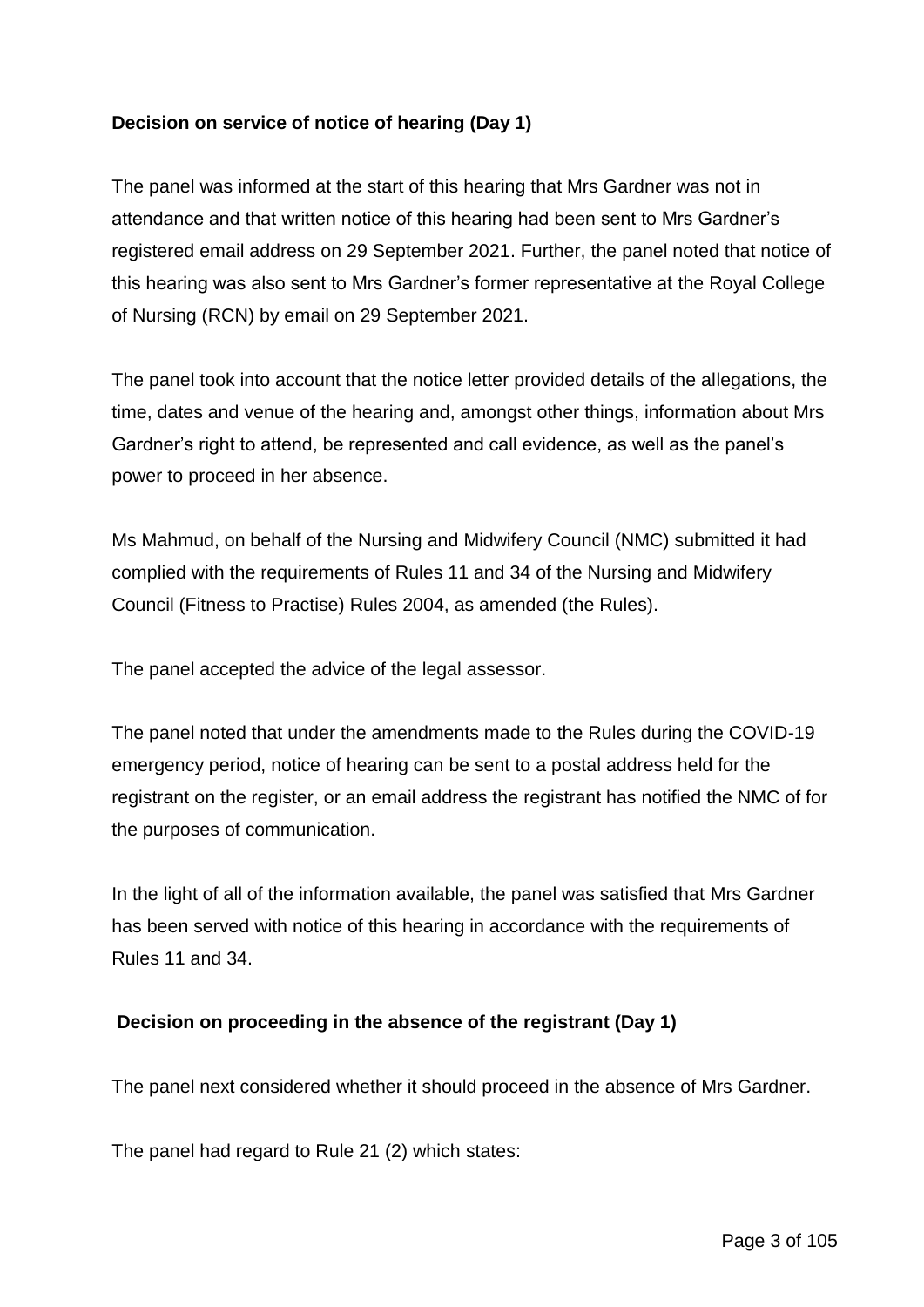**Decision on service of notice of hearing (Day 1)**

The panel was informed at the start of this hearing that Mrs Gardner was not in attendance and that written notice of this hearing had been sent to Mrs Gardner's registered email address on 29 September 2021. Further, the panel noted that notice of this hearing was also sent to Mrs Gardner's former representative at the Royal College of Nursing (RCN) by email on 29 September 2021.

The panel took into account that the notice letter provided details of the allegations, the time, dates and venue of the hearing and, amongst other things, information about Mrs Gardner's right to attend, be represented and call evidence, as well as the panel's power to proceed in her absence.

Ms Mahmud, on behalf of the Nursing and Midwifery Council (NMC) submitted it had complied with the requirements of Rules 11 and 34 of the Nursing and Midwifery Council (Fitness to Practise) Rules 2004, as amended (the Rules).

The panel accepted the advice of the legal assessor.

The panel noted that under the amendments made to the Rules during the COVID-19 emergency period, notice of hearing can be sent to a postal address held for the registrant on the register, or an email address the registrant has notified the NMC of for the purposes of communication.

In the light of all of the information available, the panel was satisfied that Mrs Gardner has been served with notice of this hearing in accordance with the requirements of Rules 11 and 34.

**Decision on proceeding in the absence of the registrant (Day 1)**

The panel next considered whether it should proceed in the absence of Mrs Gardner.

The panel had regard to Rule 21 (2) which states: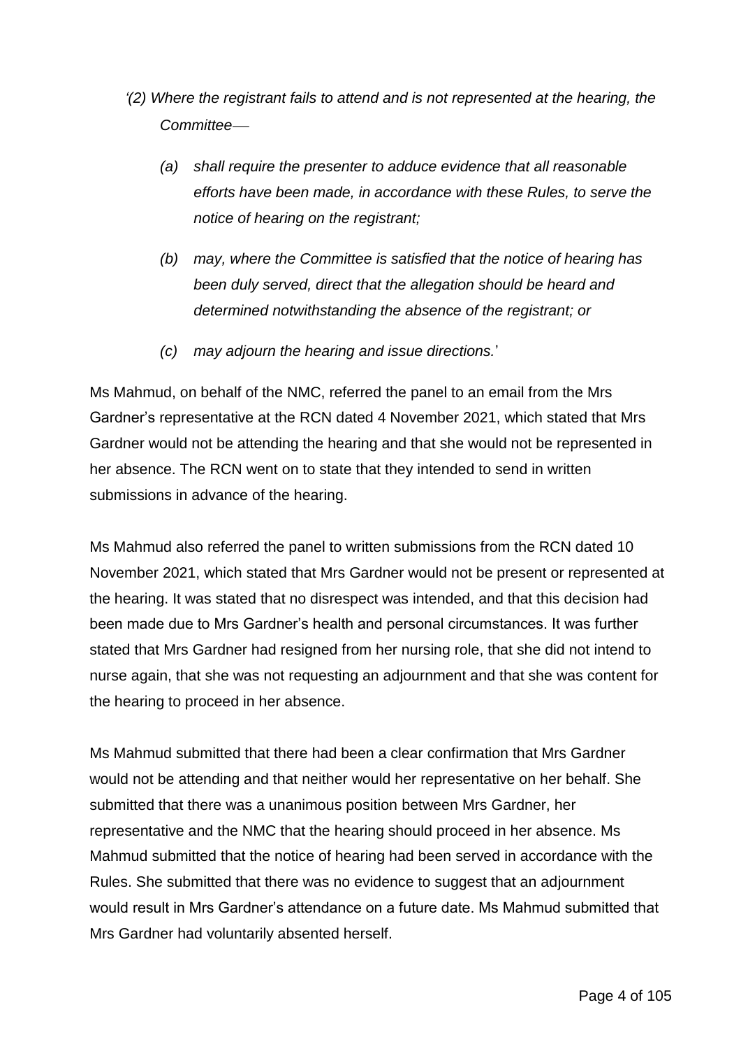*'(2) Where the registrant fails to attend and is not represented at the hearing, the Committee—*

*(a) shall require the presenter to adduce evidence that all reasonable efforts have been made, in accordance with these Rules, to serve the notice of hearing on the registrant;*

*(b) may, where the Committee is satisfied that the notice of hearing has been duly served, direct that the allegation should be heard and determined notwithstanding the absence of the registrant; or*

*(c) may adjourn the hearing and issue directions.*'

Ms Mahmud, on behalf of the NMC, referred the panel to an email from the Mrs Gardner's representative at the RCN dated 4 November 2021, which stated that Mrs Gardner would not be attending the hearing and that she would not be represented in her absence. The RCN went on to state that they intended to send in written submissions in advance of the hearing.

Ms Mahmud also referred the panel to written submissions from the RCN dated 10 November 2021, which stated that Mrs Gardner would not be present or represented at the hearing. It was stated that no disrespect was intended, and that this decision had been made due to Mrs Gardner's health and personal circumstances. It was further stated that Mrs Gardner had resigned from her nursing role, that she did not intend to nurse again, that she was not requesting an adjournment and that she was content for the hearing to proceed in her absence.

Ms Mahmud submitted that there had been a clear confirmation that Mrs Gardner would not be attending and that neither would her representative on her behalf. She submitted that there was a unanimous position between Mrs Gardner, her representative and the NMC that the hearing should proceed in her absence. Ms Mahmud submitted that the notice of hearing had been served in accordance with the Rules. She submitted that there was no evidence to suggest that an adjournment would result in Mrs Gardner's attendance on a future date. Ms Mahmud submitted that Mrs Gardner had voluntarily absented herself.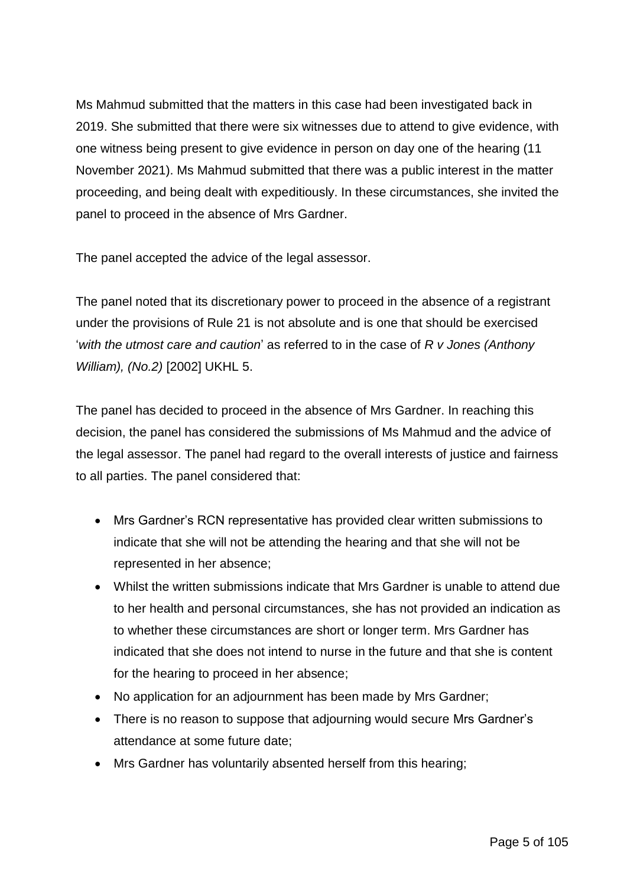Ms Mahmud submitted that the matters in this case had been investigated back in 2019. She submitted that there were six witnesses due to attend to give evidence, with one witness being present to give evidence in person on day one of the hearing (11 November 2021). Ms Mahmud submitted that there was a public interest in the matter proceeding, and being dealt with expeditiously. In these circumstances, she invited the panel to proceed in the absence of Mrs Gardner.

The panel accepted the advice of the legal assessor.

The panel noted that its discretionary power to proceed in the absence of a registrant under the provisions of Rule 21 is not absolute and is one that should be exercised '*with the utmost care and caution*' as referred to in the case of *R v Jones (Anthony William), (No.2)* [2002] UKHL 5.

The panel has decided to proceed in the absence of Mrs Gardner. In reaching this decision, the panel has considered the submissions of Ms Mahmud and the advice of the legal assessor. The panel had regard to the overall interests of justice and fairness to all parties. The panel considered that:

- Mrs Gardner's RCN representative has provided clear written submissions to indicate that she will not be attending the hearing and that she will not be represented in her absence;
- Whilst the written submissions indicate that Mrs Gardner is unable to attend due to her health and personal circumstances, she has not provided an indication as to whether these circumstances are short or longer term. Mrs Gardner has indicated that she does not intend to nurse in the future and that she is content for the hearing to proceed in her absence;
- No application for an adjournment has been made by Mrs Gardner;
- There is no reason to suppose that adjourning would secure Mrs Gardner's attendance at some future date;
- Mrs Gardner has voluntarily absented herself from this hearing;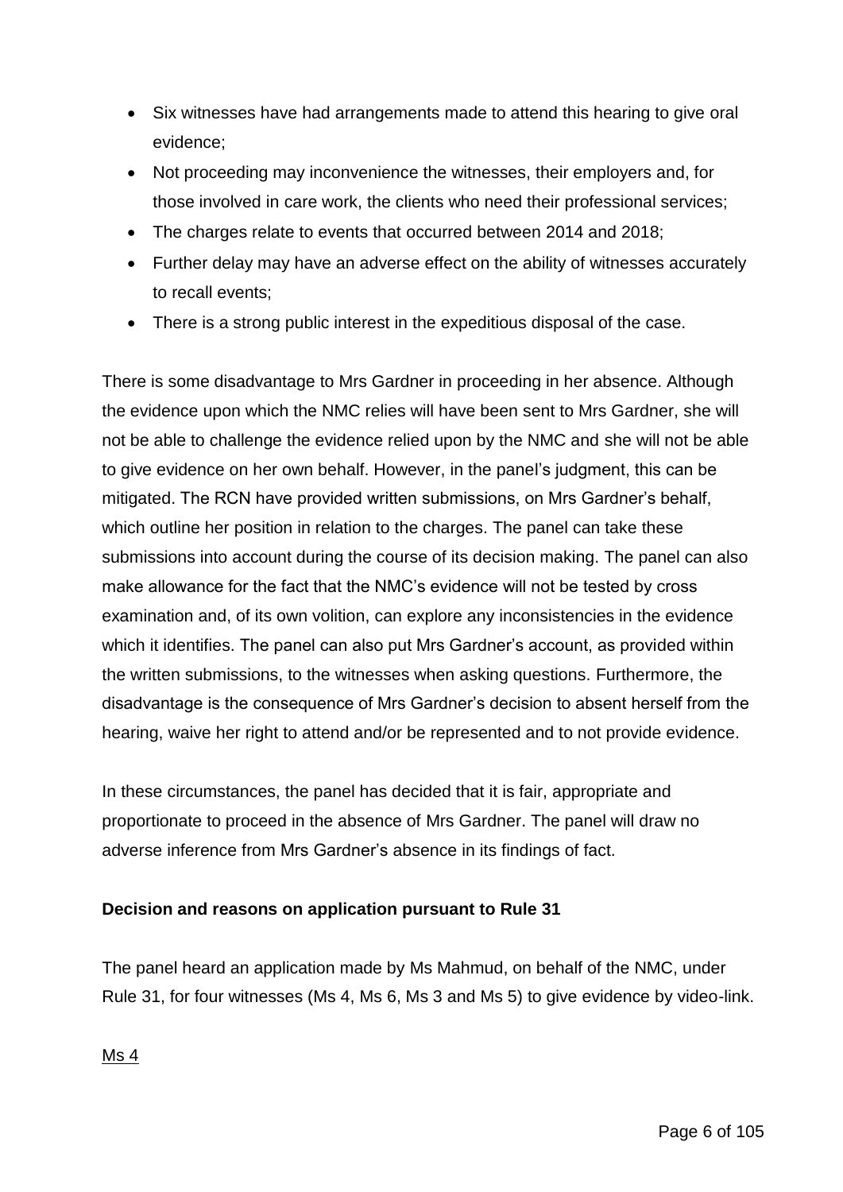- Six witnesses have had arrangements made to attend this hearing to give oral evidence;
- Not proceeding may inconvenience the witnesses, their employers and, for those involved in care work, the clients who need their professional services;
- The charges relate to events that occurred between 2014 and 2018;
- Further delay may have an adverse effect on the ability of witnesses accurately to recall events;
- There is a strong public interest in the expeditious disposal of the case.

There is some disadvantage to Mrs Gardner in proceeding in her absence. Although the evidence upon which the NMC relies will have been sent to Mrs Gardner, she will not be able to challenge the evidence relied upon by the NMC and she will not be able to give evidence on her own behalf. However, in the panel's judgment, this can be mitigated. The RCN have provided written submissions, on Mrs Gardner's behalf, which outline her position in relation to the charges. The panel can take these submissions into account during the course of its decision making. The panel can also make allowance for the fact that the NMC's evidence will not be tested by cross examination and, of its own volition, can explore any inconsistencies in the evidence which it identifies. The panel can also put Mrs Gardner's account, as provided within the written submissions, to the witnesses when asking questions. Furthermore, the disadvantage is the consequence of Mrs Gardner's decision to absent herself from the hearing, waive her right to attend and/or be represented and to not provide evidence.

In these circumstances, the panel has decided that it is fair, appropriate and proportionate to proceed in the absence of Mrs Gardner. The panel will draw no adverse inference from Mrs Gardner's absence in its findings of fact.

**Decision and reasons on application pursuant to Rule 31**

The panel heard an application made by Ms Mahmud, on behalf of the NMC, under Rule 31, for four witnesses (Ms 4, Ms 6, Ms 3 and Ms 5) to give evidence by video-link.

<u>Ms 4</u>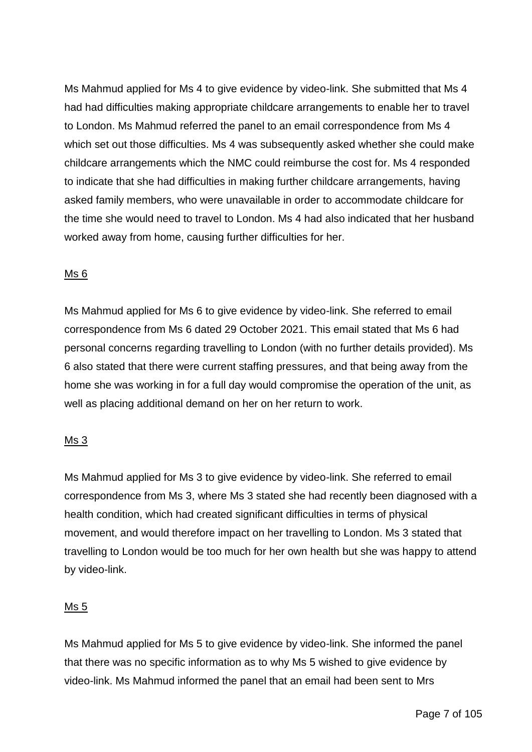Ms Mahmud applied for Ms 4 to give evidence by video-link. She submitted that Ms 4 had had difficulties making appropriate childcare arrangements to enable her to travel to London. Ms Mahmud referred the panel to an email correspondence from Ms 4 which set out those difficulties. Ms 4 was subsequently asked whether she could make childcare arrangements which the NMC could reimburse the cost for. Ms 4 responded to indicate that she had difficulties in making further childcare arrangements, having asked family members, who were unavailable in order to accommodate childcare for the time she would need to travel to London. Ms 4 had also indicated that her husband worked away from home, causing further difficulties for her.

<u>Ms 6</u>

Ms Mahmud applied for Ms 6 to give evidence by video-link. She referred to email correspondence from Ms 6 dated 29 October 2021. This email stated that Ms 6 had personal concerns regarding travelling to London (with no further details provided). Ms 6 also stated that there were current staffing pressures, and that being away from the home she was working in for a full day would compromise the operation of the unit, as well as placing additional demand on her on her return to work.

<u>Ms 3</u>

Ms Mahmud applied for Ms 3 to give evidence by video-link. She referred to email correspondence from Ms 3, where Ms 3 stated she had recently been diagnosed with a health condition, which had created significant difficulties in terms of physical movement, and would therefore impact on her travelling to London. Ms 3 stated that travelling to London would be too much for her own health but she was happy to attend by video-link.

<u>Ms 5</u>

Ms Mahmud applied for Ms 5 to give evidence by video-link. She informed the panel that there was no specific information as to why Ms 5 wished to give evidence by video-link. Ms Mahmud informed the panel that an email had been sent to Mrs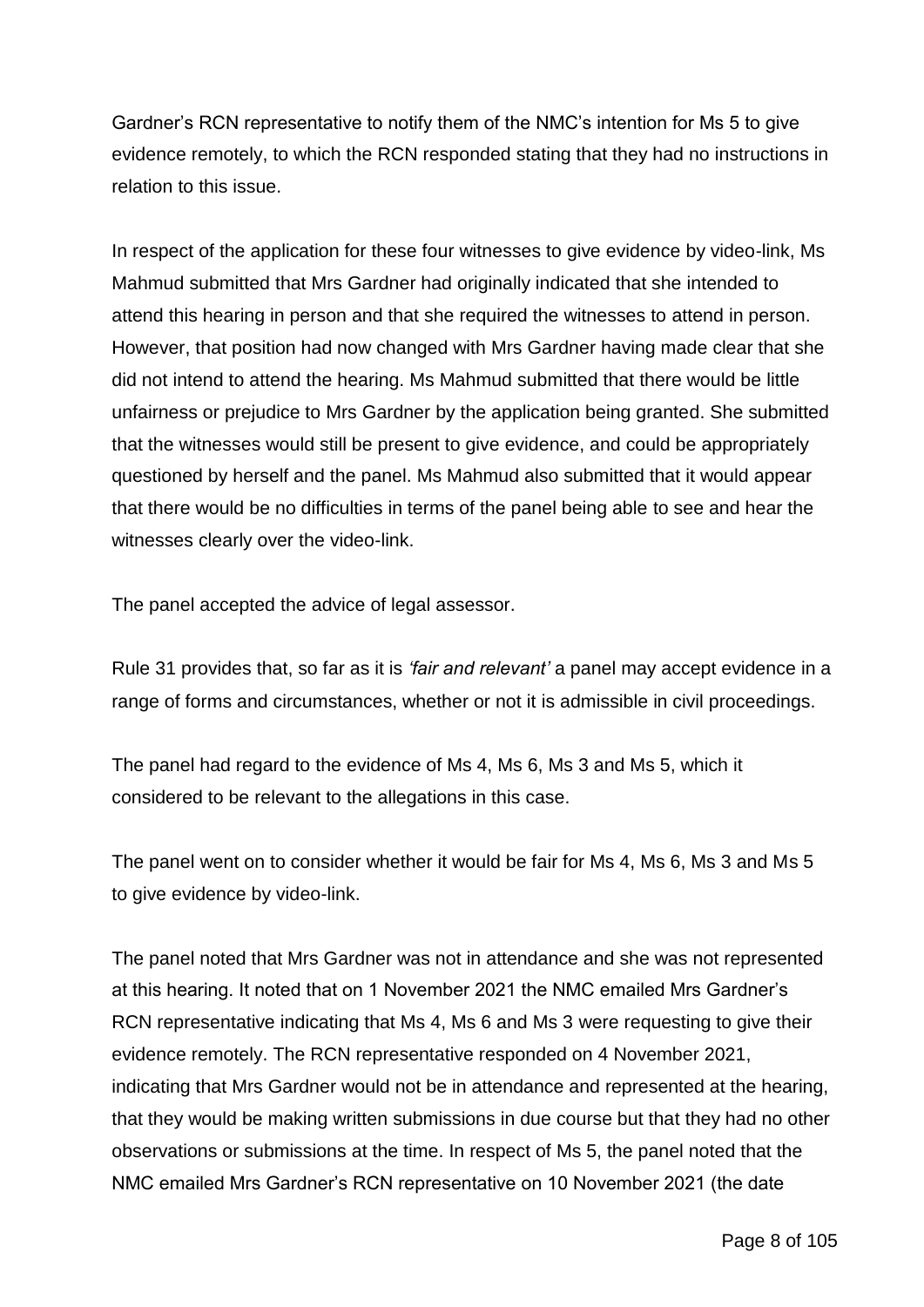Gardner's RCN representative to notify them of the NMC's intention for Ms 5 to give evidence remotely, to which the RCN responded stating that they had no instructions in relation to this issue.

In respect of the application for these four witnesses to give evidence by video-link, Ms Mahmud submitted that Mrs Gardner had originally indicated that she intended to attend this hearing in person and that she required the witnesses to attend in person. However, that position had now changed with Mrs Gardner having made clear that she did not intend to attend the hearing. Ms Mahmud submitted that there would be little unfairness or prejudice to Mrs Gardner by the application being granted. She submitted that the witnesses would still be present to give evidence, and could be appropriately questioned by herself and the panel. Ms Mahmud also submitted that it would appear that there would be no difficulties in terms of the panel being able to see and hear the witnesses clearly over the video-link.

The panel accepted the advice of legal assessor.

Rule 31 provides that, so far as it is *'fair and relevant'* a panel may accept evidence in a range of forms and circumstances, whether or not it is admissible in civil proceedings.

The panel had regard to the evidence of Ms 4, Ms 6, Ms 3 and Ms 5, which it considered to be relevant to the allegations in this case.

The panel went on to consider whether it would be fair for Ms 4, Ms 6, Ms 3 and Ms 5 to give evidence by video-link.

The panel noted that Mrs Gardner was not in attendance and she was not represented at this hearing. It noted that on 1 November 2021 the NMC emailed Mrs Gardner's RCN representative indicating that Ms 4, Ms 6 and Ms 3 were requesting to give their evidence remotely. The RCN representative responded on 4 November 2021, indicating that Mrs Gardner would not be in attendance and represented at the hearing, that they would be making written submissions in due course but that they had no other observations or submissions at the time. In respect of Ms 5, the panel noted that the NMC emailed Mrs Gardner's RCN representative on 10 November 2021 (the date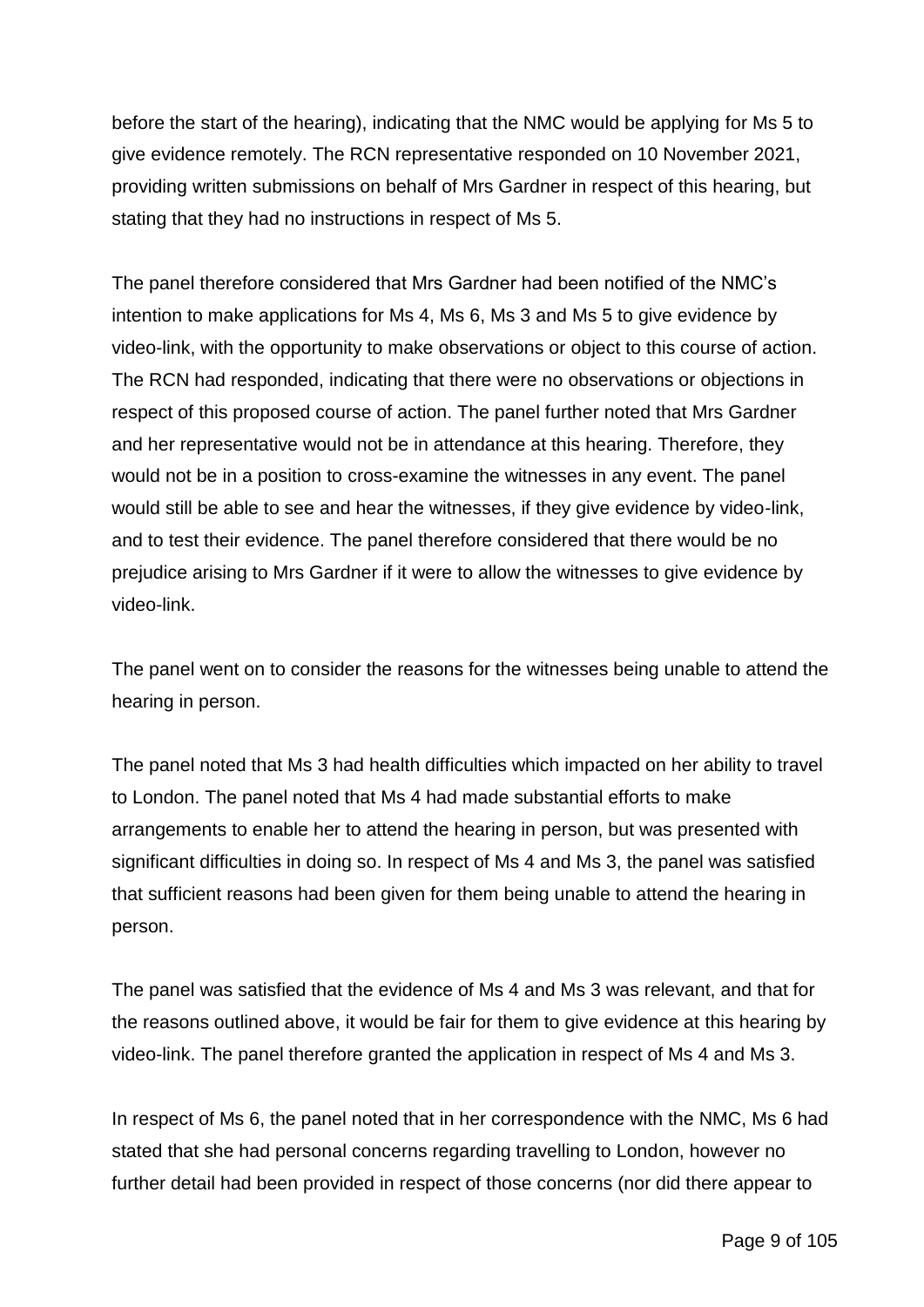before the start of the hearing), indicating that the NMC would be applying for Ms 5 to give evidence remotely. The RCN representative responded on 10 November 2021, providing written submissions on behalf of Mrs Gardner in respect of this hearing, but stating that they had no instructions in respect of Ms 5.

The panel therefore considered that Mrs Gardner had been notified of the NMC's intention to make applications for Ms 4, Ms 6, Ms 3 and Ms 5 to give evidence by video-link, with the opportunity to make observations or object to this course of action. The RCN had responded, indicating that there were no observations or objections in respect of this proposed course of action. The panel further noted that Mrs Gardner and her representative would not be in attendance at this hearing. Therefore, they would not be in a position to cross-examine the witnesses in any event. The panel would still be able to see and hear the witnesses, if they give evidence by video-link, and to test their evidence. The panel therefore considered that there would be no prejudice arising to Mrs Gardner if it were to allow the witnesses to give evidence by video-link.

The panel went on to consider the reasons for the witnesses being unable to attend the hearing in person.

The panel noted that Ms 3 had health difficulties which impacted on her ability to travel to London. The panel noted that Ms 4 had made substantial efforts to make arrangements to enable her to attend the hearing in person, but was presented with significant difficulties in doing so. In respect of Ms 4 and Ms 3, the panel was satisfied that sufficient reasons had been given for them being unable to attend the hearing in person.

The panel was satisfied that the evidence of Ms 4 and Ms 3 was relevant, and that for the reasons outlined above, it would be fair for them to give evidence at this hearing by video-link. The panel therefore granted the application in respect of Ms 4 and Ms 3.

In respect of Ms 6, the panel noted that in her correspondence with the NMC, Ms 6 had stated that she had personal concerns regarding travelling to London, however no further detail had been provided in respect of those concerns (nor did there appear to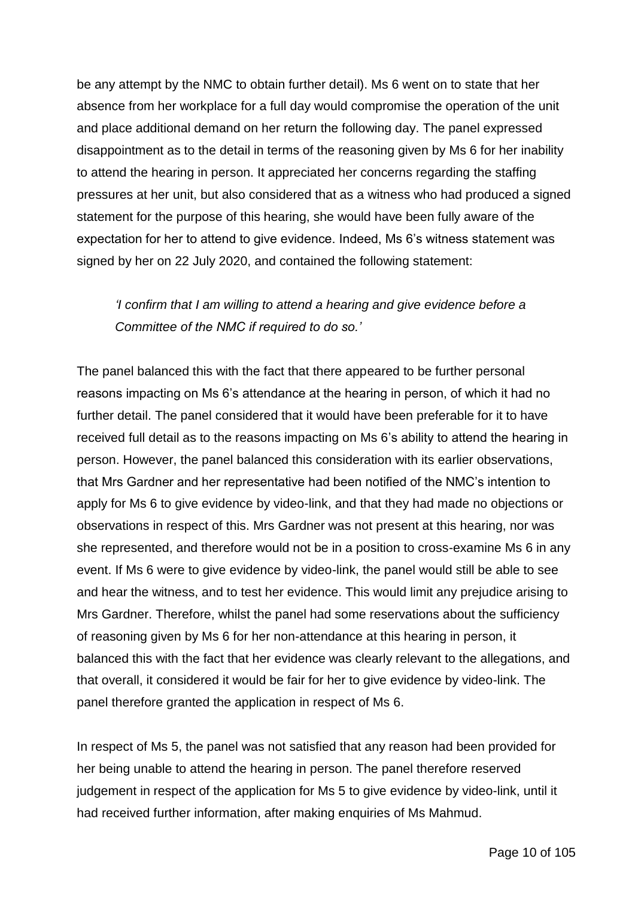be any attempt by the NMC to obtain further detail). Ms 6 went on to state that her absence from her workplace for a full day would compromise the operation of the unit and place additional demand on her return the following day. The panel expressed disappointment as to the detail in terms of the reasoning given by Ms 6 for her inability to attend the hearing in person. It appreciated her concerns regarding the staffing pressures at her unit, but also considered that as a witness who had produced a signed statement for the purpose of this hearing, she would have been fully aware of the expectation for her to attend to give evidence. Indeed, Ms 6's witness statement was signed by her on 22 July 2020, and contained the following statement:

> *'I confirm that I am willing to attend a hearing and give evidence before a Committee of the NMC if required to do so.'*

The panel balanced this with the fact that there appeared to be further personal reasons impacting on Ms 6's attendance at the hearing in person, of which it had no further detail. The panel considered that it would have been preferable for it to have received full detail as to the reasons impacting on Ms 6's ability to attend the hearing in person. However, the panel balanced this consideration with its earlier observations, that Mrs Gardner and her representative had been notified of the NMC's intention to apply for Ms 6 to give evidence by video-link, and that they had made no objections or observations in respect of this. Mrs Gardner was not present at this hearing, nor was she represented, and therefore would not be in a position to cross-examine Ms 6 in any event. If Ms 6 were to give evidence by video-link, the panel would still be able to see and hear the witness, and to test her evidence. This would limit any prejudice arising to Mrs Gardner. Therefore, whilst the panel had some reservations about the sufficiency of reasoning given by Ms 6 for her non-attendance at this hearing in person, it balanced this with the fact that her evidence was clearly relevant to the allegations, and that overall, it considered it would be fair for her to give evidence by video-link. The panel therefore granted the application in respect of Ms 6.

In respect of Ms 5, the panel was not satisfied that any reason had been provided for her being unable to attend the hearing in person. The panel therefore reserved judgement in respect of the application for Ms 5 to give evidence by video-link, until it had received further information, after making enquiries of Ms Mahmud.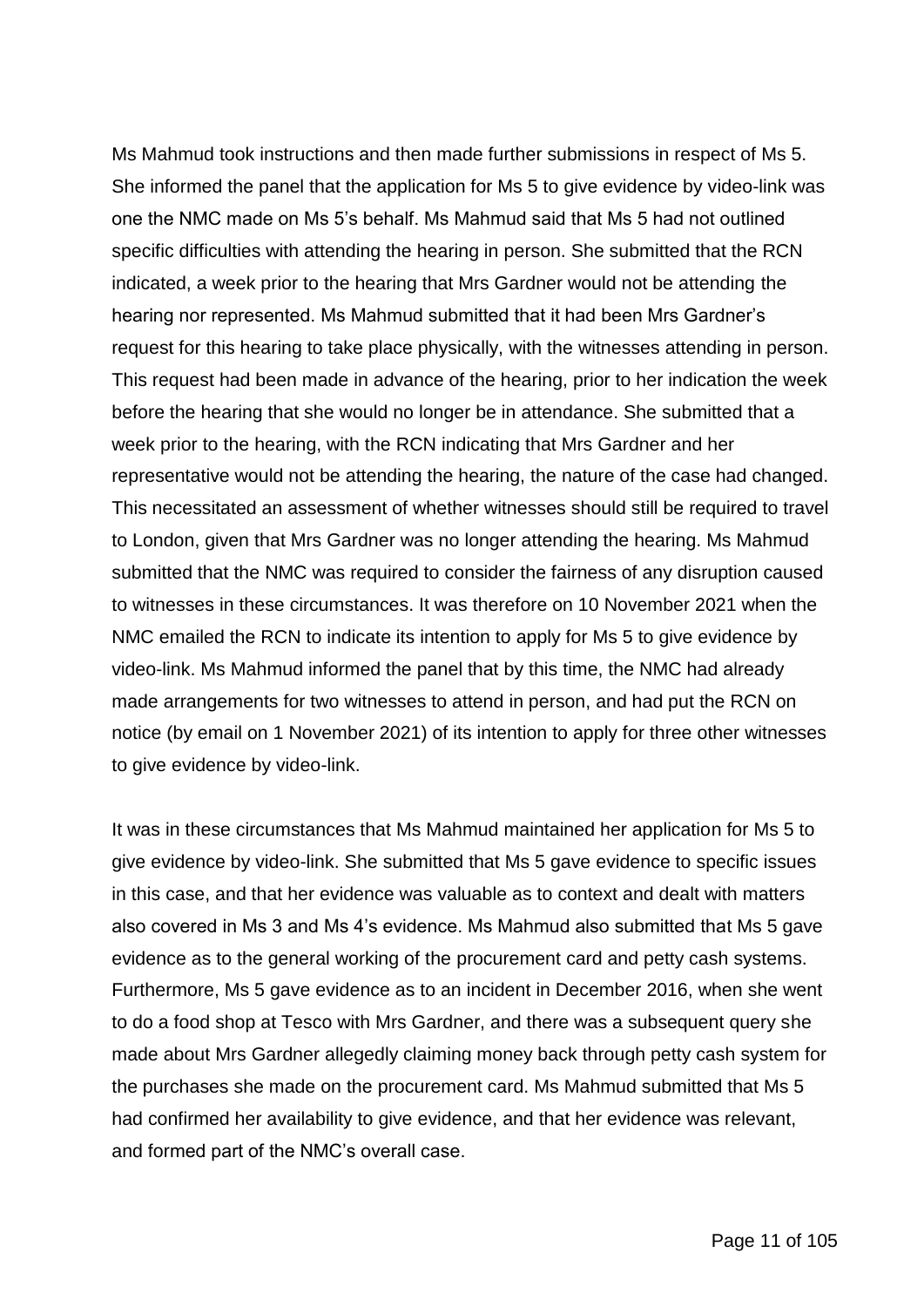Ms Mahmud took instructions and then made further submissions in respect of Ms 5. She informed the panel that the application for Ms 5 to give evidence by video-link was one the NMC made on Ms 5's behalf. Ms Mahmud said that Ms 5 had not outlined specific difficulties with attending the hearing in person. She submitted that the RCN indicated, a week prior to the hearing that Mrs Gardner would not be attending the hearing nor represented. Ms Mahmud submitted that it had been Mrs Gardner's request for this hearing to take place physically, with the witnesses attending in person. This request had been made in advance of the hearing, prior to her indication the week before the hearing that she would no longer be in attendance. She submitted that a week prior to the hearing, with the RCN indicating that Mrs Gardner and her representative would not be attending the hearing, the nature of the case had changed. This necessitated an assessment of whether witnesses should still be required to travel to London, given that Mrs Gardner was no longer attending the hearing. Ms Mahmud submitted that the NMC was required to consider the fairness of any disruption caused to witnesses in these circumstances. It was therefore on 10 November 2021 when the NMC emailed the RCN to indicate its intention to apply for Ms 5 to give evidence by video-link. Ms Mahmud informed the panel that by this time, the NMC had already made arrangements for two witnesses to attend in person, and had put the RCN on notice (by email on 1 November 2021) of its intention to apply for three other witnesses to give evidence by video-link.

It was in these circumstances that Ms Mahmud maintained her application for Ms 5 to give evidence by video-link. She submitted that Ms 5 gave evidence to specific issues in this case, and that her evidence was valuable as to context and dealt with matters also covered in Ms 3 and Ms 4's evidence. Ms Mahmud also submitted that Ms 5 gave evidence as to the general working of the procurement card and petty cash systems. Furthermore, Ms 5 gave evidence as to an incident in December 2016, when she went to do a food shop at Tesco with Mrs Gardner, and there was a subsequent query she made about Mrs Gardner allegedly claiming money back through petty cash system for the purchases she made on the procurement card. Ms Mahmud submitted that Ms 5 had confirmed her availability to give evidence, and that her evidence was relevant, and formed part of the NMC's overall case.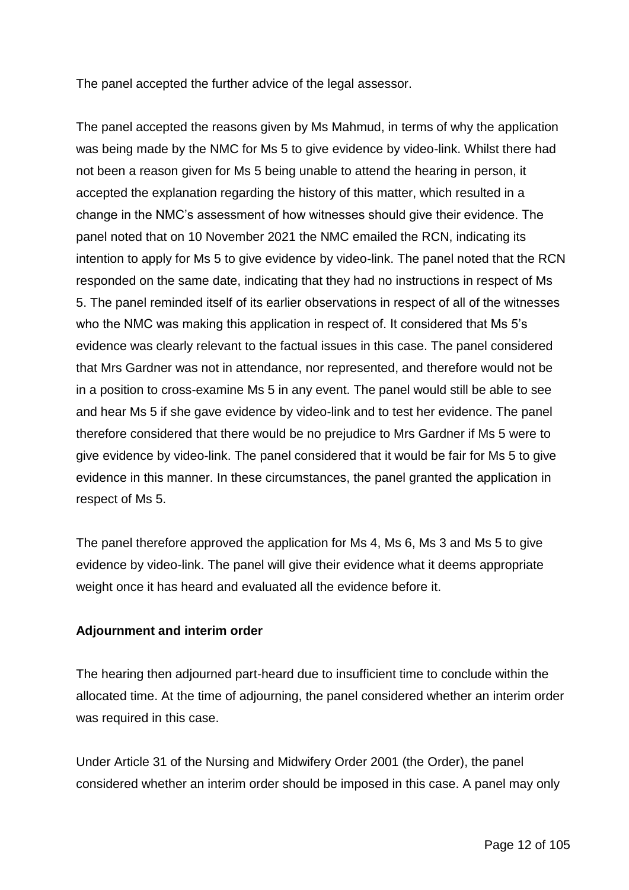The panel accepted the further advice of the legal assessor.

The panel accepted the reasons given by Ms Mahmud, in terms of why the application was being made by the NMC for Ms 5 to give evidence by video-link. Whilst there had not been a reason given for Ms 5 being unable to attend the hearing in person, it accepted the explanation regarding the history of this matter, which resulted in a change in the NMC's assessment of how witnesses should give their evidence. The panel noted that on 10 November 2021 the NMC emailed the RCN, indicating its intention to apply for Ms 5 to give evidence by video-link. The panel noted that the RCN responded on the same date, indicating that they had no instructions in respect of Ms 5. The panel reminded itself of its earlier observations in respect of all of the witnesses who the NMC was making this application in respect of. It considered that Ms 5's evidence was clearly relevant to the factual issues in this case. The panel considered that Mrs Gardner was not in attendance, nor represented, and therefore would not be in a position to cross-examine Ms 5 in any event. The panel would still be able to see and hear Ms 5 if she gave evidence by video-link and to test her evidence. The panel therefore considered that there would be no prejudice to Mrs Gardner if Ms 5 were to give evidence by video-link. The panel considered that it would be fair for Ms 5 to give evidence in this manner. In these circumstances, the panel granted the application in respect of Ms 5.

The panel therefore approved the application for Ms 4, Ms 6, Ms 3 and Ms 5 to give evidence by video-link. The panel will give their evidence what it deems appropriate weight once it has heard and evaluated all the evidence before it.

**Adjournment and interim order**

The hearing then adjourned part-heard due to insufficient time to conclude within the allocated time. At the time of adjourning, the panel considered whether an interim order was required in this case.

Under Article 31 of the Nursing and Midwifery Order 2001 (the Order), the panel considered whether an interim order should be imposed in this case. A panel may only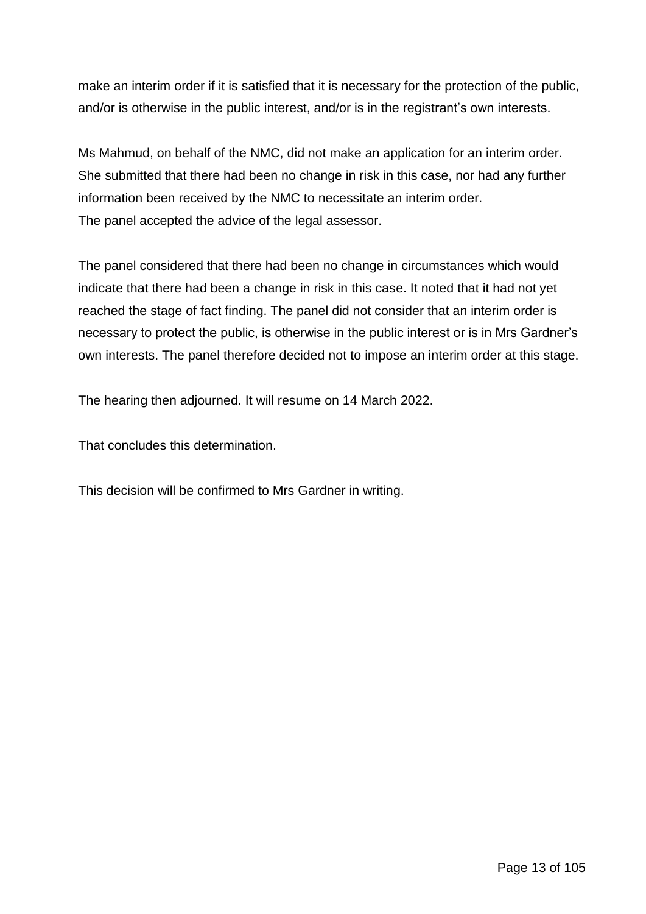make an interim order if it is satisfied that it is necessary for the protection of the public, and/or is otherwise in the public interest, and/or is in the registrant's own interests.

Ms Mahmud, on behalf of the NMC, did not make an application for an interim order. She submitted that there had been no change in risk in this case, nor had any further information been received by the NMC to necessitate an interim order.
The panel accepted the advice of the legal assessor.

The panel considered that there had been no change in circumstances which would indicate that there had been a change in risk in this case. It noted that it had not yet reached the stage of fact finding. The panel did not consider that an interim order is necessary to protect the public, is otherwise in the public interest or is in Mrs Gardner's own interests. The panel therefore decided not to impose an interim order at this stage.

The hearing then adjourned. It will resume on 14 March 2022.

That concludes this determination.

This decision will be confirmed to Mrs Gardner in writing.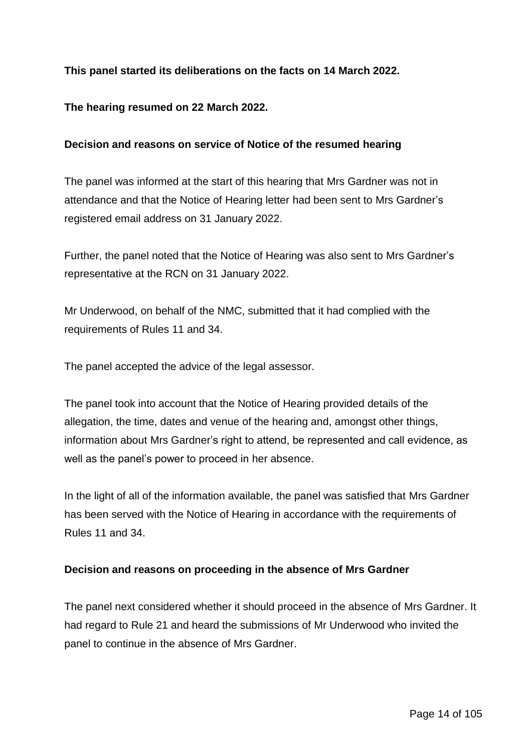**This panel started its deliberations on the facts on 14 March 2022.**

**The hearing resumed on 22 March 2022.**

**Decision and reasons on service of Notice of the resumed hearing**

The panel was informed at the start of this hearing that Mrs Gardner was not in attendance and that the Notice of Hearing letter had been sent to Mrs Gardner's registered email address on 31 January 2022.

Further, the panel noted that the Notice of Hearing was also sent to Mrs Gardner's representative at the RCN on 31 January 2022.

Mr Underwood, on behalf of the NMC, submitted that it had complied with the requirements of Rules 11 and 34.

The panel accepted the advice of the legal assessor.

The panel took into account that the Notice of Hearing provided details of the allegation, the time, dates and venue of the hearing and, amongst other things, information about Mrs Gardner's right to attend, be represented and call evidence, as well as the panel's power to proceed in her absence.

In the light of all of the information available, the panel was satisfied that Mrs Gardner has been served with the Notice of Hearing in accordance with the requirements of Rules 11 and 34.

**Decision and reasons on proceeding in the absence of Mrs Gardner**

The panel next considered whether it should proceed in the absence of Mrs Gardner. It had regard to Rule 21 and heard the submissions of Mr Underwood who invited the panel to continue in the absence of Mrs Gardner.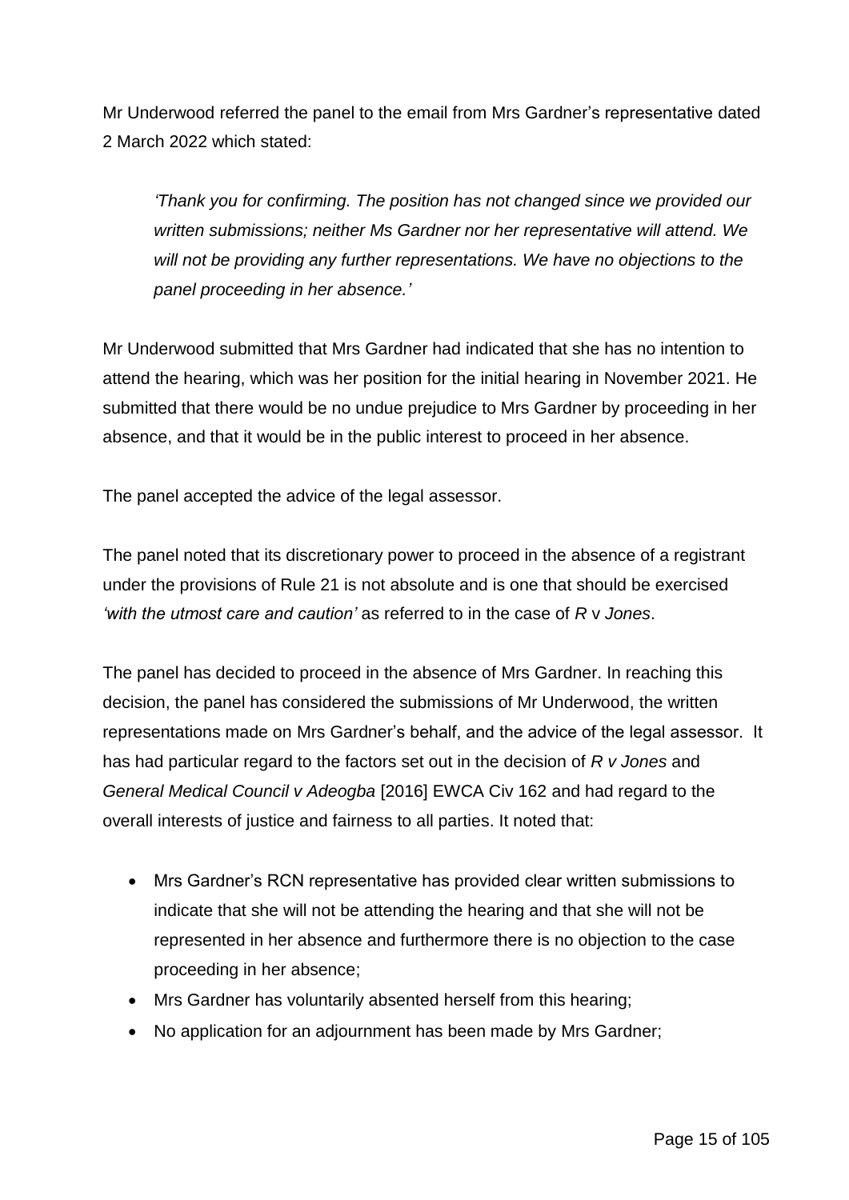Mr Underwood referred the panel to the email from Mrs Gardner's representative dated 2 March 2022 which stated:

> *'Thank you for confirming. The position has not changed since we provided our written submissions; neither Ms Gardner nor her representative will attend. We will not be providing any further representations. We have no objections to the panel proceeding in her absence.'*

Mr Underwood submitted that Mrs Gardner had indicated that she has no intention to attend the hearing, which was her position for the initial hearing in November 2021. He submitted that there would be no undue prejudice to Mrs Gardner by proceeding in her absence, and that it would be in the public interest to proceed in her absence.

The panel accepted the advice of the legal assessor.

The panel noted that its discretionary power to proceed in the absence of a registrant under the provisions of Rule 21 is not absolute and is one that should be exercised *'with the utmost care and caution'* as referred to in the case of *R* v *Jones*.

The panel has decided to proceed in the absence of Mrs Gardner. In reaching this decision, the panel has considered the submissions of Mr Underwood, the written representations made on Mrs Gardner's behalf, and the advice of the legal assessor. It has had particular regard to the factors set out in the decision of *R v Jones* and *General Medical Council v Adeogba* [2016] EWCA Civ 162 and had regard to the overall interests of justice and fairness to all parties. It noted that:

- Mrs Gardner's RCN representative has provided clear written submissions to indicate that she will not be attending the hearing and that she will not be represented in her absence and furthermore there is no objection to the case proceeding in her absence;
- Mrs Gardner has voluntarily absented herself from this hearing;
- No application for an adjournment has been made by Mrs Gardner;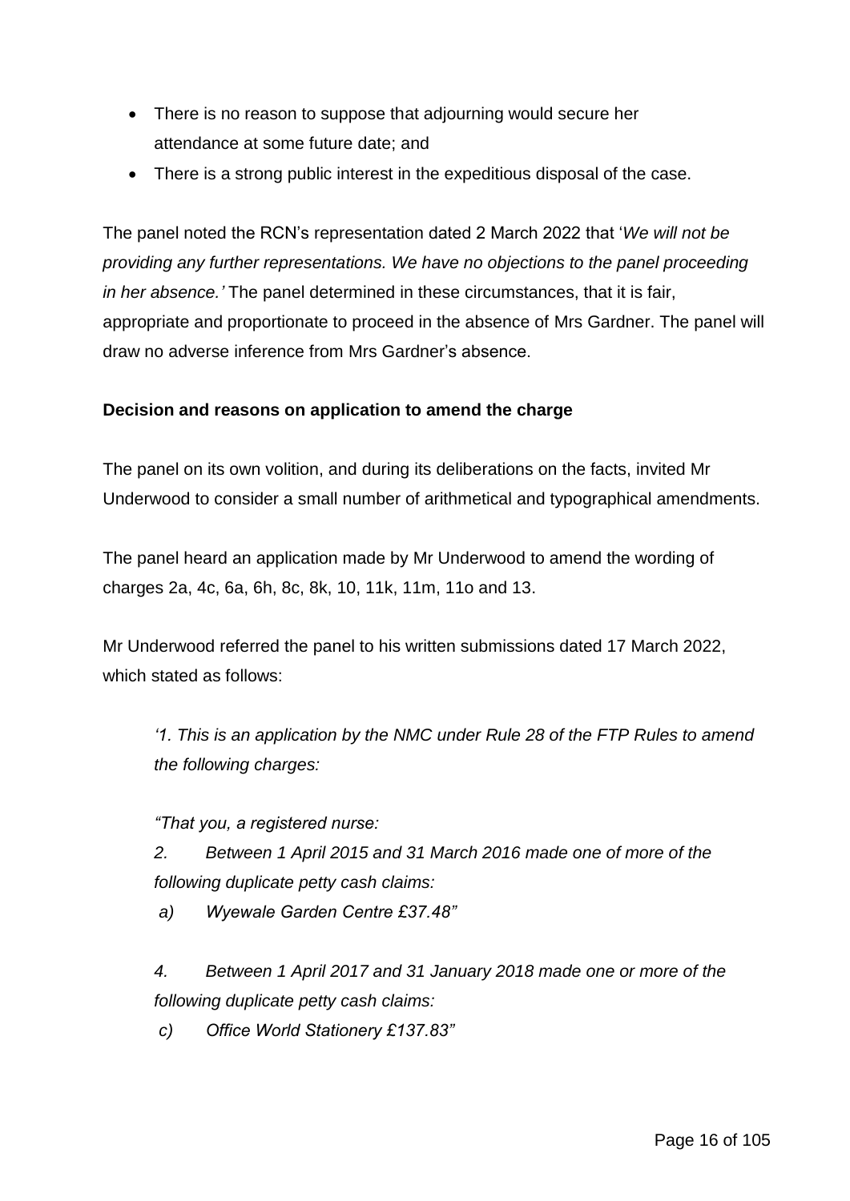- There is no reason to suppose that adjourning would secure her attendance at some future date; and
- There is a strong public interest in the expeditious disposal of the case.

The panel noted the RCN's representation dated 2 March 2022 that '*We will not be providing any further representations. We have no objections to the panel proceeding in her absence.'* The panel determined in these circumstances, that it is fair, appropriate and proportionate to proceed in the absence of Mrs Gardner. The panel will draw no adverse inference from Mrs Gardner's absence.

**Decision and reasons on application to amend the charge**

The panel on its own volition, and during its deliberations on the facts, invited Mr Underwood to consider a small number of arithmetical and typographical amendments.

The panel heard an application made by Mr Underwood to amend the wording of charges 2a, 4c, 6a, 6h, 8c, 8k, 10, 11k, 11m, 11o and 13.

Mr Underwood referred the panel to his written submissions dated 17 March 2022, which stated as follows:

> *'1. This is an application by the NMC under Rule 28 of the FTP Rules to amend the following charges:*
>
> *"That you, a registered nurse:*
>
> *2. Between 1 April 2015 and 31 March 2016 made one of more of the following duplicate petty cash claims:*
>
> *a) Wyewale Garden Centre £37.48"*
>
> *4. Between 1 April 2017 and 31 January 2018 made one or more of the following duplicate petty cash claims:*
>
> *c) Office World Stationery £137.83"*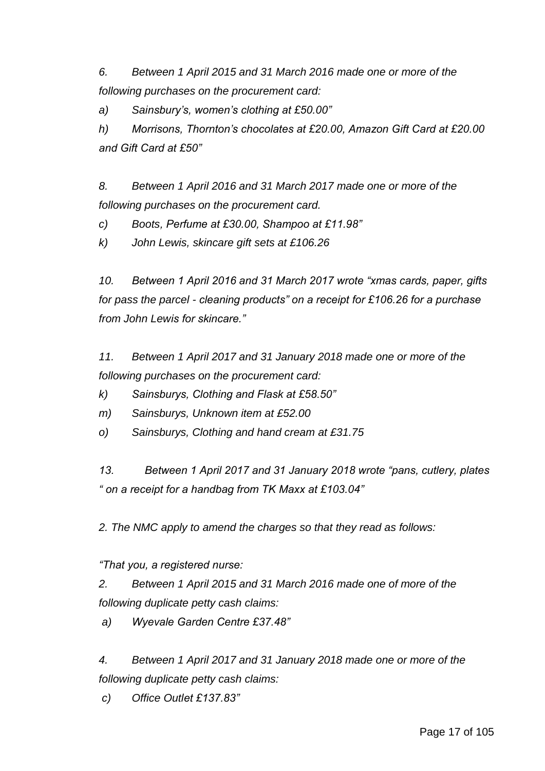*6. Between 1 April 2015 and 31 March 2016 made one or more of the following purchases on the procurement card:*

*a) Sainsbury's, women's clothing at £50.00"*

*h) Morrisons, Thornton's chocolates at £20.00, Amazon Gift Card at £20.00 and Gift Card at £50"*

*8. Between 1 April 2016 and 31 March 2017 made one or more of the following purchases on the procurement card.*

*c) Boots, Perfume at £30.00, Shampoo at £11.98"*

*k) John Lewis, skincare gift sets at £106.26*

*10. Between 1 April 2016 and 31 March 2017 wrote "xmas cards, paper, gifts for pass the parcel - cleaning products" on a receipt for £106.26 for a purchase from John Lewis for skincare."*

*11. Between 1 April 2017 and 31 January 2018 made one or more of the following purchases on the procurement card:*

*k) Sainsburys, Clothing and Flask at £58.50"*

*m) Sainsburys, Unknown item at £52.00*

*o) Sainsburys, Clothing and hand cream at £31.75*

*13. Between 1 April 2017 and 31 January 2018 wrote "pans, cutlery, plates " on a receipt for a handbag from TK Maxx at £103.04"*

*2. The NMC apply to amend the charges so that they read as follows:*

*"That you, a registered nurse:*

*2. Between 1 April 2015 and 31 March 2016 made one of more of the following duplicate petty cash claims:*

*a) Wyevale Garden Centre £37.48"*

*4. Between 1 April 2017 and 31 January 2018 made one or more of the following duplicate petty cash claims:*

*c) Office Outlet £137.83"*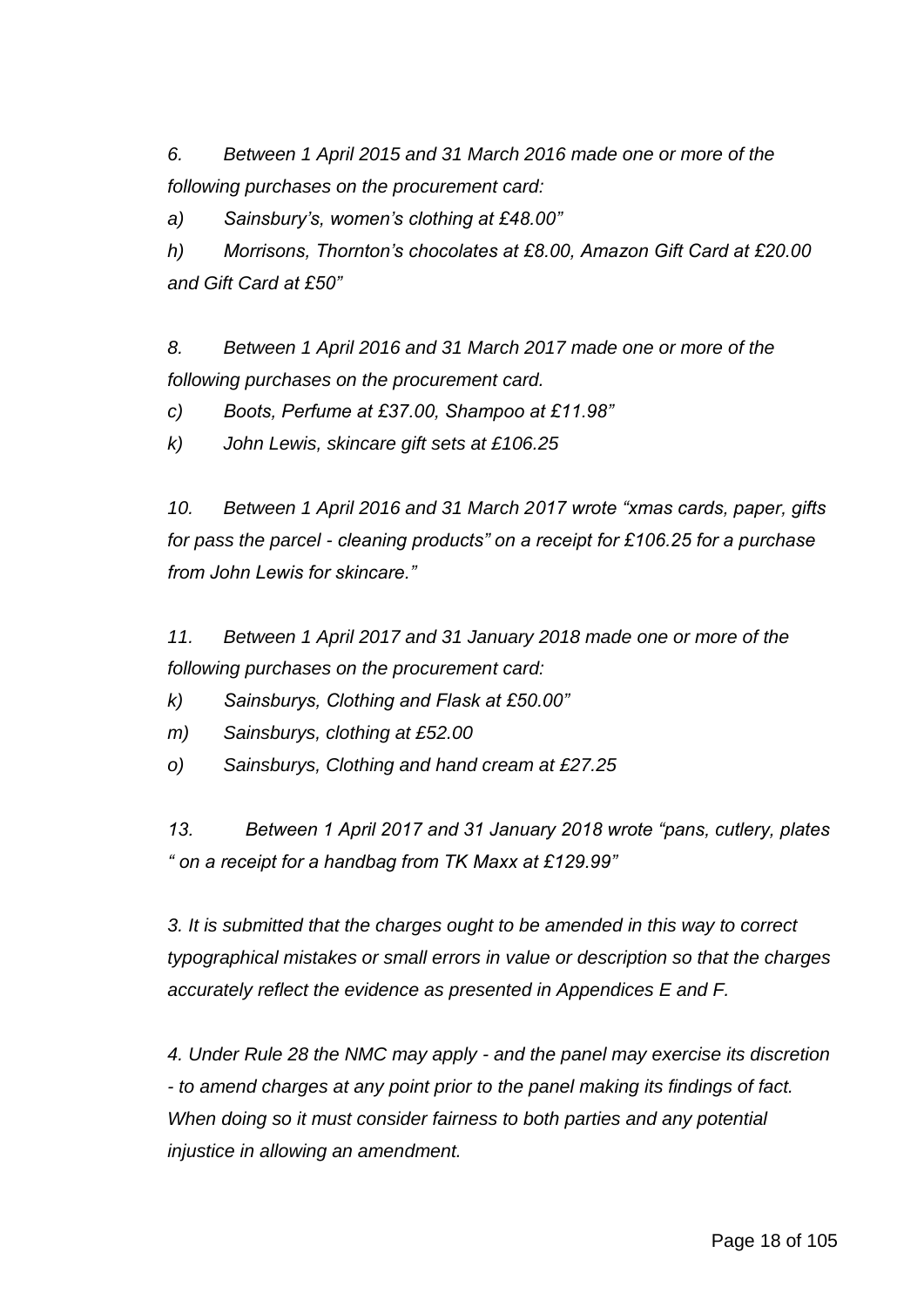*6. Between 1 April 2015 and 31 March 2016 made one or more of the following purchases on the procurement card:*

*a) Sainsbury's, women's clothing at £48.00"*

*h) Morrisons, Thornton's chocolates at £8.00, Amazon Gift Card at £20.00 and Gift Card at £50"*

*8. Between 1 April 2016 and 31 March 2017 made one or more of the following purchases on the procurement card.*

*c) Boots, Perfume at £37.00, Shampoo at £11.98"*

*k) John Lewis, skincare gift sets at £106.25*

*10. Between 1 April 2016 and 31 March 2017 wrote "xmas cards, paper, gifts for pass the parcel - cleaning products" on a receipt for £106.25 for a purchase from John Lewis for skincare."*

*11. Between 1 April 2017 and 31 January 2018 made one or more of the following purchases on the procurement card:*

*k) Sainsburys, Clothing and Flask at £50.00"*

*m) Sainsburys, clothing at £52.00*

*o) Sainsburys, Clothing and hand cream at £27.25*

*13. Between 1 April 2017 and 31 January 2018 wrote "pans, cutlery, plates " on a receipt for a handbag from TK Maxx at £129.99"*

*3. It is submitted that the charges ought to be amended in this way to correct typographical mistakes or small errors in value or description so that the charges accurately reflect the evidence as presented in Appendices E and F.*

*4. Under Rule 28 the NMC may apply - and the panel may exercise its discretion - to amend charges at any point prior to the panel making its findings of fact. When doing so it must consider fairness to both parties and any potential injustice in allowing an amendment.*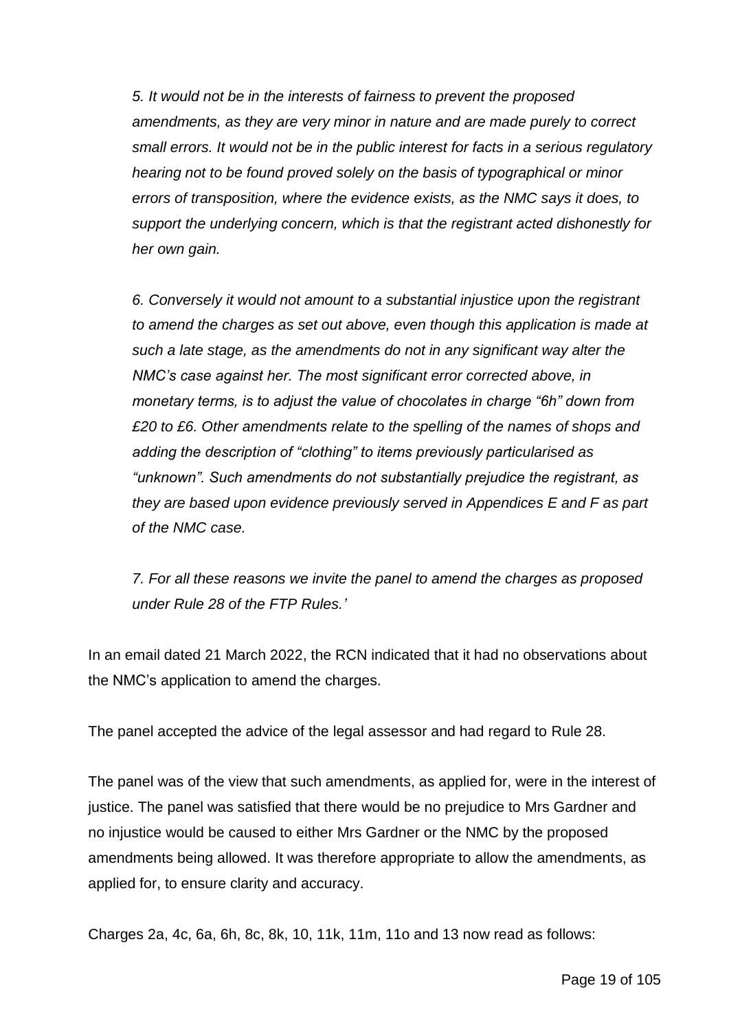*5. It would not be in the interests of fairness to prevent the proposed amendments, as they are very minor in nature and are made purely to correct small errors. It would not be in the public interest for facts in a serious regulatory hearing not to be found proved solely on the basis of typographical or minor errors of transposition, where the evidence exists, as the NMC says it does, to support the underlying concern, which is that the registrant acted dishonestly for her own gain.*

*6. Conversely it would not amount to a substantial injustice upon the registrant to amend the charges as set out above, even though this application is made at such a late stage, as the amendments do not in any significant way alter the NMC's case against her. The most significant error corrected above, in monetary terms, is to adjust the value of chocolates in charge "6h" down from £20 to £6. Other amendments relate to the spelling of the names of shops and adding the description of "clothing" to items previously particularised as "unknown". Such amendments do not substantially prejudice the registrant, as they are based upon evidence previously served in Appendices E and F as part of the NMC case.*

*7. For all these reasons we invite the panel to amend the charges as proposed under Rule 28 of the FTP Rules.'*

In an email dated 21 March 2022, the RCN indicated that it had no observations about the NMC's application to amend the charges.

The panel accepted the advice of the legal assessor and had regard to Rule 28.

The panel was of the view that such amendments, as applied for, were in the interest of justice. The panel was satisfied that there would be no prejudice to Mrs Gardner and no injustice would be caused to either Mrs Gardner or the NMC by the proposed amendments being allowed. It was therefore appropriate to allow the amendments, as applied for, to ensure clarity and accuracy.

Charges 2a, 4c, 6a, 6h, 8c, 8k, 10, 11k, 11m, 11o and 13 now read as follows: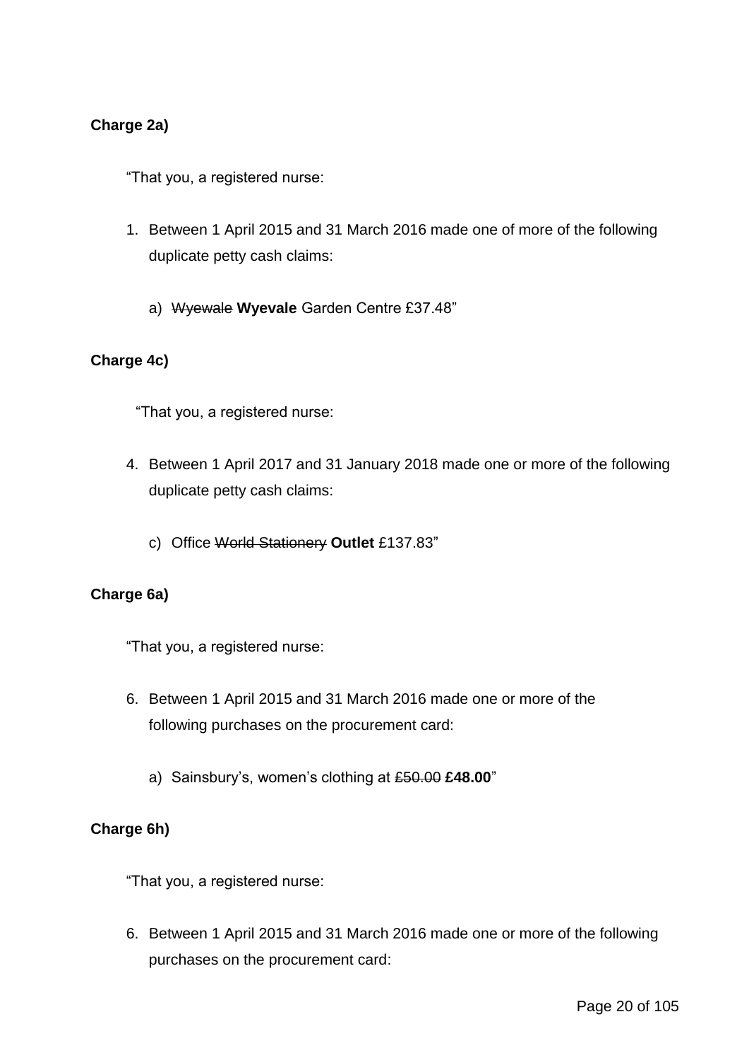**Charge 2a)**

"That you, a registered nurse:

1. Between 1 April 2015 and 31 March 2016 made one of more of the following duplicate petty cash claims:

    a) ~~Wyewale~~ **Wyevale** Garden Centre £37.48"

**Charge 4c)**

"That you, a registered nurse:

4. Between 1 April 2017 and 31 January 2018 made one or more of the following duplicate petty cash claims:

    c) Office ~~World Stationery~~ **Outlet** £137.83"

**Charge 6a)**

"That you, a registered nurse:

6. Between 1 April 2015 and 31 March 2016 made one or more of the following purchases on the procurement card:

    a) Sainsbury's, women's clothing at ~~£50.00~~ **£48.00**"

**Charge 6h)**

"That you, a registered nurse:

6. Between 1 April 2015 and 31 March 2016 made one or more of the following purchases on the procurement card: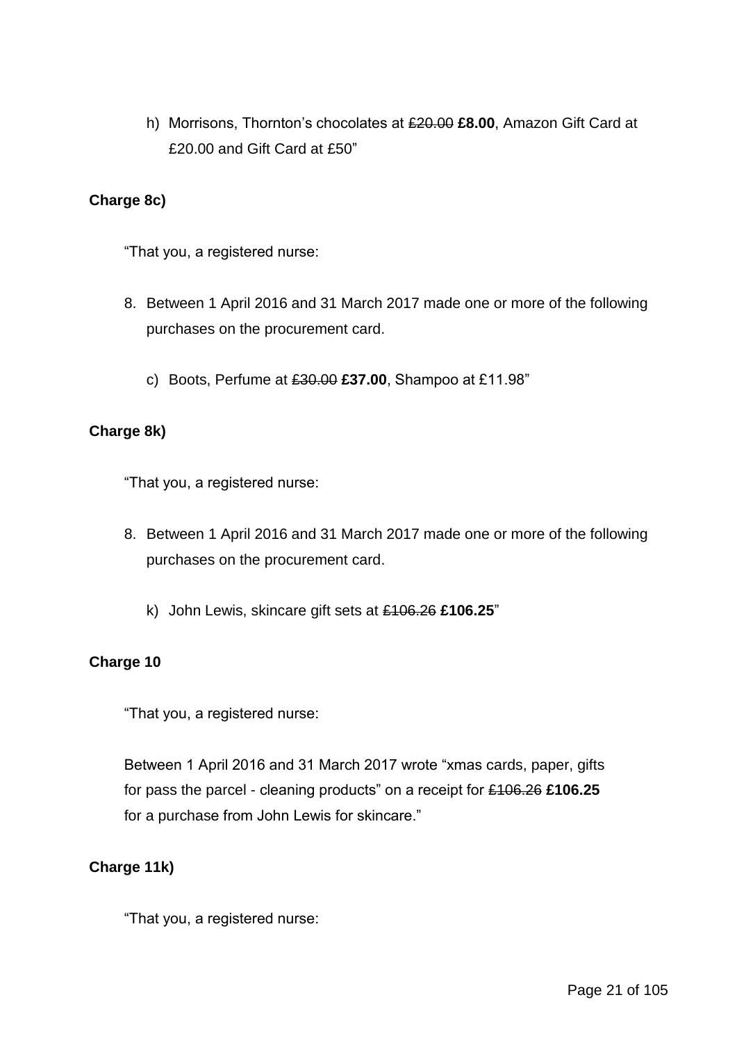h) Morrisons, Thornton's chocolates at ~~£20.00~~ **£8.00**, Amazon Gift Card at £20.00 and Gift Card at £50"

**Charge 8c)**

"That you, a registered nurse:

8. Between 1 April 2016 and 31 March 2017 made one or more of the following purchases on the procurement card.

   c) Boots, Perfume at ~~£30.00~~ **£37.00**, Shampoo at £11.98"

**Charge 8k)**

"That you, a registered nurse:

8. Between 1 April 2016 and 31 March 2017 made one or more of the following purchases on the procurement card.

   k) John Lewis, skincare gift sets at ~~£106.26~~ **£106.25**"

**Charge 10**

"That you, a registered nurse:

Between 1 April 2016 and 31 March 2017 wrote "xmas cards, paper, gifts for pass the parcel - cleaning products" on a receipt for ~~£106.26~~ **£106.25** for a purchase from John Lewis for skincare."

**Charge 11k)**

"That you, a registered nurse: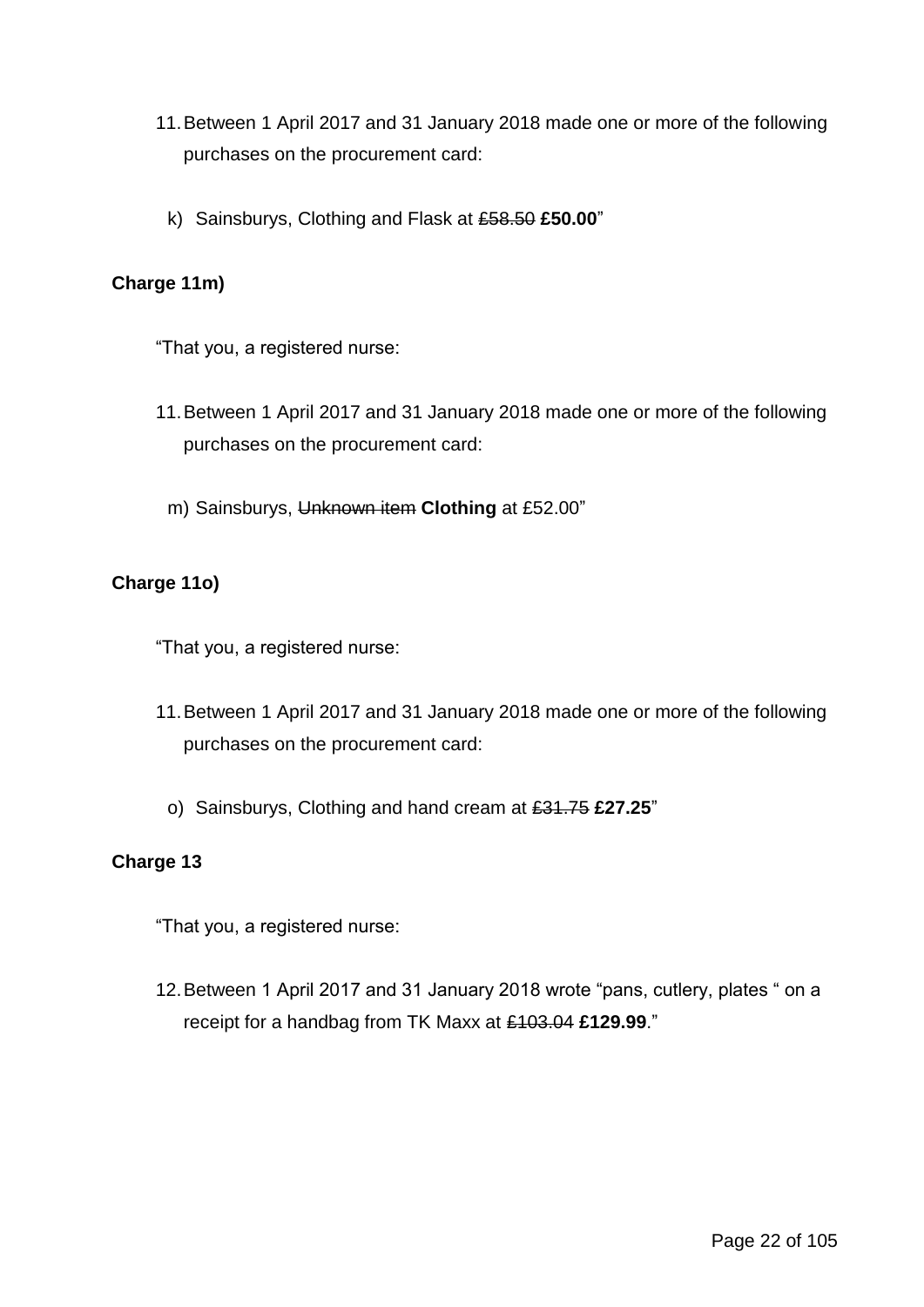11. Between 1 April 2017 and 31 January 2018 made one or more of the following purchases on the procurement card:

    k) Sainsburys, Clothing and Flask at ~~£58.50~~ **£50.00**"

**Charge 11m)**

"That you, a registered nurse:

11. Between 1 April 2017 and 31 January 2018 made one or more of the following purchases on the procurement card:

    m) Sainsburys, ~~Unknown item~~ **Clothing** at £52.00"

**Charge 11o)**

"That you, a registered nurse:

11. Between 1 April 2017 and 31 January 2018 made one or more of the following purchases on the procurement card:

    o) Sainsburys, Clothing and hand cream at ~~£31.75~~ **£27.25**"

**Charge 13**

"That you, a registered nurse:

12. Between 1 April 2017 and 31 January 2018 wrote "pans, cutlery, plates " on a receipt for a handbag from TK Maxx at ~~£103.04~~ **£129.99**."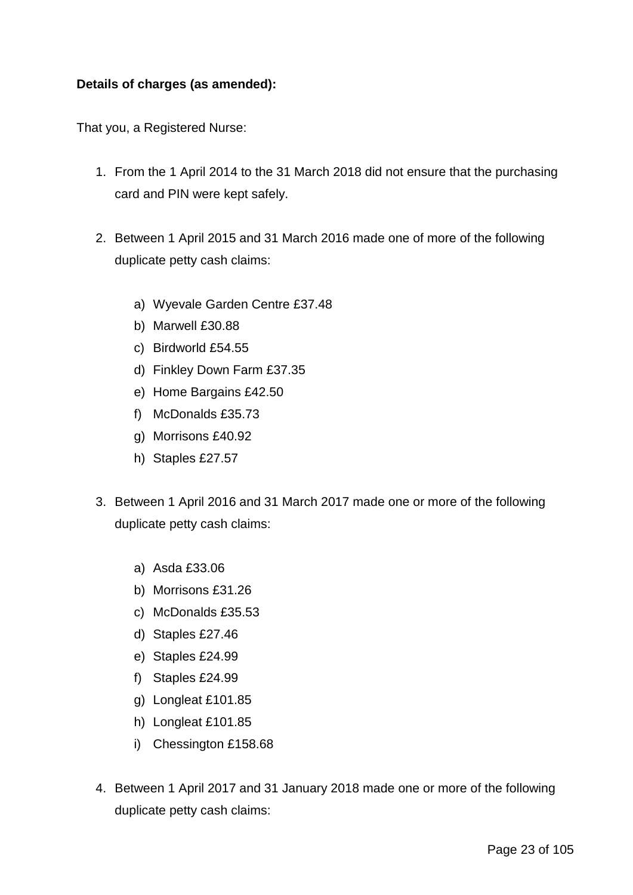**Details of charges (as amended):**

That you, a Registered Nurse:

1. From the 1 April 2014 to the 31 March 2018 did not ensure that the purchasing card and PIN were kept safely.

2. Between 1 April 2015 and 31 March 2016 made one of more of the following duplicate petty cash claims:

    a) Wyevale Garden Centre £37.48
    b) Marwell £30.88
    c) Birdworld £54.55
    d) Finkley Down Farm £37.35
    e) Home Bargains £42.50
    f) McDonalds £35.73
    g) Morrisons £40.92
    h) Staples £27.57

3. Between 1 April 2016 and 31 March 2017 made one or more of the following duplicate petty cash claims:

    a) Asda £33.06
    b) Morrisons £31.26
    c) McDonalds £35.53
    d) Staples £27.46
    e) Staples £24.99
    f) Staples £24.99
    g) Longleat £101.85
    h) Longleat £101.85
    i) Chessington £158.68

4. Between 1 April 2017 and 31 January 2018 made one or more of the following duplicate petty cash claims: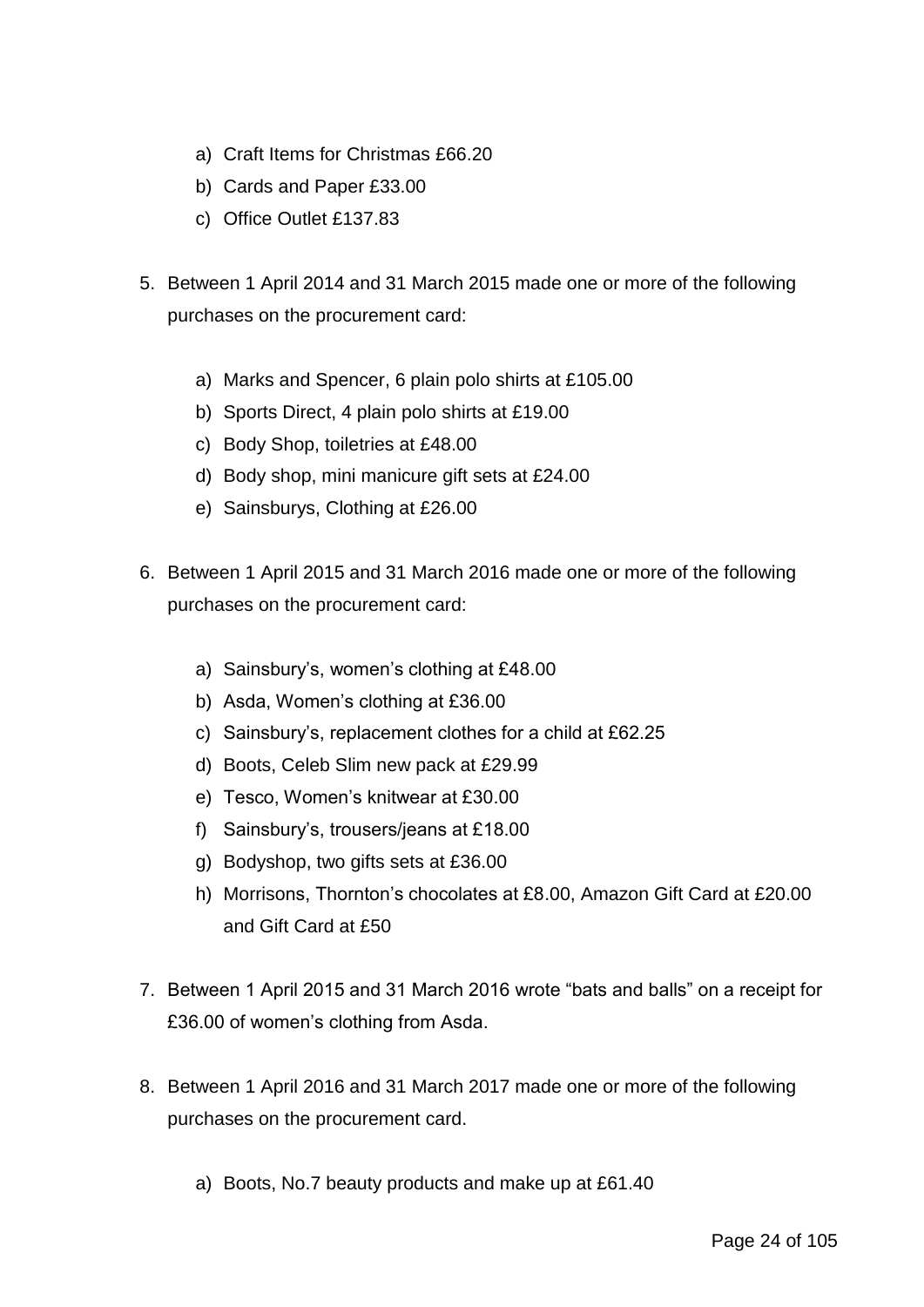a) Craft Items for Christmas £66.20
b) Cards and Paper £33.00
c) Office Outlet £137.83

5. Between 1 April 2014 and 31 March 2015 made one or more of the following purchases on the procurement card:

   a) Marks and Spencer, 6 plain polo shirts at £105.00
   b) Sports Direct, 4 plain polo shirts at £19.00
   c) Body Shop, toiletries at £48.00
   d) Body shop, mini manicure gift sets at £24.00
   e) Sainsburys, Clothing at £26.00

6. Between 1 April 2015 and 31 March 2016 made one or more of the following purchases on the procurement card:

   a) Sainsbury's, women's clothing at £48.00
   b) Asda, Women's clothing at £36.00
   c) Sainsbury's, replacement clothes for a child at £62.25
   d) Boots, Celeb Slim new pack at £29.99
   e) Tesco, Women's knitwear at £30.00
   f) Sainsbury's, trousers/jeans at £18.00
   g) Bodyshop, two gifts sets at £36.00
   h) Morrisons, Thornton's chocolates at £8.00, Amazon Gift Card at £20.00 and Gift Card at £50

7. Between 1 April 2015 and 31 March 2016 wrote "bats and balls" on a receipt for £36.00 of women's clothing from Asda.

8. Between 1 April 2016 and 31 March 2017 made one or more of the following purchases on the procurement card.

   a) Boots, No.7 beauty products and make up at £61.40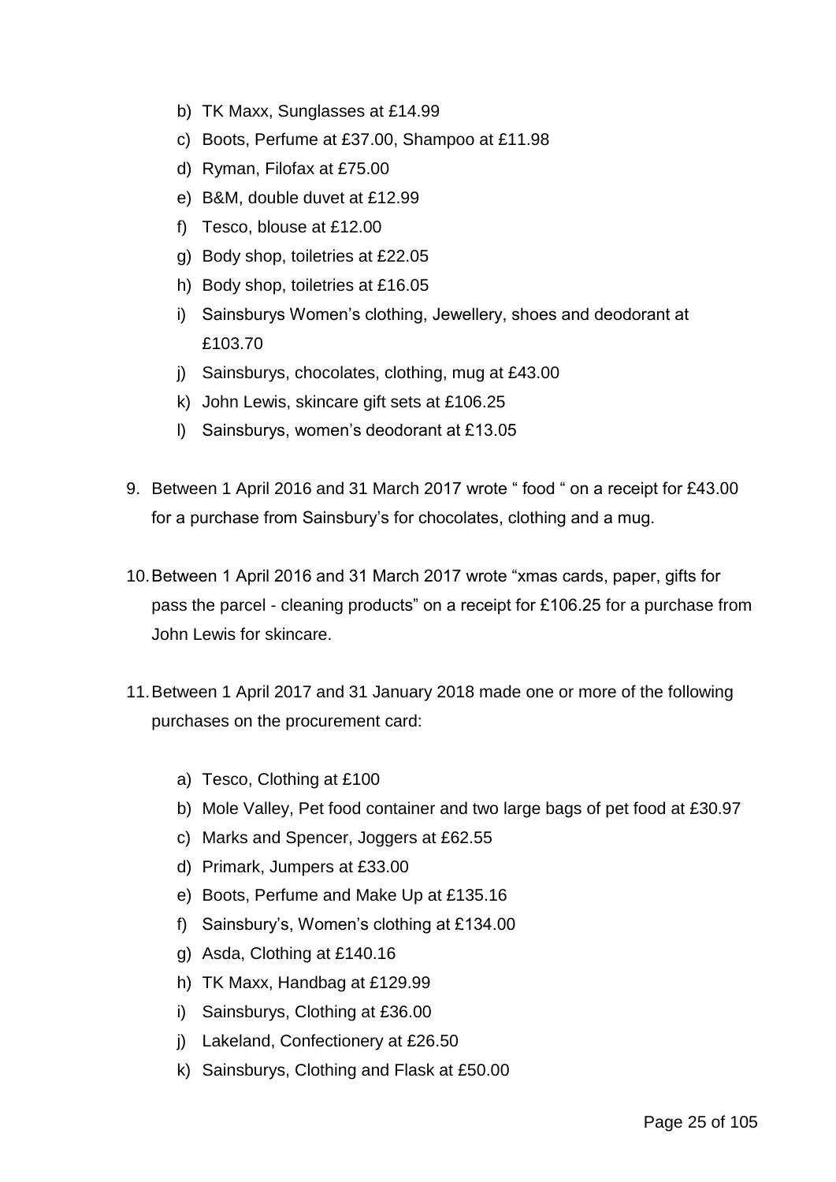- b) TK Maxx, Sunglasses at £14.99
- c) Boots, Perfume at £37.00, Shampoo at £11.98
- d) Ryman, Filofax at £75.00
- e) B&M, double duvet at £12.99
- f) Tesco, blouse at £12.00
- g) Body shop, toiletries at £22.05
- h) Body shop, toiletries at £16.05
- i) Sainsburys Women’s clothing, Jewellery, shoes and deodorant at £103.70
- j) Sainsburys, chocolates, clothing, mug at £43.00
- k) John Lewis, skincare gift sets at £106.25
- l) Sainsburys, women’s deodorant at £13.05

9. Between 1 April 2016 and 31 March 2017 wrote “ food “ on a receipt for £43.00 for a purchase from Sainsbury’s for chocolates, clothing and a mug.

10. Between 1 April 2016 and 31 March 2017 wrote “xmas cards, paper, gifts for pass the parcel - cleaning products” on a receipt for £106.25 for a purchase from John Lewis for skincare.

11. Between 1 April 2017 and 31 January 2018 made one or more of the following purchases on the procurement card:

    - a) Tesco, Clothing at £100
    - b) Mole Valley, Pet food container and two large bags of pet food at £30.97
    - c) Marks and Spencer, Joggers at £62.55
    - d) Primark, Jumpers at £33.00
    - e) Boots, Perfume and Make Up at £135.16
    - f) Sainsbury’s, Women’s clothing at £134.00
    - g) Asda, Clothing at £140.16
    - h) TK Maxx, Handbag at £129.99
    - i) Sainsburys, Clothing at £36.00
    - j) Lakeland, Confectionery at £26.50
    - k) Sainsburys, Clothing and Flask at £50.00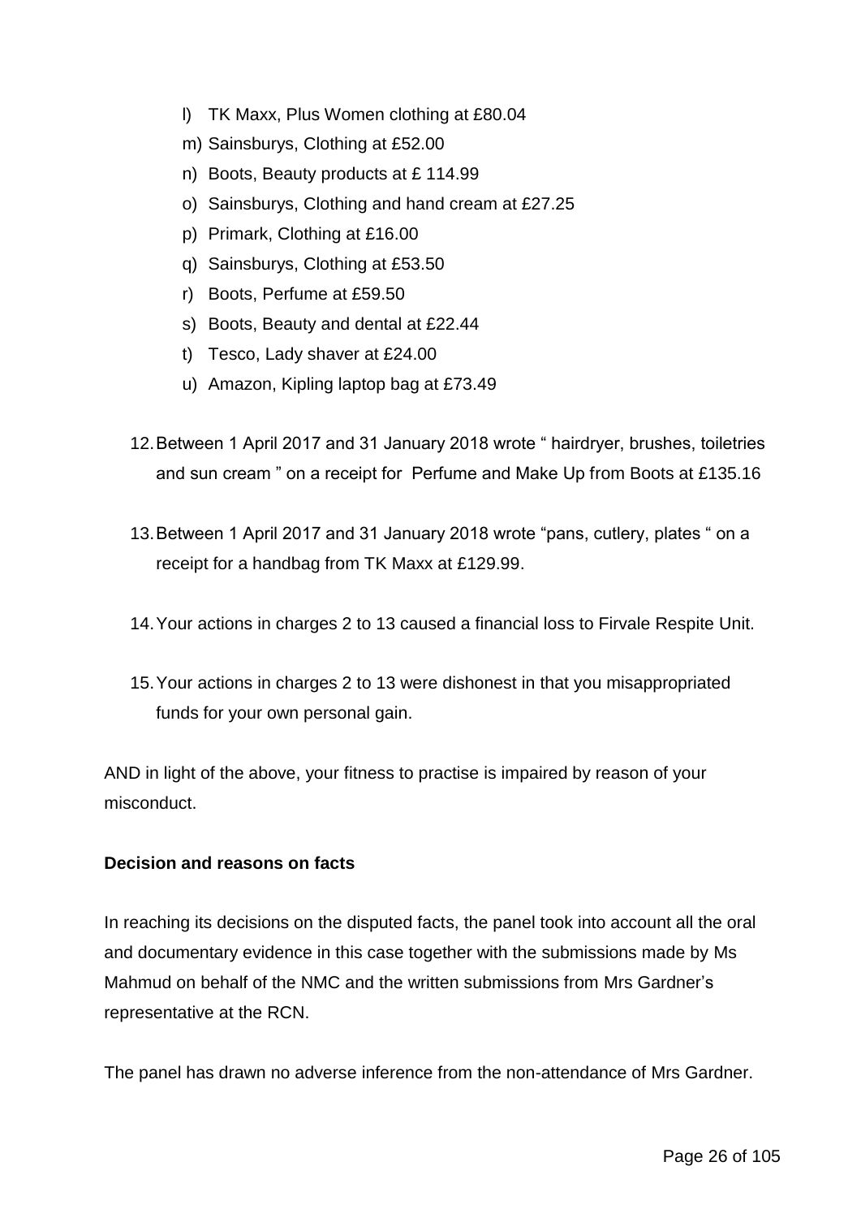l) TK Maxx, Plus Women clothing at £80.04
m) Sainsburys, Clothing at £52.00
n) Boots, Beauty products at £ 114.99
o) Sainsburys, Clothing and hand cream at £27.25
p) Primark, Clothing at £16.00
q) Sainsburys, Clothing at £53.50
r) Boots, Perfume at £59.50
s) Boots, Beauty and dental at £22.44
t) Tesco, Lady shaver at £24.00
u) Amazon, Kipling laptop bag at £73.49

12. Between 1 April 2017 and 31 January 2018 wrote " hairdryer, brushes, toiletries and sun cream " on a receipt for Perfume and Make Up from Boots at £135.16

13. Between 1 April 2017 and 31 January 2018 wrote "pans, cutlery, plates " on a receipt for a handbag from TK Maxx at £129.99.

14. Your actions in charges 2 to 13 caused a financial loss to Firvale Respite Unit.

15. Your actions in charges 2 to 13 were dishonest in that you misappropriated funds for your own personal gain.

AND in light of the above, your fitness to practise is impaired by reason of your misconduct.

**Decision and reasons on facts**

In reaching its decisions on the disputed facts, the panel took into account all the oral and documentary evidence in this case together with the submissions made by Ms Mahmud on behalf of the NMC and the written submissions from Mrs Gardner's representative at the RCN.

The panel has drawn no adverse inference from the non-attendance of Mrs Gardner.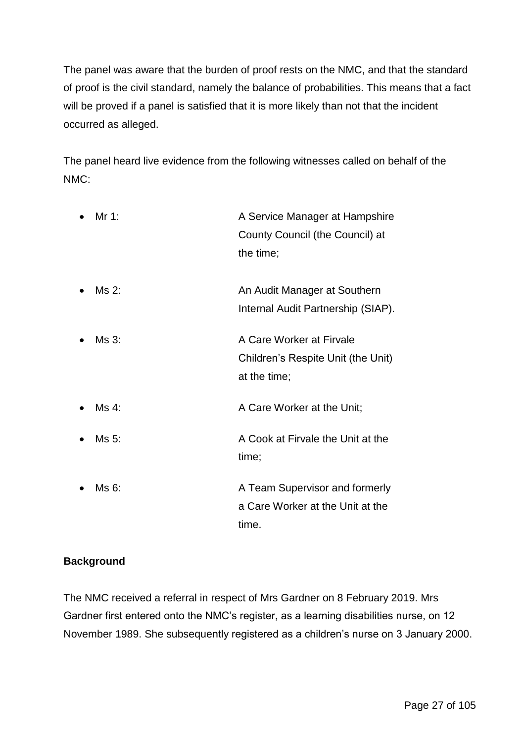The panel was aware that the burden of proof rests on the NMC, and that the standard of proof is the civil standard, namely the balance of probabilities. This means that a fact will be proved if a panel is satisfied that it is more likely than not that the incident occurred as alleged.

The panel heard live evidence from the following witnesses called on behalf of the NMC:

- Mr 1: A Service Manager at Hampshire County Council (the Council) at the time;
- Ms 2: An Audit Manager at Southern Internal Audit Partnership (SIAP).
- Ms 3: A Care Worker at Firvale Children's Respite Unit (the Unit) at the time;
- Ms 4: A Care Worker at the Unit;
- Ms 5: A Cook at Firvale the Unit at the time;
- Ms 6: A Team Supervisor and formerly a Care Worker at the Unit at the time.

**Background**

The NMC received a referral in respect of Mrs Gardner on 8 February 2019. Mrs Gardner first entered onto the NMC's register, as a learning disabilities nurse, on 12 November 1989. She subsequently registered as a children's nurse on 3 January 2000.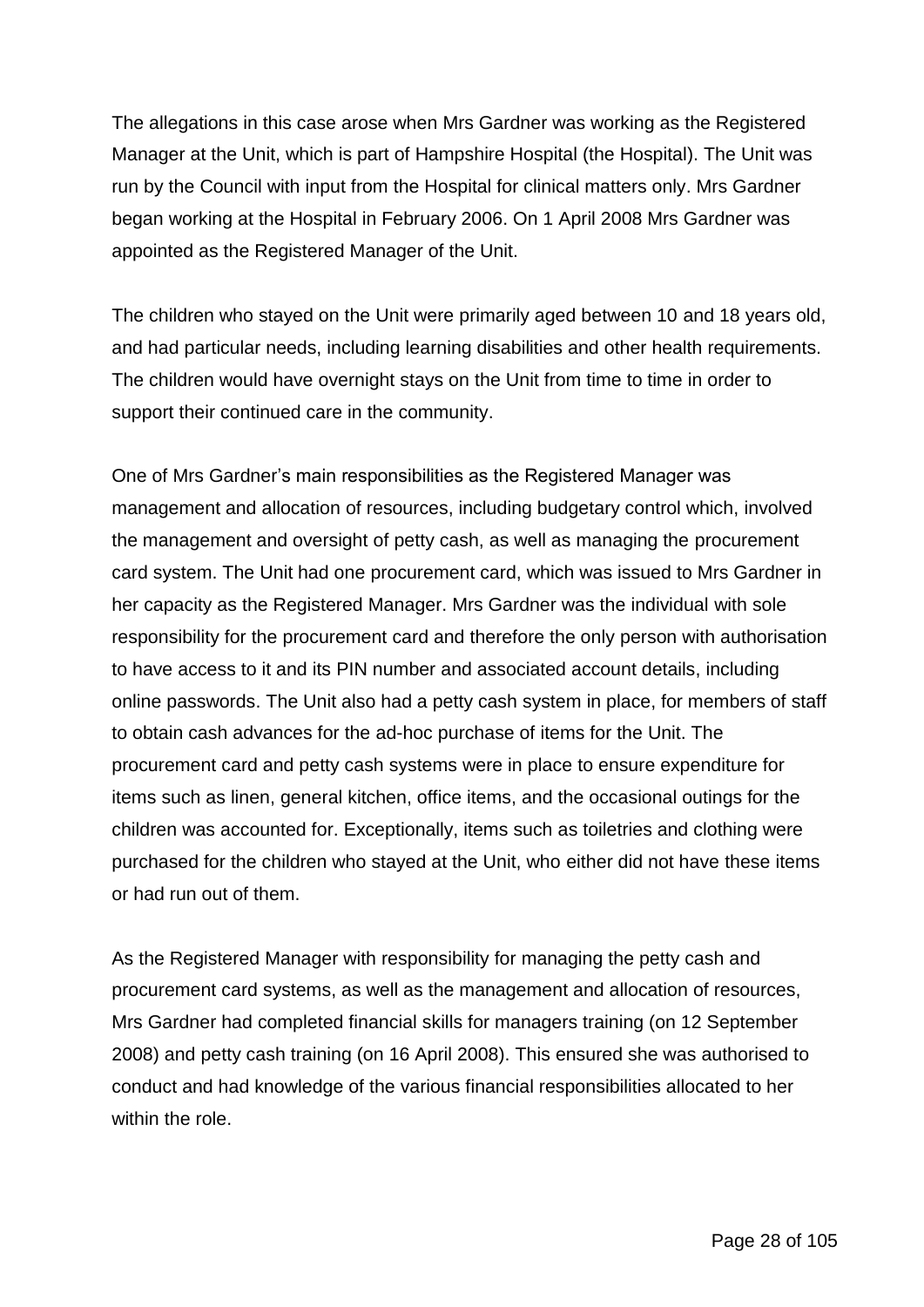The allegations in this case arose when Mrs Gardner was working as the Registered Manager at the Unit, which is part of Hampshire Hospital (the Hospital). The Unit was run by the Council with input from the Hospital for clinical matters only. Mrs Gardner began working at the Hospital in February 2006. On 1 April 2008 Mrs Gardner was appointed as the Registered Manager of the Unit.

The children who stayed on the Unit were primarily aged between 10 and 18 years old, and had particular needs, including learning disabilities and other health requirements. The children would have overnight stays on the Unit from time to time in order to support their continued care in the community.

One of Mrs Gardner's main responsibilities as the Registered Manager was management and allocation of resources, including budgetary control which, involved the management and oversight of petty cash, as well as managing the procurement card system. The Unit had one procurement card, which was issued to Mrs Gardner in her capacity as the Registered Manager. Mrs Gardner was the individual with sole responsibility for the procurement card and therefore the only person with authorisation to have access to it and its PIN number and associated account details, including online passwords. The Unit also had a petty cash system in place, for members of staff to obtain cash advances for the ad-hoc purchase of items for the Unit. The procurement card and petty cash systems were in place to ensure expenditure for items such as linen, general kitchen, office items, and the occasional outings for the children was accounted for. Exceptionally, items such as toiletries and clothing were purchased for the children who stayed at the Unit, who either did not have these items or had run out of them.

As the Registered Manager with responsibility for managing the petty cash and procurement card systems, as well as the management and allocation of resources, Mrs Gardner had completed financial skills for managers training (on 12 September 2008) and petty cash training (on 16 April 2008). This ensured she was authorised to conduct and had knowledge of the various financial responsibilities allocated to her within the role.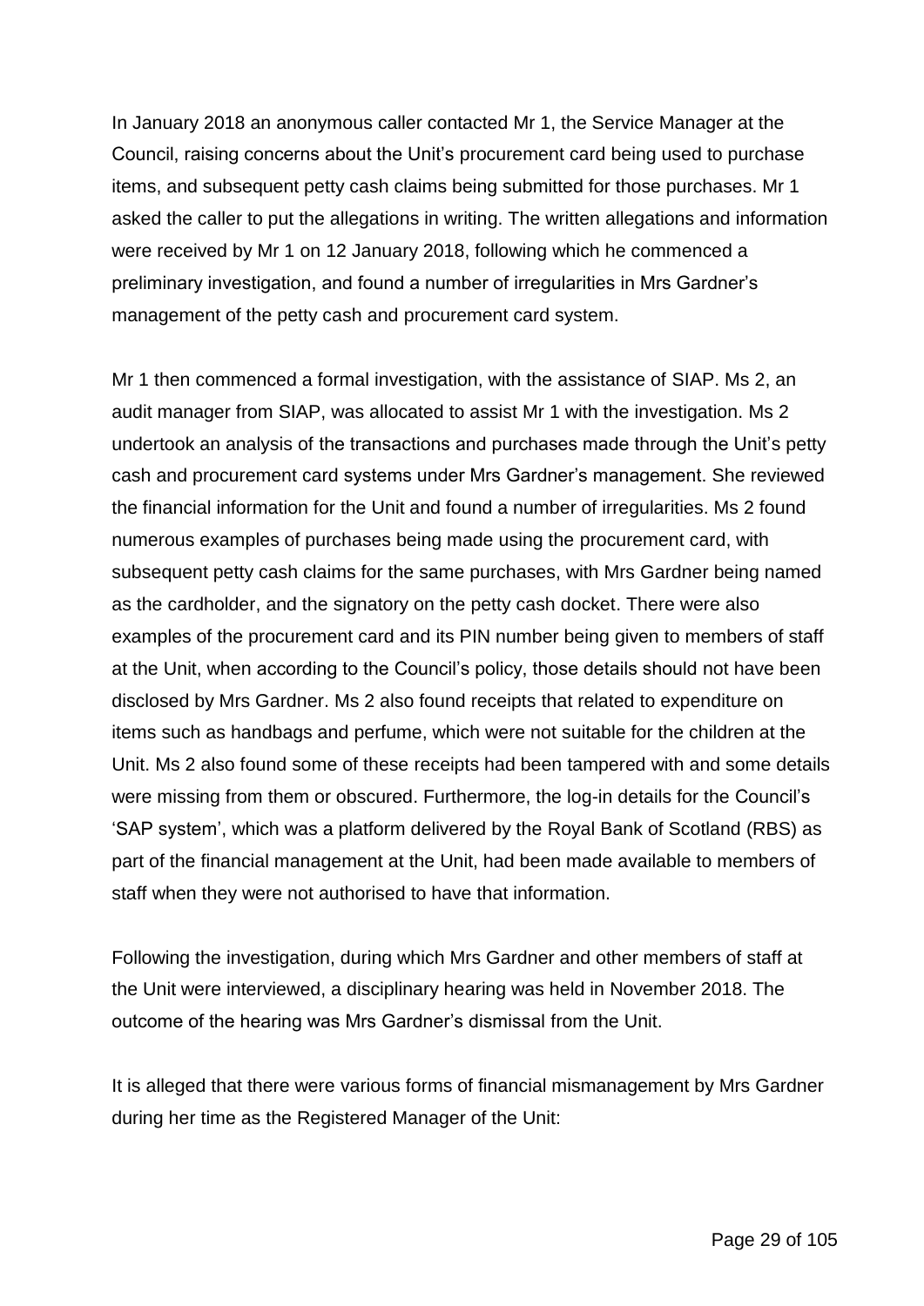In January 2018 an anonymous caller contacted Mr 1, the Service Manager at the Council, raising concerns about the Unit's procurement card being used to purchase items, and subsequent petty cash claims being submitted for those purchases. Mr 1 asked the caller to put the allegations in writing. The written allegations and information were received by Mr 1 on 12 January 2018, following which he commenced a preliminary investigation, and found a number of irregularities in Mrs Gardner's management of the petty cash and procurement card system.

Mr 1 then commenced a formal investigation, with the assistance of SIAP. Ms 2, an audit manager from SIAP, was allocated to assist Mr 1 with the investigation. Ms 2 undertook an analysis of the transactions and purchases made through the Unit's petty cash and procurement card systems under Mrs Gardner's management. She reviewed the financial information for the Unit and found a number of irregularities. Ms 2 found numerous examples of purchases being made using the procurement card, with subsequent petty cash claims for the same purchases, with Mrs Gardner being named as the cardholder, and the signatory on the petty cash docket. There were also examples of the procurement card and its PIN number being given to members of staff at the Unit, when according to the Council's policy, those details should not have been disclosed by Mrs Gardner. Ms 2 also found receipts that related to expenditure on items such as handbags and perfume, which were not suitable for the children at the Unit. Ms 2 also found some of these receipts had been tampered with and some details were missing from them or obscured. Furthermore, the log-in details for the Council's 'SAP system', which was a platform delivered by the Royal Bank of Scotland (RBS) as part of the financial management at the Unit, had been made available to members of staff when they were not authorised to have that information.

Following the investigation, during which Mrs Gardner and other members of staff at the Unit were interviewed, a disciplinary hearing was held in November 2018. The outcome of the hearing was Mrs Gardner's dismissal from the Unit.

It is alleged that there were various forms of financial mismanagement by Mrs Gardner during her time as the Registered Manager of the Unit: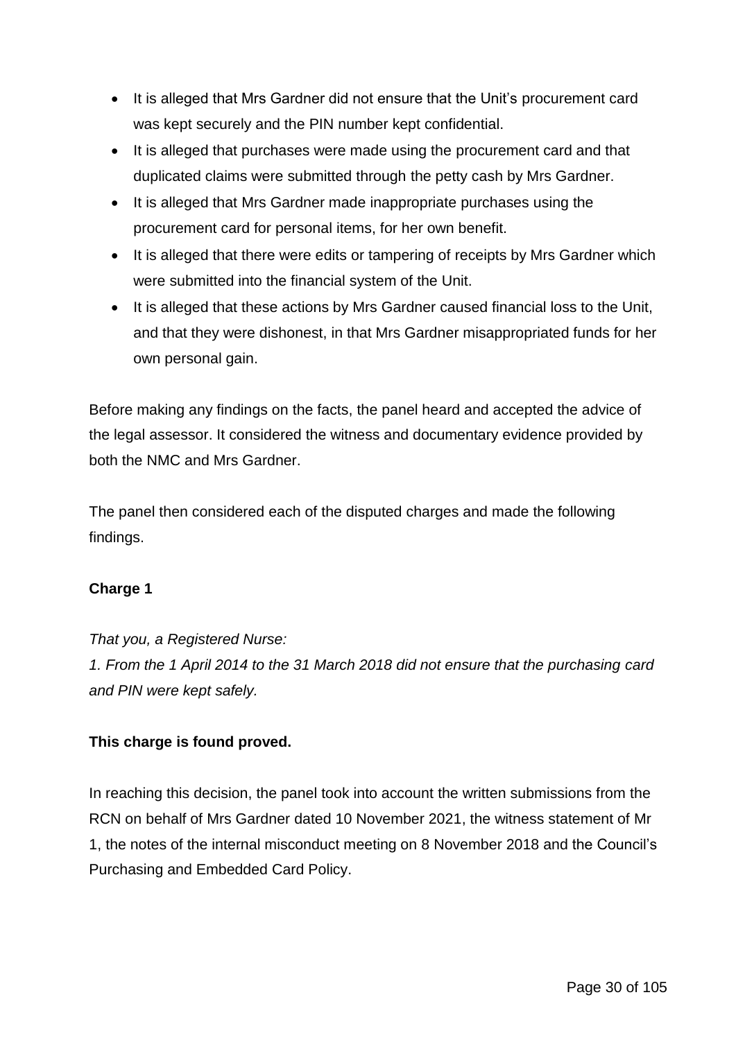- It is alleged that Mrs Gardner did not ensure that the Unit's procurement card was kept securely and the PIN number kept confidential.
- It is alleged that purchases were made using the procurement card and that duplicated claims were submitted through the petty cash by Mrs Gardner.
- It is alleged that Mrs Gardner made inappropriate purchases using the procurement card for personal items, for her own benefit.
- It is alleged that there were edits or tampering of receipts by Mrs Gardner which were submitted into the financial system of the Unit.
- It is alleged that these actions by Mrs Gardner caused financial loss to the Unit, and that they were dishonest, in that Mrs Gardner misappropriated funds for her own personal gain.

Before making any findings on the facts, the panel heard and accepted the advice of the legal assessor. It considered the witness and documentary evidence provided by both the NMC and Mrs Gardner.

The panel then considered each of the disputed charges and made the following findings.

**Charge 1**

*That you, a Registered Nurse:*

*1. From the 1 April 2014 to the 31 March 2018 did not ensure that the purchasing card and PIN were kept safely.*

**This charge is found proved.**

In reaching this decision, the panel took into account the written submissions from the RCN on behalf of Mrs Gardner dated 10 November 2021, the witness statement of Mr 1, the notes of the internal misconduct meeting on 8 November 2018 and the Council's Purchasing and Embedded Card Policy.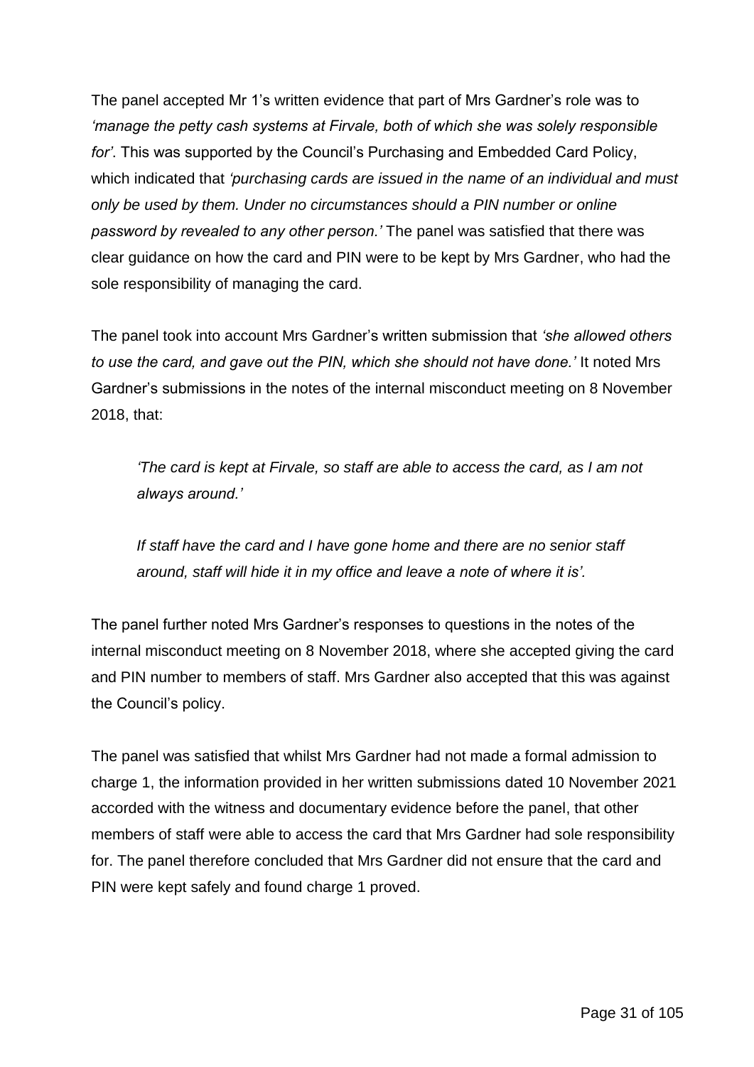The panel accepted Mr 1's written evidence that part of Mrs Gardner's role was to *'manage the petty cash systems at Firvale, both of which she was solely responsible for'*. This was supported by the Council's Purchasing and Embedded Card Policy, which indicated that *'purchasing cards are issued in the name of an individual and must only be used by them. Under no circumstances should a PIN number or online password by revealed to any other person.'* The panel was satisfied that there was clear guidance on how the card and PIN were to be kept by Mrs Gardner, who had the sole responsibility of managing the card.

The panel took into account Mrs Gardner's written submission that *'she allowed others to use the card, and gave out the PIN, which she should not have done.'* It noted Mrs Gardner's submissions in the notes of the internal misconduct meeting on 8 November 2018, that:

> *'The card is kept at Firvale, so staff are able to access the card, as I am not always around.'*
>
> *If staff have the card and I have gone home and there are no senior staff around, staff will hide it in my office and leave a note of where it is'.*

The panel further noted Mrs Gardner's responses to questions in the notes of the internal misconduct meeting on 8 November 2018, where she accepted giving the card and PIN number to members of staff. Mrs Gardner also accepted that this was against the Council's policy.

The panel was satisfied that whilst Mrs Gardner had not made a formal admission to charge 1, the information provided in her written submissions dated 10 November 2021 accorded with the witness and documentary evidence before the panel, that other members of staff were able to access the card that Mrs Gardner had sole responsibility for. The panel therefore concluded that Mrs Gardner did not ensure that the card and PIN were kept safely and found charge 1 proved.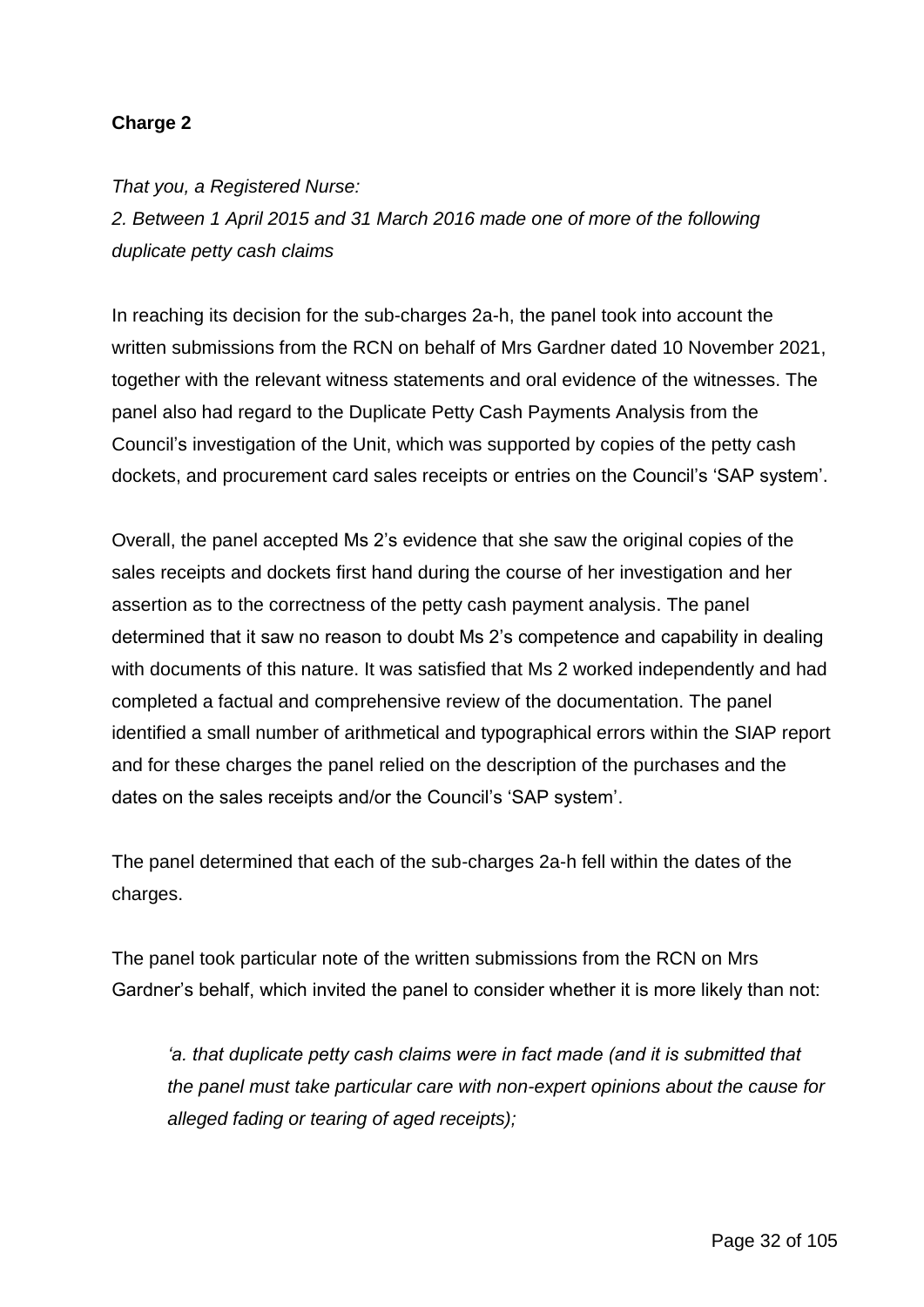**Charge 2**

*That you, a Registered Nurse:*
*2. Between 1 April 2015 and 31 March 2016 made one of more of the following duplicate petty cash claims*

In reaching its decision for the sub-charges 2a-h, the panel took into account the written submissions from the RCN on behalf of Mrs Gardner dated 10 November 2021, together with the relevant witness statements and oral evidence of the witnesses. The panel also had regard to the Duplicate Petty Cash Payments Analysis from the Council's investigation of the Unit, which was supported by copies of the petty cash dockets, and procurement card sales receipts or entries on the Council's 'SAP system'.

Overall, the panel accepted Ms 2's evidence that she saw the original copies of the sales receipts and dockets first hand during the course of her investigation and her assertion as to the correctness of the petty cash payment analysis. The panel determined that it saw no reason to doubt Ms 2's competence and capability in dealing with documents of this nature. It was satisfied that Ms 2 worked independently and had completed a factual and comprehensive review of the documentation. The panel identified a small number of arithmetical and typographical errors within the SIAP report and for these charges the panel relied on the description of the purchases and the dates on the sales receipts and/or the Council's 'SAP system'.

The panel determined that each of the sub-charges 2a-h fell within the dates of the charges.

The panel took particular note of the written submissions from the RCN on Mrs Gardner's behalf, which invited the panel to consider whether it is more likely than not:

> *'a. that duplicate petty cash claims were in fact made (and it is submitted that the panel must take particular care with non-expert opinions about the cause for alleged fading or tearing of aged receipts);*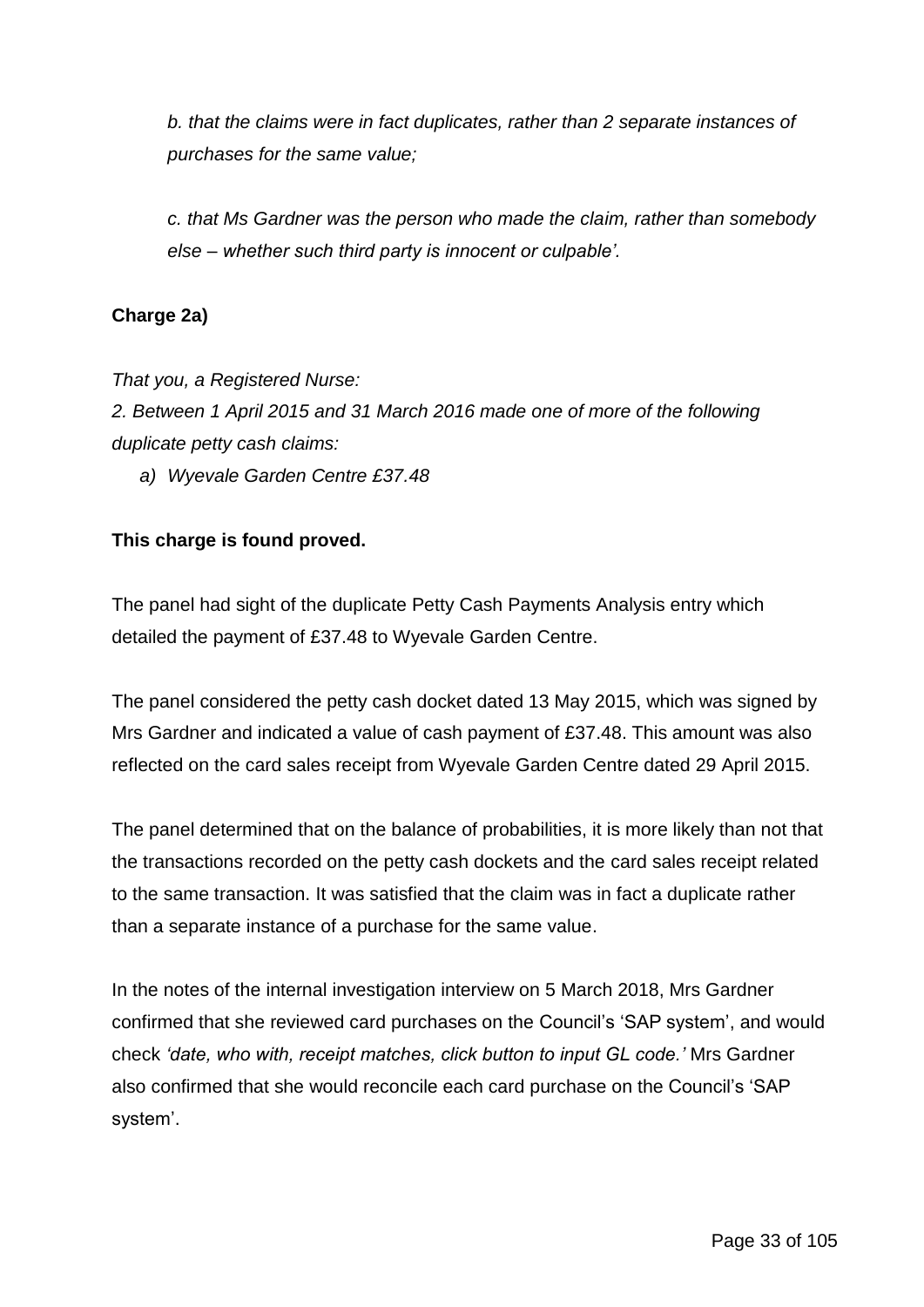*b. that the claims were in fact duplicates, rather than 2 separate instances of purchases for the same value;*

*c. that Ms Gardner was the person who made the claim, rather than somebody else – whether such third party is innocent or culpable'.*

**Charge 2a)**

*That you, a Registered Nurse:*
*2. Between 1 April 2015 and 31 March 2016 made one of more of the following duplicate petty cash claims:*

*a) Wyevale Garden Centre £37.48*

**This charge is found proved.**

The panel had sight of the duplicate Petty Cash Payments Analysis entry which detailed the payment of £37.48 to Wyevale Garden Centre.

The panel considered the petty cash docket dated 13 May 2015, which was signed by Mrs Gardner and indicated a value of cash payment of £37.48. This amount was also reflected on the card sales receipt from Wyevale Garden Centre dated 29 April 2015.

The panel determined that on the balance of probabilities, it is more likely than not that the transactions recorded on the petty cash dockets and the card sales receipt related to the same transaction. It was satisfied that the claim was in fact a duplicate rather than a separate instance of a purchase for the same value.

In the notes of the internal investigation interview on 5 March 2018, Mrs Gardner confirmed that she reviewed card purchases on the Council's 'SAP system', and would check *'date, who with, receipt matches, click button to input GL code.'* Mrs Gardner also confirmed that she would reconcile each card purchase on the Council's 'SAP system'.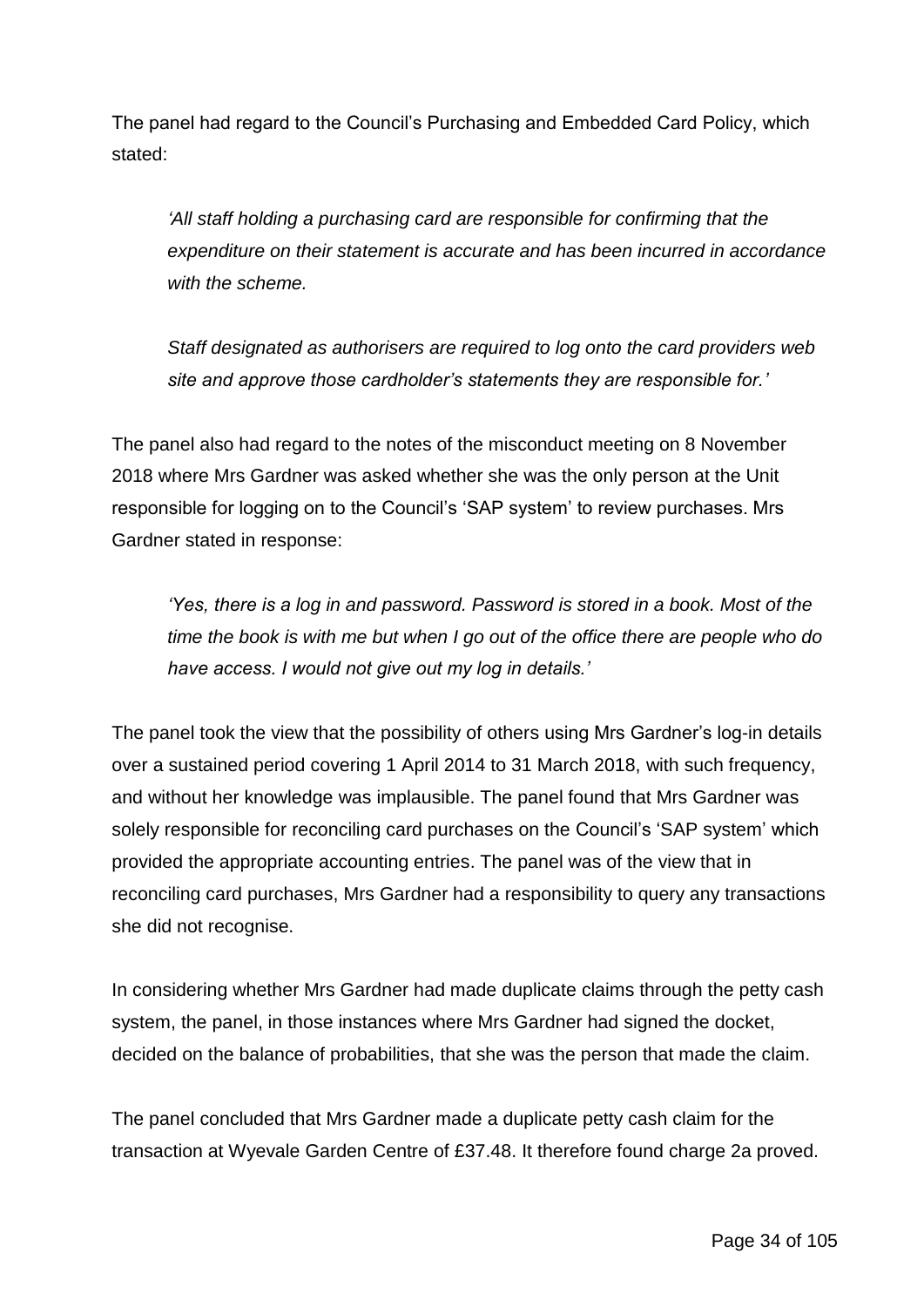The panel had regard to the Council's Purchasing and Embedded Card Policy, which stated:

> *'All staff holding a purchasing card are responsible for confirming that the expenditure on their statement is accurate and has been incurred in accordance with the scheme.*
>
> *Staff designated as authorisers are required to log onto the card providers web site and approve those cardholder's statements they are responsible for.'*

The panel also had regard to the notes of the misconduct meeting on 8 November 2018 where Mrs Gardner was asked whether she was the only person at the Unit responsible for logging on to the Council's 'SAP system' to review purchases. Mrs Gardner stated in response:

> *'Yes, there is a log in and password. Password is stored in a book. Most of the time the book is with me but when I go out of the office there are people who do have access. I would not give out my log in details.'*

The panel took the view that the possibility of others using Mrs Gardner's log-in details over a sustained period covering 1 April 2014 to 31 March 2018, with such frequency, and without her knowledge was implausible. The panel found that Mrs Gardner was solely responsible for reconciling card purchases on the Council's 'SAP system' which provided the appropriate accounting entries. The panel was of the view that in reconciling card purchases, Mrs Gardner had a responsibility to query any transactions she did not recognise.

In considering whether Mrs Gardner had made duplicate claims through the petty cash system, the panel, in those instances where Mrs Gardner had signed the docket, decided on the balance of probabilities, that she was the person that made the claim.

The panel concluded that Mrs Gardner made a duplicate petty cash claim for the transaction at Wyevale Garden Centre of £37.48. It therefore found charge 2a proved.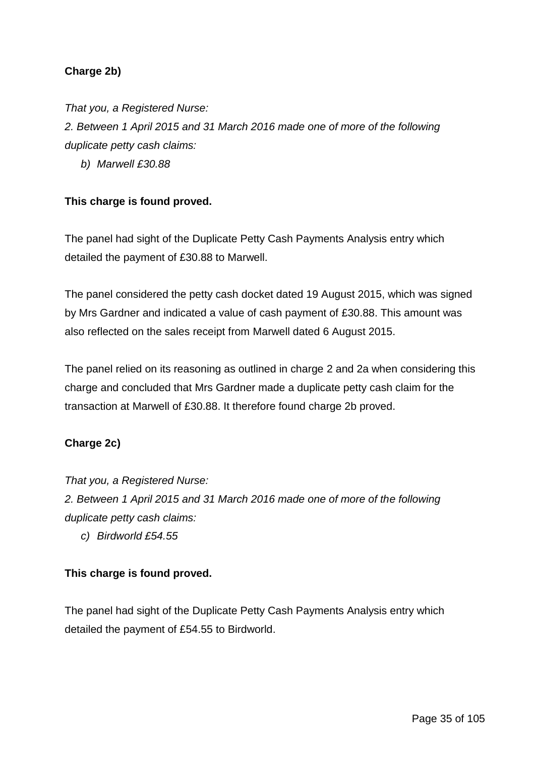**Charge 2b)**

*That you, a Registered Nurse:*
*2. Between 1 April 2015 and 31 March 2016 made one of more of the following duplicate petty cash claims:*

*b) Marwell £30.88*

**This charge is found proved.**

The panel had sight of the Duplicate Petty Cash Payments Analysis entry which detailed the payment of £30.88 to Marwell.

The panel considered the petty cash docket dated 19 August 2015, which was signed by Mrs Gardner and indicated a value of cash payment of £30.88. This amount was also reflected on the sales receipt from Marwell dated 6 August 2015.

The panel relied on its reasoning as outlined in charge 2 and 2a when considering this charge and concluded that Mrs Gardner made a duplicate petty cash claim for the transaction at Marwell of £30.88. It therefore found charge 2b proved.

**Charge 2c)**

*That you, a Registered Nurse:*
*2. Between 1 April 2015 and 31 March 2016 made one of more of the following duplicate petty cash claims:*

*c) Birdworld £54.55*

**This charge is found proved.**

The panel had sight of the Duplicate Petty Cash Payments Analysis entry which detailed the payment of £54.55 to Birdworld.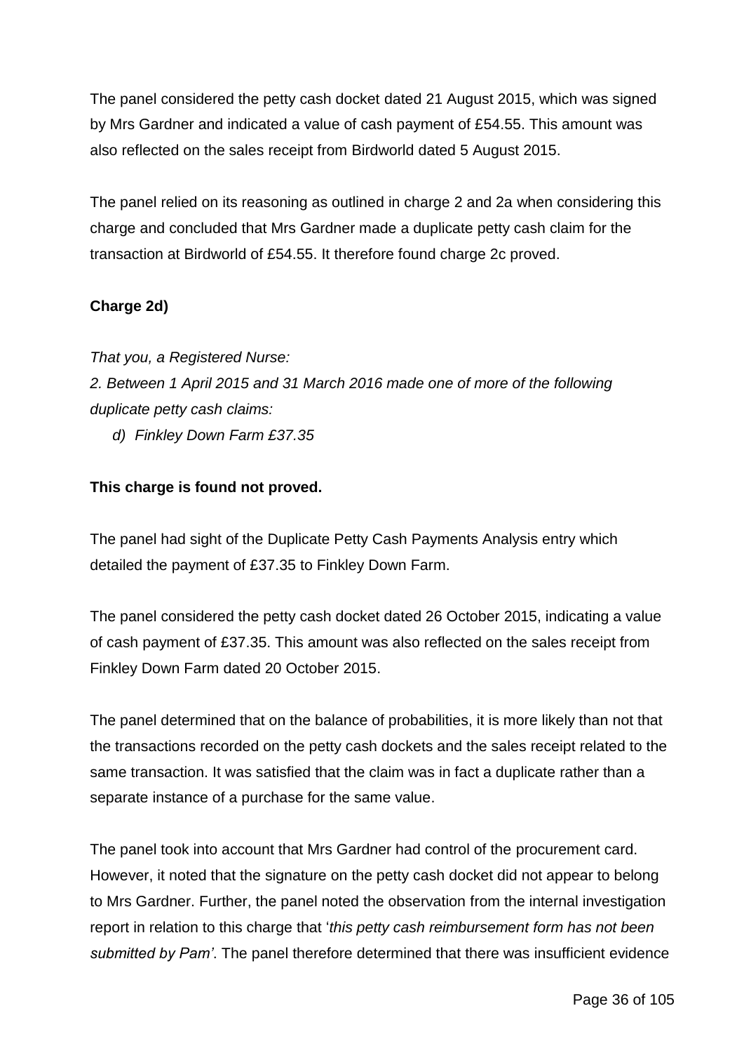The panel considered the petty cash docket dated 21 August 2015, which was signed by Mrs Gardner and indicated a value of cash payment of £54.55. This amount was also reflected on the sales receipt from Birdworld dated 5 August 2015.

The panel relied on its reasoning as outlined in charge 2 and 2a when considering this charge and concluded that Mrs Gardner made a duplicate petty cash claim for the transaction at Birdworld of £54.55. It therefore found charge 2c proved.

**Charge 2d)**

*That you, a Registered Nurse:*
*2. Between 1 April 2015 and 31 March 2016 made one of more of the following duplicate petty cash claims:*

*d) Finkley Down Farm £37.35*

**This charge is found not proved.**

The panel had sight of the Duplicate Petty Cash Payments Analysis entry which detailed the payment of £37.35 to Finkley Down Farm.

The panel considered the petty cash docket dated 26 October 2015, indicating a value of cash payment of £37.35. This amount was also reflected on the sales receipt from Finkley Down Farm dated 20 October 2015.

The panel determined that on the balance of probabilities, it is more likely than not that the transactions recorded on the petty cash dockets and the sales receipt related to the same transaction. It was satisfied that the claim was in fact a duplicate rather than a separate instance of a purchase for the same value.

The panel took into account that Mrs Gardner had control of the procurement card. However, it noted that the signature on the petty cash docket did not appear to belong to Mrs Gardner. Further, the panel noted the observation from the internal investigation report in relation to this charge that '*this petty cash reimbursement form has not been submitted by Pam'*. The panel therefore determined that there was insufficient evidence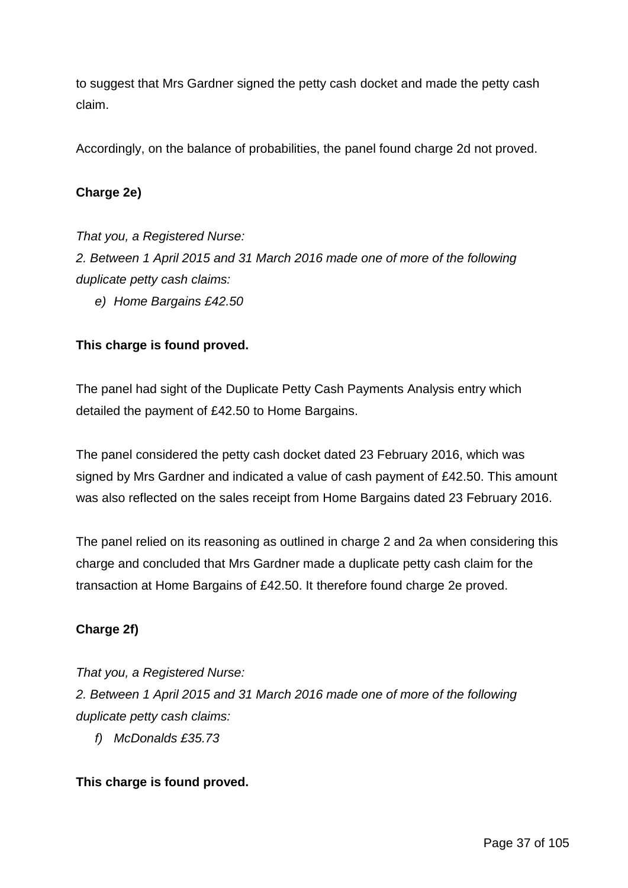to suggest that Mrs Gardner signed the petty cash docket and made the petty cash claim.

Accordingly, on the balance of probabilities, the panel found charge 2d not proved.

**Charge 2e)**

*That you, a Registered Nurse:*
*2. Between 1 April 2015 and 31 March 2016 made one of more of the following duplicate petty cash claims:*

*e) Home Bargains £42.50*

**This charge is found proved.**

The panel had sight of the Duplicate Petty Cash Payments Analysis entry which detailed the payment of £42.50 to Home Bargains.

The panel considered the petty cash docket dated 23 February 2016, which was signed by Mrs Gardner and indicated a value of cash payment of £42.50. This amount was also reflected on the sales receipt from Home Bargains dated 23 February 2016.

The panel relied on its reasoning as outlined in charge 2 and 2a when considering this charge and concluded that Mrs Gardner made a duplicate petty cash claim for the transaction at Home Bargains of £42.50. It therefore found charge 2e proved.

**Charge 2f)**

*That you, a Registered Nurse:*
*2. Between 1 April 2015 and 31 March 2016 made one of more of the following duplicate petty cash claims:*

*f) McDonalds £35.73*

**This charge is found proved.**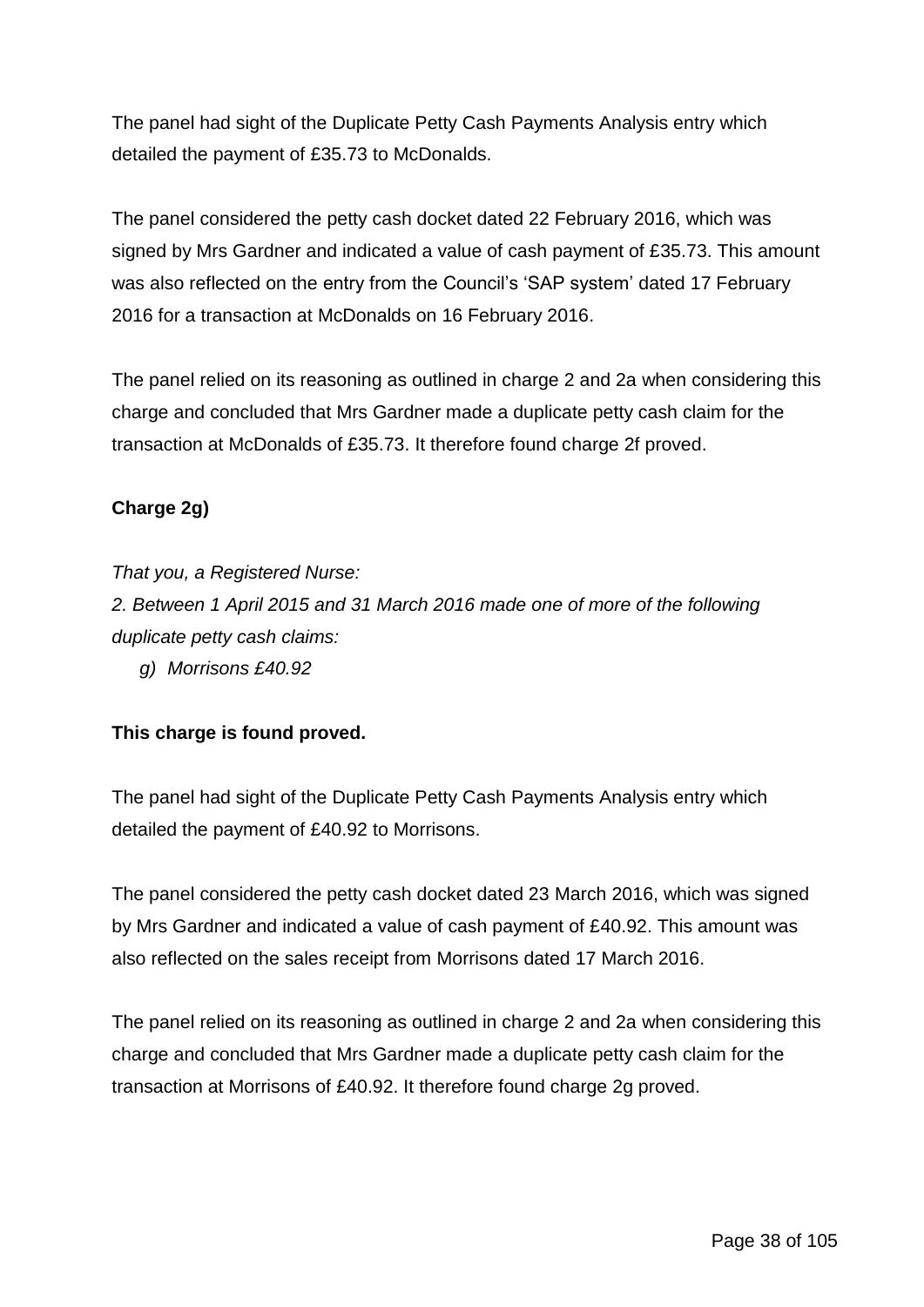The panel had sight of the Duplicate Petty Cash Payments Analysis entry which detailed the payment of £35.73 to McDonalds.

The panel considered the petty cash docket dated 22 February 2016, which was signed by Mrs Gardner and indicated a value of cash payment of £35.73. This amount was also reflected on the entry from the Council's 'SAP system' dated 17 February 2016 for a transaction at McDonalds on 16 February 2016.

The panel relied on its reasoning as outlined in charge 2 and 2a when considering this charge and concluded that Mrs Gardner made a duplicate petty cash claim for the transaction at McDonalds of £35.73. It therefore found charge 2f proved.

**Charge 2g)**

*That you, a Registered Nurse:*
*2. Between 1 April 2015 and 31 March 2016 made one of more of the following duplicate petty cash claims:*

*g) Morrisons £40.92*

**This charge is found proved.**

The panel had sight of the Duplicate Petty Cash Payments Analysis entry which detailed the payment of £40.92 to Morrisons.

The panel considered the petty cash docket dated 23 March 2016, which was signed by Mrs Gardner and indicated a value of cash payment of £40.92. This amount was also reflected on the sales receipt from Morrisons dated 17 March 2016.

The panel relied on its reasoning as outlined in charge 2 and 2a when considering this charge and concluded that Mrs Gardner made a duplicate petty cash claim for the transaction at Morrisons of £40.92. It therefore found charge 2g proved.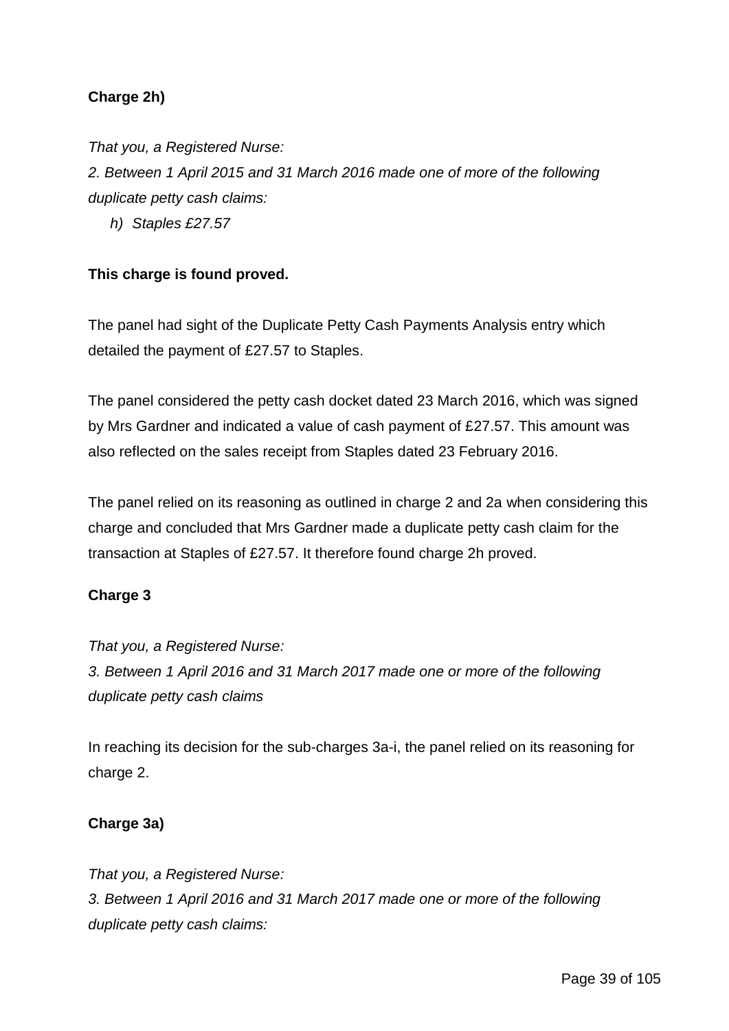**Charge 2h)**

*That you, a Registered Nurse:*
*2. Between 1 April 2015 and 31 March 2016 made one of more of the following duplicate petty cash claims:*

*h) Staples £27.57*

**This charge is found proved.**

The panel had sight of the Duplicate Petty Cash Payments Analysis entry which detailed the payment of £27.57 to Staples.

The panel considered the petty cash docket dated 23 March 2016, which was signed by Mrs Gardner and indicated a value of cash payment of £27.57. This amount was also reflected on the sales receipt from Staples dated 23 February 2016.

The panel relied on its reasoning as outlined in charge 2 and 2a when considering this charge and concluded that Mrs Gardner made a duplicate petty cash claim for the transaction at Staples of £27.57. It therefore found charge 2h proved.

**Charge 3**

*That you, a Registered Nurse:*
*3. Between 1 April 2016 and 31 March 2017 made one or more of the following duplicate petty cash claims*

In reaching its decision for the sub-charges 3a-i, the panel relied on its reasoning for charge 2.

**Charge 3a)**

*That you, a Registered Nurse:*
*3. Between 1 April 2016 and 31 March 2017 made one or more of the following duplicate petty cash claims:*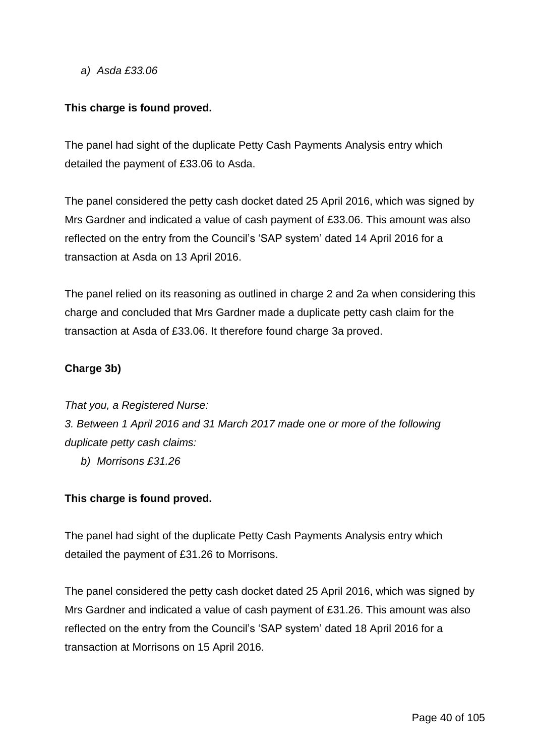*a) Asda £33.06*

**This charge is found proved.**

The panel had sight of the duplicate Petty Cash Payments Analysis entry which detailed the payment of £33.06 to Asda.

The panel considered the petty cash docket dated 25 April 2016, which was signed by Mrs Gardner and indicated a value of cash payment of £33.06. This amount was also reflected on the entry from the Council's 'SAP system' dated 14 April 2016 for a transaction at Asda on 13 April 2016.

The panel relied on its reasoning as outlined in charge 2 and 2a when considering this charge and concluded that Mrs Gardner made a duplicate petty cash claim for the transaction at Asda of £33.06. It therefore found charge 3a proved.

**Charge 3b)**

*That you, a Registered Nurse:*
*3. Between 1 April 2016 and 31 March 2017 made one or more of the following duplicate petty cash claims:*

*b) Morrisons £31.26*

**This charge is found proved.**

The panel had sight of the duplicate Petty Cash Payments Analysis entry which detailed the payment of £31.26 to Morrisons.

The panel considered the petty cash docket dated 25 April 2016, which was signed by Mrs Gardner and indicated a value of cash payment of £31.26. This amount was also reflected on the entry from the Council's 'SAP system' dated 18 April 2016 for a transaction at Morrisons on 15 April 2016.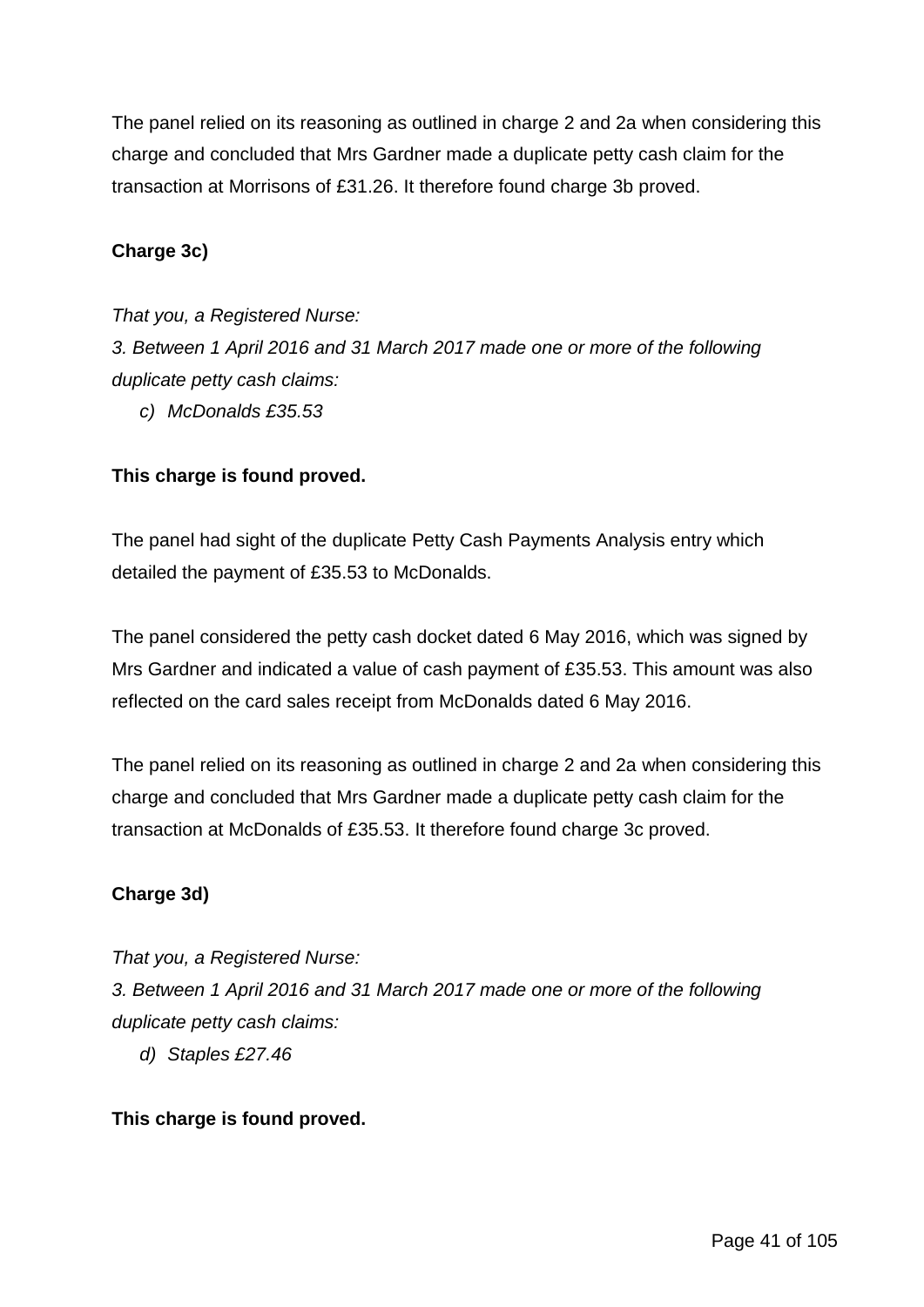The panel relied on its reasoning as outlined in charge 2 and 2a when considering this charge and concluded that Mrs Gardner made a duplicate petty cash claim for the transaction at Morrisons of £31.26. It therefore found charge 3b proved.

**Charge 3c)**

*That you, a Registered Nurse:*
*3. Between 1 April 2016 and 31 March 2017 made one or more of the following duplicate petty cash claims:*

*c) McDonalds £35.53*

**This charge is found proved.**

The panel had sight of the duplicate Petty Cash Payments Analysis entry which detailed the payment of £35.53 to McDonalds.

The panel considered the petty cash docket dated 6 May 2016, which was signed by Mrs Gardner and indicated a value of cash payment of £35.53. This amount was also reflected on the card sales receipt from McDonalds dated 6 May 2016.

The panel relied on its reasoning as outlined in charge 2 and 2a when considering this charge and concluded that Mrs Gardner made a duplicate petty cash claim for the transaction at McDonalds of £35.53. It therefore found charge 3c proved.

**Charge 3d)**

*That you, a Registered Nurse:*
*3. Between 1 April 2016 and 31 March 2017 made one or more of the following duplicate petty cash claims:*

*d) Staples £27.46*

**This charge is found proved.**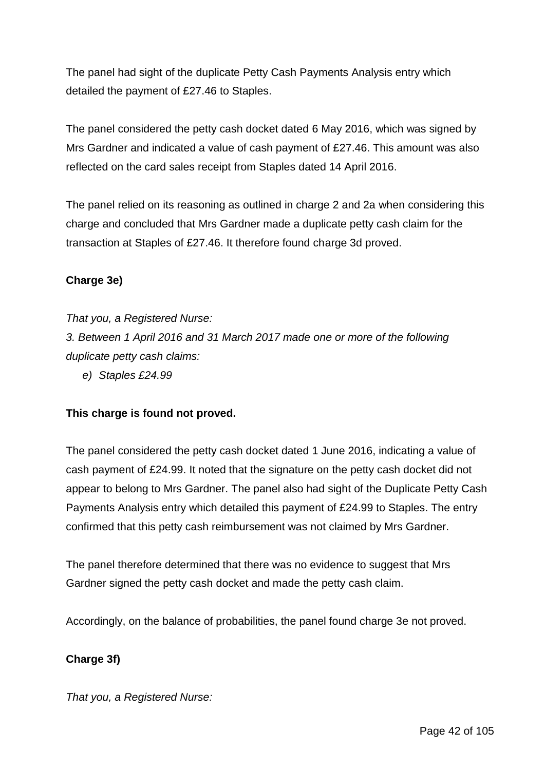The panel had sight of the duplicate Petty Cash Payments Analysis entry which detailed the payment of £27.46 to Staples.

The panel considered the petty cash docket dated 6 May 2016, which was signed by Mrs Gardner and indicated a value of cash payment of £27.46. This amount was also reflected on the card sales receipt from Staples dated 14 April 2016.

The panel relied on its reasoning as outlined in charge 2 and 2a when considering this charge and concluded that Mrs Gardner made a duplicate petty cash claim for the transaction at Staples of £27.46. It therefore found charge 3d proved.

**Charge 3e)**

*That you, a Registered Nurse:*
*3. Between 1 April 2016 and 31 March 2017 made one or more of the following duplicate petty cash claims:*

- *e) Staples £24.99*

**This charge is found not proved.**

The panel considered the petty cash docket dated 1 June 2016, indicating a value of cash payment of £24.99. It noted that the signature on the petty cash docket did not appear to belong to Mrs Gardner. The panel also had sight of the Duplicate Petty Cash Payments Analysis entry which detailed this payment of £24.99 to Staples. The entry confirmed that this petty cash reimbursement was not claimed by Mrs Gardner.

The panel therefore determined that there was no evidence to suggest that Mrs Gardner signed the petty cash docket and made the petty cash claim.

Accordingly, on the balance of probabilities, the panel found charge 3e not proved.

**Charge 3f)**

*That you, a Registered Nurse:*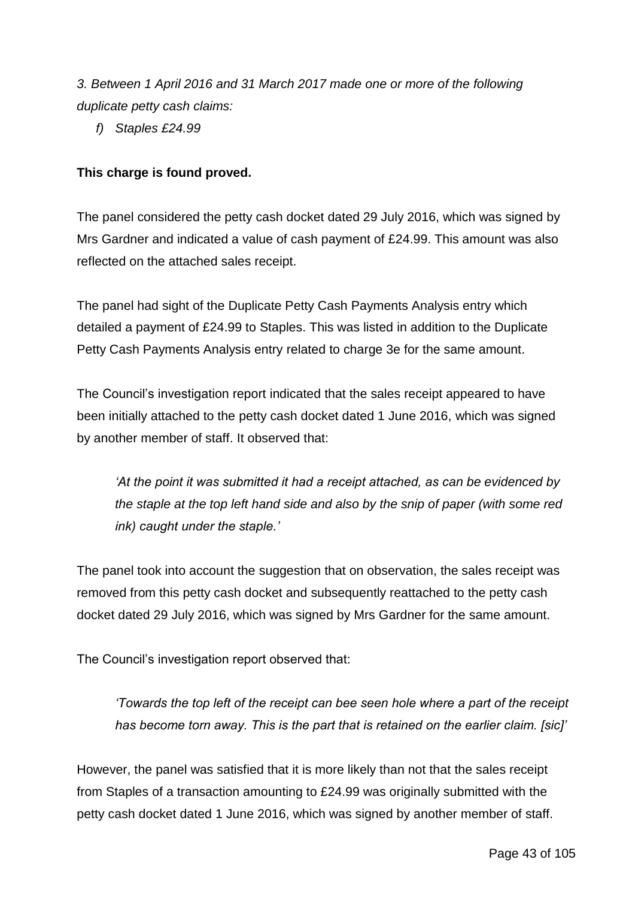*3. Between 1 April 2016 and 31 March 2017 made one or more of the following duplicate petty cash claims:*

*f) Staples £24.99*

**This charge is found proved.**

The panel considered the petty cash docket dated 29 July 2016, which was signed by Mrs Gardner and indicated a value of cash payment of £24.99. This amount was also reflected on the attached sales receipt.

The panel had sight of the Duplicate Petty Cash Payments Analysis entry which detailed a payment of £24.99 to Staples. This was listed in addition to the Duplicate Petty Cash Payments Analysis entry related to charge 3e for the same amount.

The Council's investigation report indicated that the sales receipt appeared to have been initially attached to the petty cash docket dated 1 June 2016, which was signed by another member of staff. It observed that:

> *'At the point it was submitted it had a receipt attached, as can be evidenced by the staple at the top left hand side and also by the snip of paper (with some red ink) caught under the staple.'*

The panel took into account the suggestion that on observation, the sales receipt was removed from this petty cash docket and subsequently reattached to the petty cash docket dated 29 July 2016, which was signed by Mrs Gardner for the same amount.

The Council's investigation report observed that:

> *'Towards the top left of the receipt can bee seen hole where a part of the receipt has become torn away. This is the part that is retained on the earlier claim. [sic]'*

However, the panel was satisfied that it is more likely than not that the sales receipt from Staples of a transaction amounting to £24.99 was originally submitted with the petty cash docket dated 1 June 2016, which was signed by another member of staff.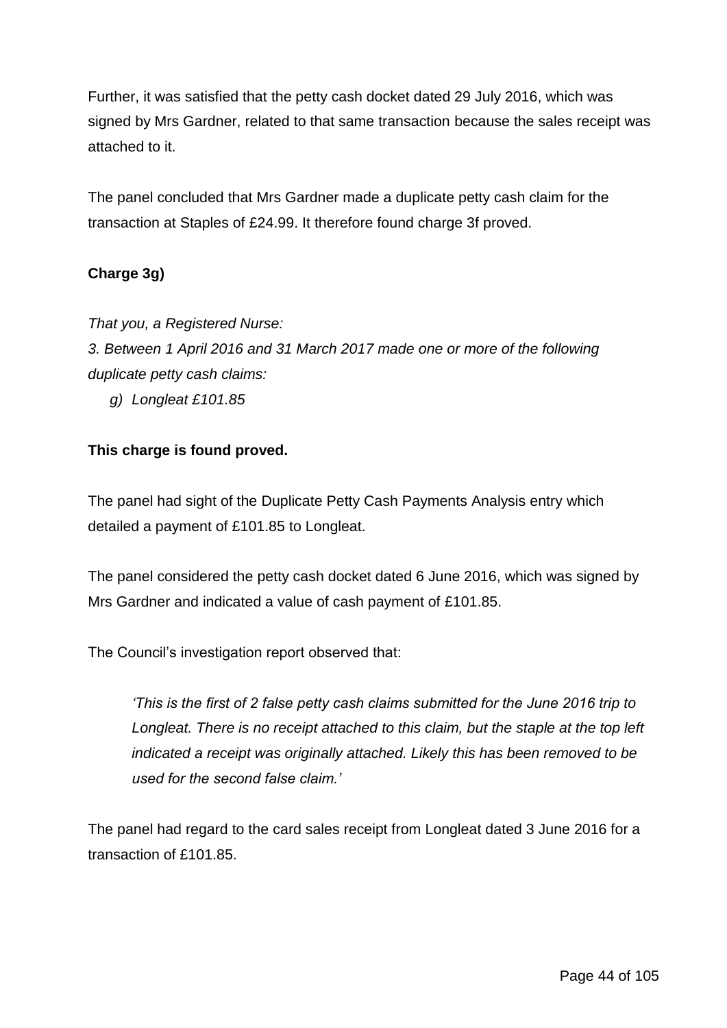Further, it was satisfied that the petty cash docket dated 29 July 2016, which was signed by Mrs Gardner, related to that same transaction because the sales receipt was attached to it.

The panel concluded that Mrs Gardner made a duplicate petty cash claim for the transaction at Staples of £24.99. It therefore found charge 3f proved.

**Charge 3g)**

*That you, a Registered Nurse:*
*3. Between 1 April 2016 and 31 March 2017 made one or more of the following duplicate petty cash claims:*

*g) Longleat £101.85*

**This charge is found proved.**

The panel had sight of the Duplicate Petty Cash Payments Analysis entry which detailed a payment of £101.85 to Longleat.

The panel considered the petty cash docket dated 6 June 2016, which was signed by Mrs Gardner and indicated a value of cash payment of £101.85.

The Council's investigation report observed that:

> *'This is the first of 2 false petty cash claims submitted for the June 2016 trip to Longleat. There is no receipt attached to this claim, but the staple at the top left indicated a receipt was originally attached. Likely this has been removed to be used for the second false claim.'*

The panel had regard to the card sales receipt from Longleat dated 3 June 2016 for a transaction of £101.85.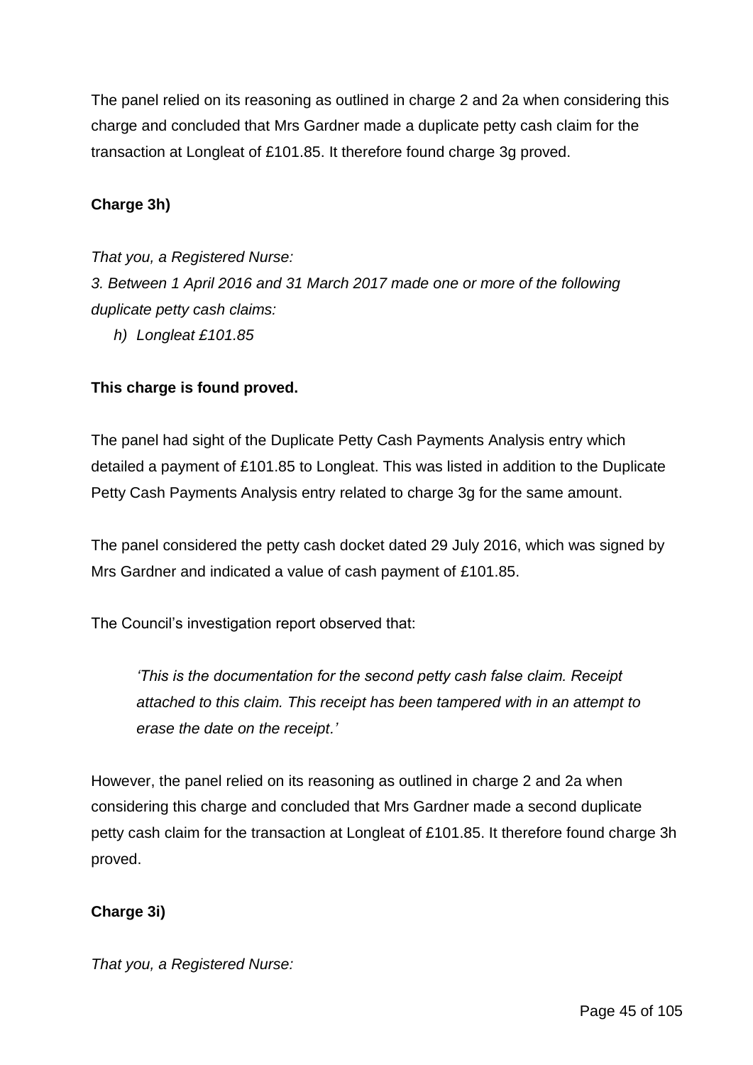The panel relied on its reasoning as outlined in charge 2 and 2a when considering this charge and concluded that Mrs Gardner made a duplicate petty cash claim for the transaction at Longleat of £101.85. It therefore found charge 3g proved.

**Charge 3h)**

*That you, a Registered Nurse:*

*3. Between 1 April 2016 and 31 March 2017 made one or more of the following duplicate petty cash claims:*

*h) Longleat £101.85*

**This charge is found proved.**

The panel had sight of the Duplicate Petty Cash Payments Analysis entry which detailed a payment of £101.85 to Longleat. This was listed in addition to the Duplicate Petty Cash Payments Analysis entry related to charge 3g for the same amount.

The panel considered the petty cash docket dated 29 July 2016, which was signed by Mrs Gardner and indicated a value of cash payment of £101.85.

The Council's investigation report observed that:

> *'This is the documentation for the second petty cash false claim. Receipt attached to this claim. This receipt has been tampered with in an attempt to erase the date on the receipt.'*

However, the panel relied on its reasoning as outlined in charge 2 and 2a when considering this charge and concluded that Mrs Gardner made a second duplicate petty cash claim for the transaction at Longleat of £101.85. It therefore found charge 3h proved.

**Charge 3i)**

*That you, a Registered Nurse:*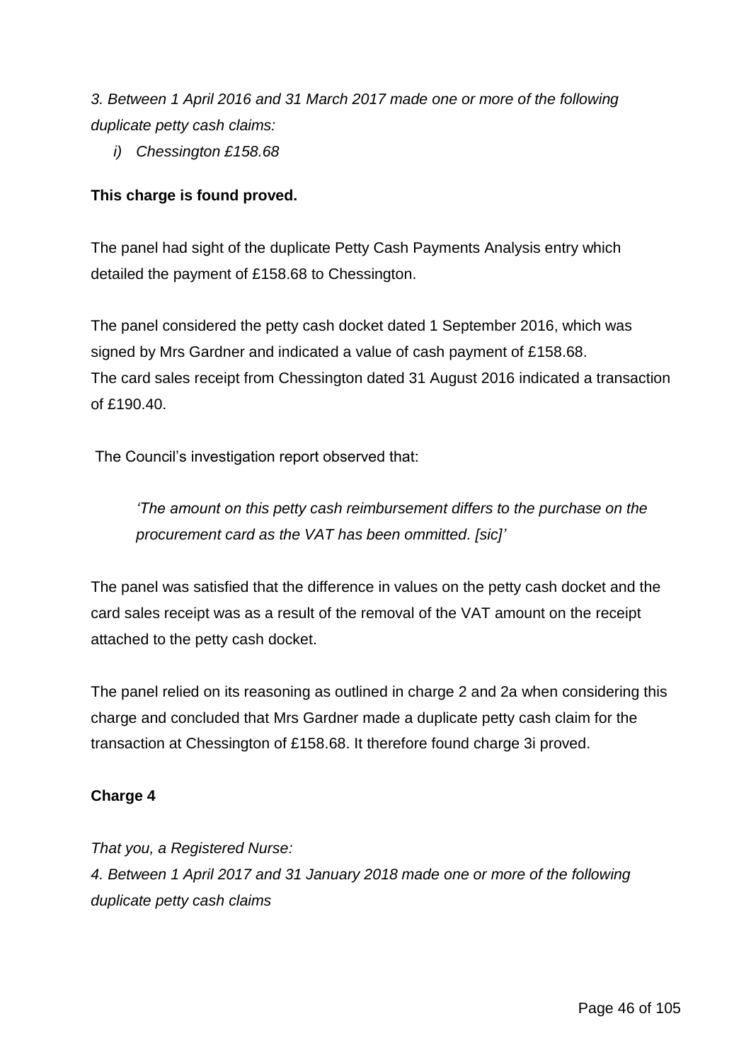*3. Between 1 April 2016 and 31 March 2017 made one or more of the following duplicate petty cash claims:*

*i) Chessington £158.68*

**This charge is found proved.**

The panel had sight of the duplicate Petty Cash Payments Analysis entry which detailed the payment of £158.68 to Chessington.

The panel considered the petty cash docket dated 1 September 2016, which was signed by Mrs Gardner and indicated a value of cash payment of £158.68. The card sales receipt from Chessington dated 31 August 2016 indicated a transaction of £190.40.

The Council's investigation report observed that:

> *'The amount on this petty cash reimbursement differs to the purchase on the procurement card as the VAT has been ommitted. [sic]'*

The panel was satisfied that the difference in values on the petty cash docket and the card sales receipt was as a result of the removal of the VAT amount on the receipt attached to the petty cash docket.

The panel relied on its reasoning as outlined in charge 2 and 2a when considering this charge and concluded that Mrs Gardner made a duplicate petty cash claim for the transaction at Chessington of £158.68. It therefore found charge 3i proved.

**Charge 4**

*That you, a Registered Nurse:*
*4. Between 1 April 2017 and 31 January 2018 made one or more of the following duplicate petty cash claims*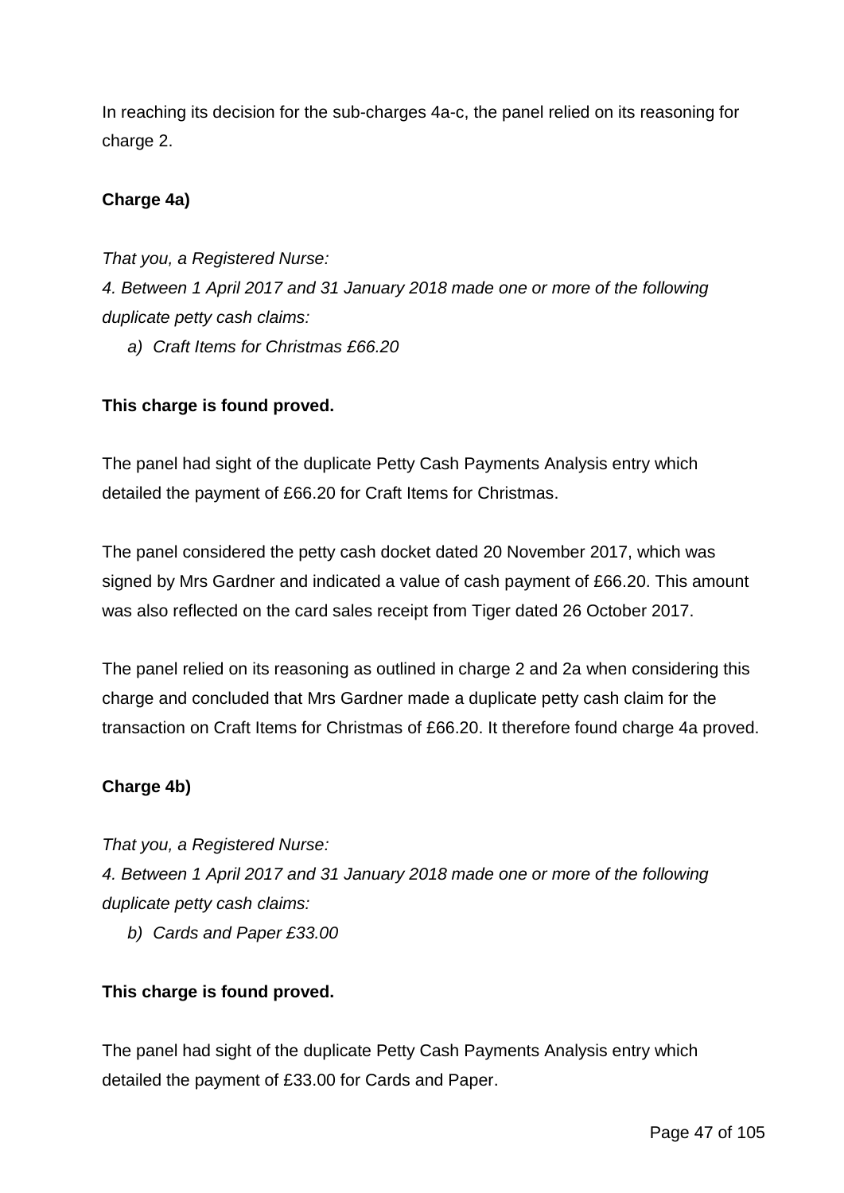In reaching its decision for the sub-charges 4a-c, the panel relied on its reasoning for charge 2.

**Charge 4a)**

*That you, a Registered Nurse:*

*4. Between 1 April 2017 and 31 January 2018 made one or more of the following duplicate petty cash claims:*

*a) Craft Items for Christmas £66.20*

**This charge is found proved.**

The panel had sight of the duplicate Petty Cash Payments Analysis entry which detailed the payment of £66.20 for Craft Items for Christmas.

The panel considered the petty cash docket dated 20 November 2017, which was signed by Mrs Gardner and indicated a value of cash payment of £66.20. This amount was also reflected on the card sales receipt from Tiger dated 26 October 2017.

The panel relied on its reasoning as outlined in charge 2 and 2a when considering this charge and concluded that Mrs Gardner made a duplicate petty cash claim for the transaction on Craft Items for Christmas of £66.20. It therefore found charge 4a proved.

**Charge 4b)**

*That you, a Registered Nurse:*

*4. Between 1 April 2017 and 31 January 2018 made one or more of the following duplicate petty cash claims:*

*b) Cards and Paper £33.00*

**This charge is found proved.**

The panel had sight of the duplicate Petty Cash Payments Analysis entry which detailed the payment of £33.00 for Cards and Paper.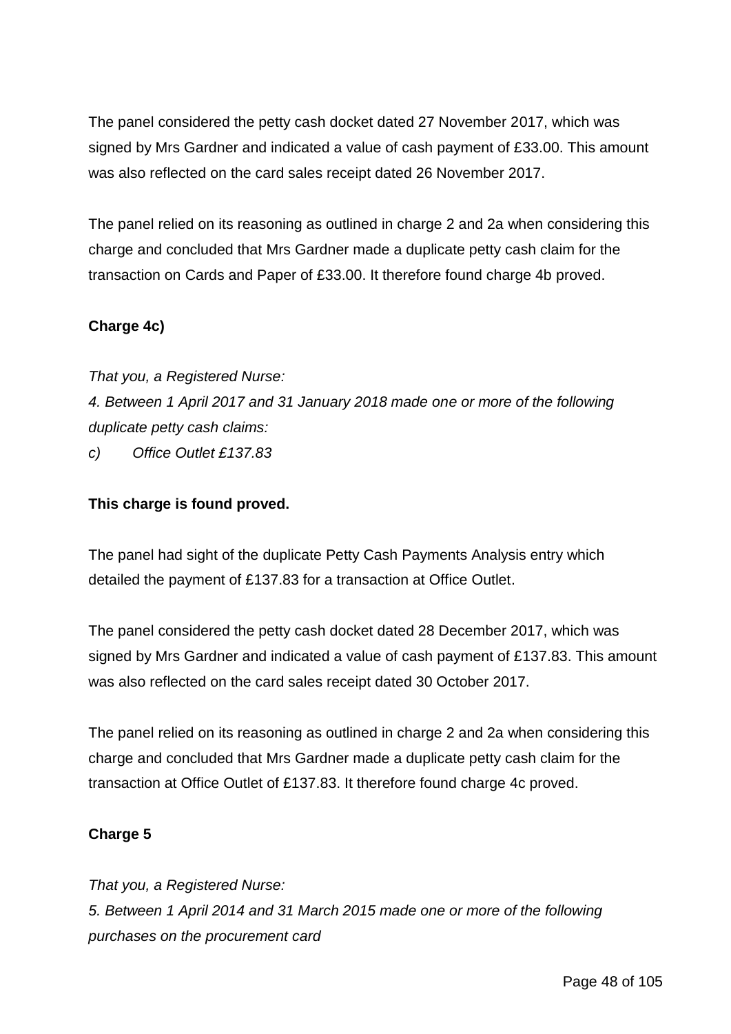The panel considered the petty cash docket dated 27 November 2017, which was signed by Mrs Gardner and indicated a value of cash payment of £33.00. This amount was also reflected on the card sales receipt dated 26 November 2017.

The panel relied on its reasoning as outlined in charge 2 and 2a when considering this charge and concluded that Mrs Gardner made a duplicate petty cash claim for the transaction on Cards and Paper of £33.00. It therefore found charge 4b proved.

**Charge 4c)**

*That you, a Registered Nurse:*
*4. Between 1 April 2017 and 31 January 2018 made one or more of the following duplicate petty cash claims:*
*c) Office Outlet £137.83*

**This charge is found proved.**

The panel had sight of the duplicate Petty Cash Payments Analysis entry which detailed the payment of £137.83 for a transaction at Office Outlet.

The panel considered the petty cash docket dated 28 December 2017, which was signed by Mrs Gardner and indicated a value of cash payment of £137.83. This amount was also reflected on the card sales receipt dated 30 October 2017.

The panel relied on its reasoning as outlined in charge 2 and 2a when considering this charge and concluded that Mrs Gardner made a duplicate petty cash claim for the transaction at Office Outlet of £137.83. It therefore found charge 4c proved.

**Charge 5**

*That you, a Registered Nurse:*
*5. Between 1 April 2014 and 31 March 2015 made one or more of the following purchases on the procurement card*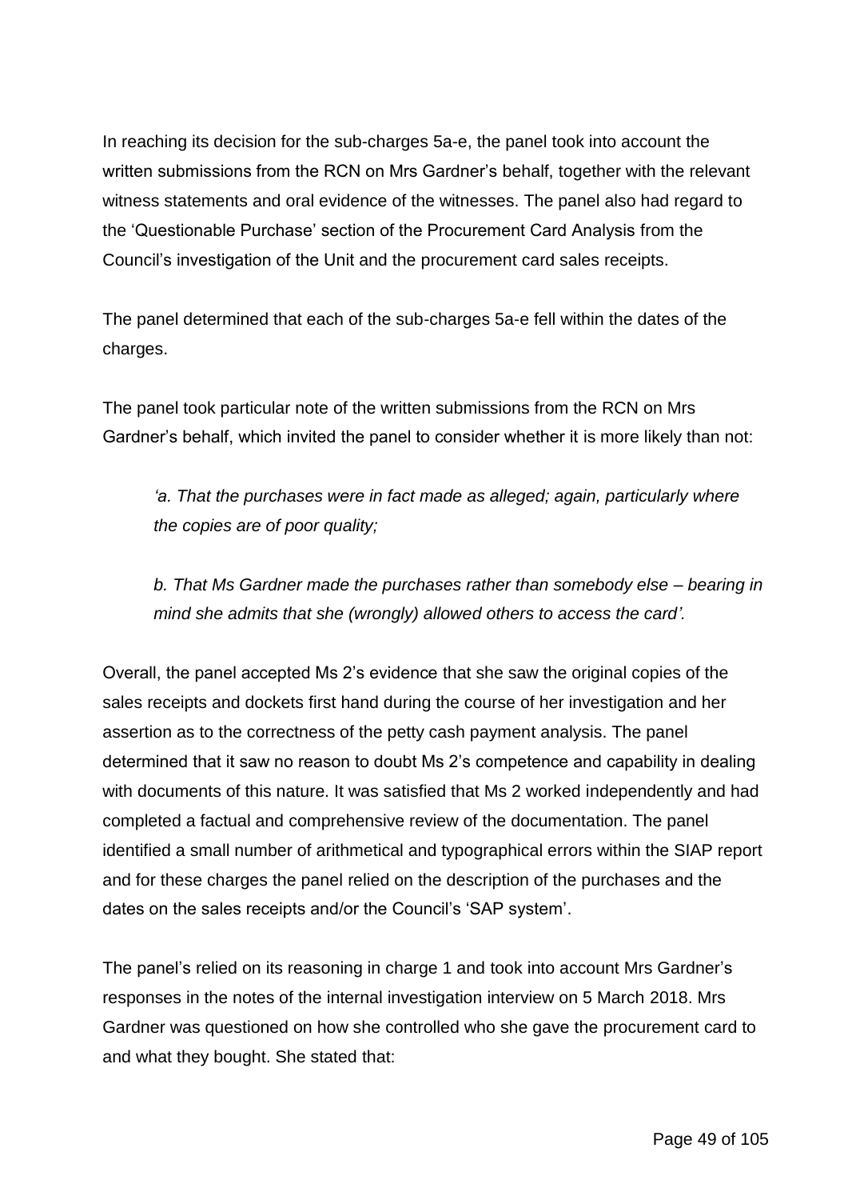In reaching its decision for the sub-charges 5a-e, the panel took into account the written submissions from the RCN on Mrs Gardner's behalf, together with the relevant witness statements and oral evidence of the witnesses. The panel also had regard to the 'Questionable Purchase' section of the Procurement Card Analysis from the Council's investigation of the Unit and the procurement card sales receipts.

The panel determined that each of the sub-charges 5a-e fell within the dates of the charges.

The panel took particular note of the written submissions from the RCN on Mrs Gardner's behalf, which invited the panel to consider whether it is more likely than not:

> *'a. That the purchases were in fact made as alleged; again, particularly where the copies are of poor quality;*
>
> *b. That Ms Gardner made the purchases rather than somebody else – bearing in mind she admits that she (wrongly) allowed others to access the card'.*

Overall, the panel accepted Ms 2's evidence that she saw the original copies of the sales receipts and dockets first hand during the course of her investigation and her assertion as to the correctness of the petty cash payment analysis. The panel determined that it saw no reason to doubt Ms 2's competence and capability in dealing with documents of this nature. It was satisfied that Ms 2 worked independently and had completed a factual and comprehensive review of the documentation. The panel identified a small number of arithmetical and typographical errors within the SIAP report and for these charges the panel relied on the description of the purchases and the dates on the sales receipts and/or the Council's 'SAP system'.

The panel's relied on its reasoning in charge 1 and took into account Mrs Gardner's responses in the notes of the internal investigation interview on 5 March 2018. Mrs Gardner was questioned on how she controlled who she gave the procurement card to and what they bought. She stated that: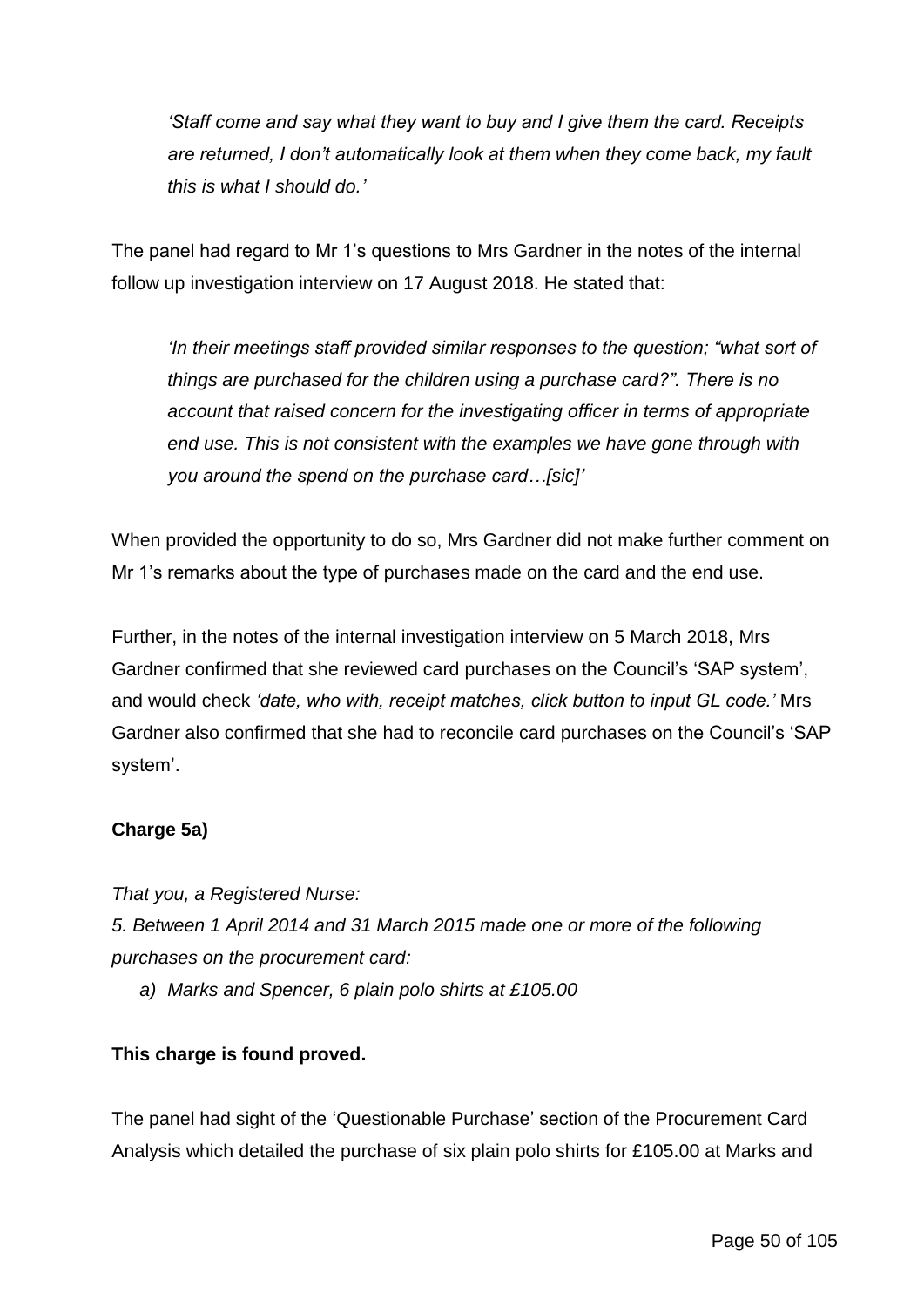*'Staff come and say what they want to buy and I give them the card. Receipts are returned, I don't automatically look at them when they come back, my fault this is what I should do.'*

The panel had regard to Mr 1's questions to Mrs Gardner in the notes of the internal follow up investigation interview on 17 August 2018. He stated that:

> *'In their meetings staff provided similar responses to the question; "what sort of things are purchased for the children using a purchase card?". There is no account that raised concern for the investigating officer in terms of appropriate end use. This is not consistent with the examples we have gone through with you around the spend on the purchase card…[sic]'*

When provided the opportunity to do so, Mrs Gardner did not make further comment on Mr 1's remarks about the type of purchases made on the card and the end use.

Further, in the notes of the internal investigation interview on 5 March 2018, Mrs Gardner confirmed that she reviewed card purchases on the Council's 'SAP system', and would check *'date, who with, receipt matches, click button to input GL code.'* Mrs Gardner also confirmed that she had to reconcile card purchases on the Council's 'SAP system'.

**Charge 5a)**

*That you, a Registered Nurse:*

*5. Between 1 April 2014 and 31 March 2015 made one or more of the following purchases on the procurement card:*

*a) Marks and Spencer, 6 plain polo shirts at £105.00*

**This charge is found proved.**

The panel had sight of the 'Questionable Purchase' section of the Procurement Card Analysis which detailed the purchase of six plain polo shirts for £105.00 at Marks and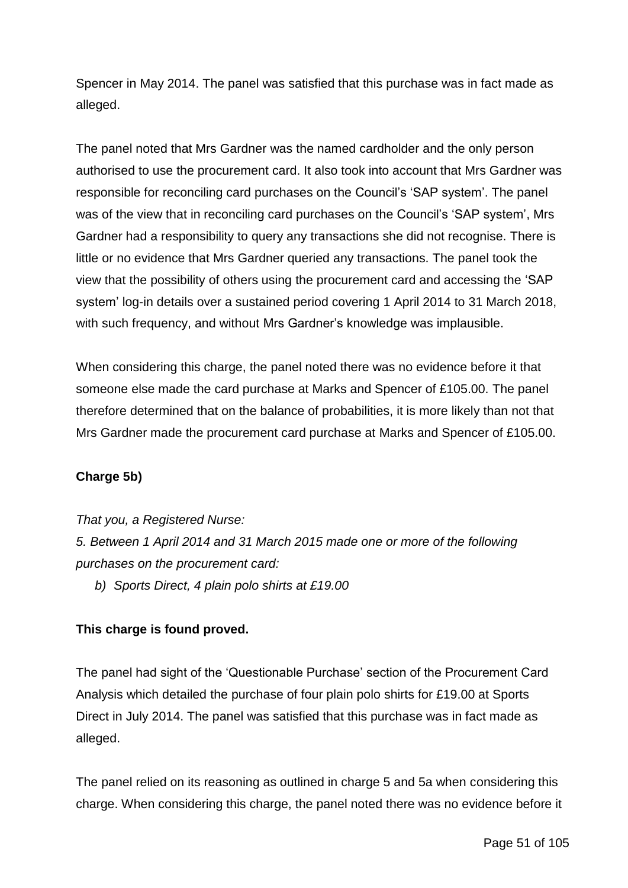Spencer in May 2014. The panel was satisfied that this purchase was in fact made as alleged.

The panel noted that Mrs Gardner was the named cardholder and the only person authorised to use the procurement card. It also took into account that Mrs Gardner was responsible for reconciling card purchases on the Council's 'SAP system'. The panel was of the view that in reconciling card purchases on the Council's 'SAP system', Mrs Gardner had a responsibility to query any transactions she did not recognise. There is little or no evidence that Mrs Gardner queried any transactions. The panel took the view that the possibility of others using the procurement card and accessing the 'SAP system' log-in details over a sustained period covering 1 April 2014 to 31 March 2018, with such frequency, and without Mrs Gardner's knowledge was implausible.

When considering this charge, the panel noted there was no evidence before it that someone else made the card purchase at Marks and Spencer of £105.00. The panel therefore determined that on the balance of probabilities, it is more likely than not that Mrs Gardner made the procurement card purchase at Marks and Spencer of £105.00.

**Charge 5b)**

*That you, a Registered Nurse:*

*5. Between 1 April 2014 and 31 March 2015 made one or more of the following purchases on the procurement card:*

*b) Sports Direct, 4 plain polo shirts at £19.00*

**This charge is found proved.**

The panel had sight of the 'Questionable Purchase' section of the Procurement Card Analysis which detailed the purchase of four plain polo shirts for £19.00 at Sports Direct in July 2014. The panel was satisfied that this purchase was in fact made as alleged.

The panel relied on its reasoning as outlined in charge 5 and 5a when considering this charge. When considering this charge, the panel noted there was no evidence before it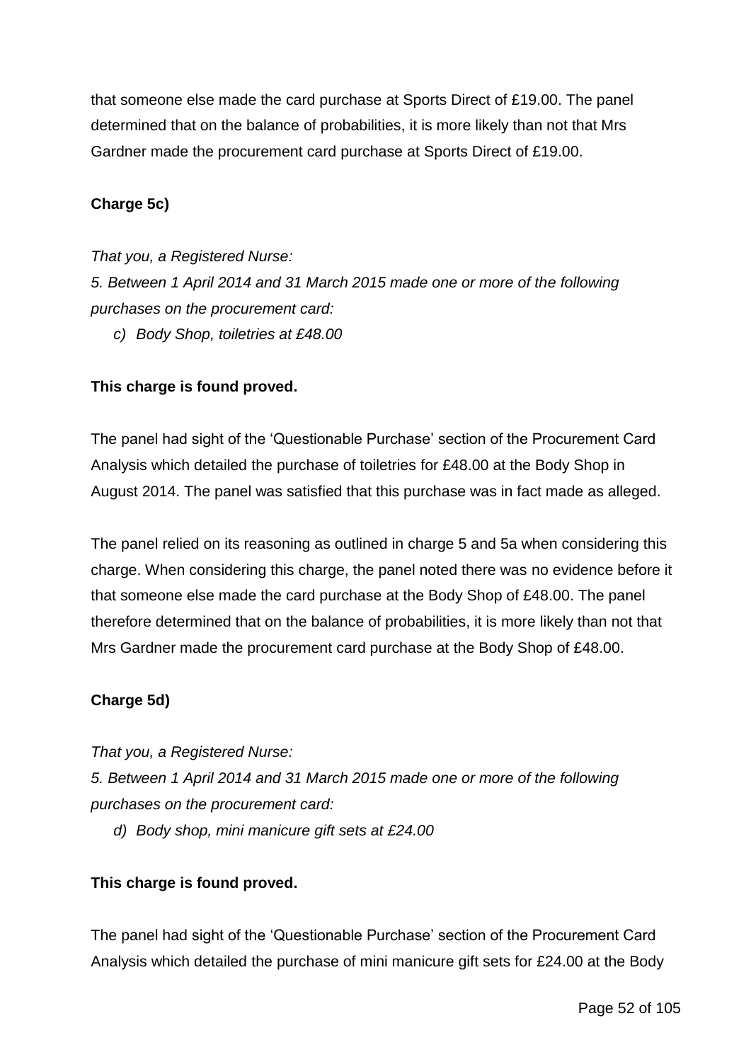that someone else made the card purchase at Sports Direct of £19.00. The panel determined that on the balance of probabilities, it is more likely than not that Mrs Gardner made the procurement card purchase at Sports Direct of £19.00.

**Charge 5c)**

*That you, a Registered Nurse:*

*5. Between 1 April 2014 and 31 March 2015 made one or more of the following purchases on the procurement card:*

*c) Body Shop, toiletries at £48.00*

**This charge is found proved.**

The panel had sight of the 'Questionable Purchase' section of the Procurement Card Analysis which detailed the purchase of toiletries for £48.00 at the Body Shop in August 2014. The panel was satisfied that this purchase was in fact made as alleged.

The panel relied on its reasoning as outlined in charge 5 and 5a when considering this charge. When considering this charge, the panel noted there was no evidence before it that someone else made the card purchase at the Body Shop of £48.00. The panel therefore determined that on the balance of probabilities, it is more likely than not that Mrs Gardner made the procurement card purchase at the Body Shop of £48.00.

**Charge 5d)**

*That you, a Registered Nurse:*

*5. Between 1 April 2014 and 31 March 2015 made one or more of the following purchases on the procurement card:*

*d) Body shop, mini manicure gift sets at £24.00*

**This charge is found proved.**

The panel had sight of the 'Questionable Purchase' section of the Procurement Card Analysis which detailed the purchase of mini manicure gift sets for £24.00 at the Body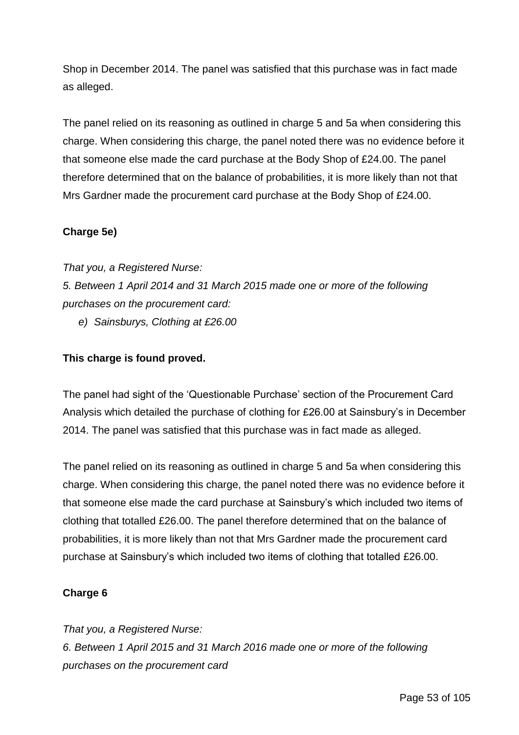Shop in December 2014. The panel was satisfied that this purchase was in fact made as alleged.

The panel relied on its reasoning as outlined in charge 5 and 5a when considering this charge. When considering this charge, the panel noted there was no evidence before it that someone else made the card purchase at the Body Shop of £24.00. The panel therefore determined that on the balance of probabilities, it is more likely than not that Mrs Gardner made the procurement card purchase at the Body Shop of £24.00.

**Charge 5e)**

*That you, a Registered Nurse:*

*5. Between 1 April 2014 and 31 March 2015 made one or more of the following purchases on the procurement card:*

- *e) Sainsburys, Clothing at £26.00*

**This charge is found proved.**

The panel had sight of the 'Questionable Purchase' section of the Procurement Card Analysis which detailed the purchase of clothing for £26.00 at Sainsbury's in December 2014. The panel was satisfied that this purchase was in fact made as alleged.

The panel relied on its reasoning as outlined in charge 5 and 5a when considering this charge. When considering this charge, the panel noted there was no evidence before it that someone else made the card purchase at Sainsbury's which included two items of clothing that totalled £26.00. The panel therefore determined that on the balance of probabilities, it is more likely than not that Mrs Gardner made the procurement card purchase at Sainsbury's which included two items of clothing that totalled £26.00.

**Charge 6**

*That you, a Registered Nurse:*

*6. Between 1 April 2015 and 31 March 2016 made one or more of the following purchases on the procurement card*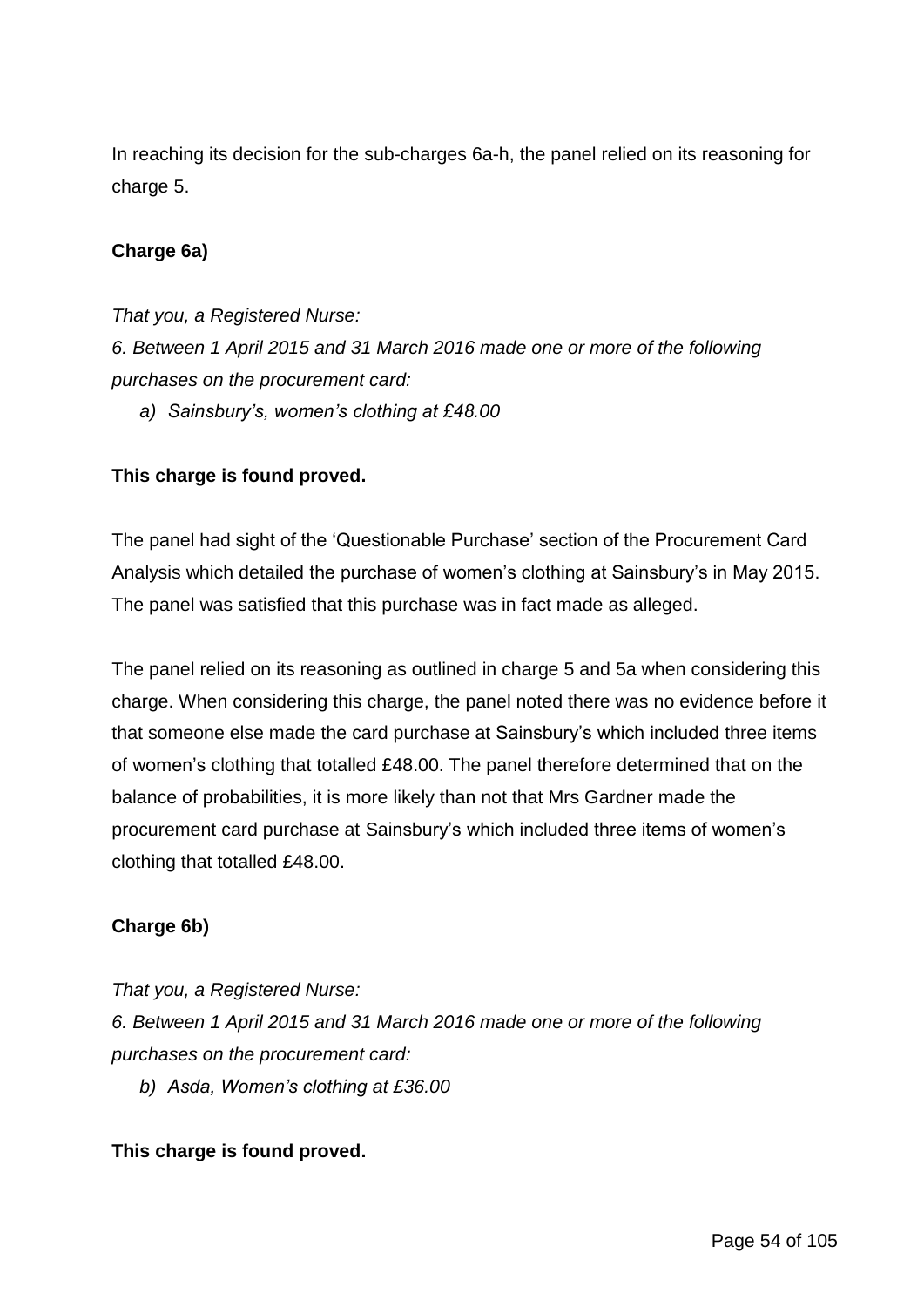In reaching its decision for the sub-charges 6a-h, the panel relied on its reasoning for charge 5.

**Charge 6a)**

*That you, a Registered Nurse:*
*6. Between 1 April 2015 and 31 March 2016 made one or more of the following purchases on the procurement card:*

*a) Sainsbury's, women's clothing at £48.00*

**This charge is found proved.**

The panel had sight of the 'Questionable Purchase' section of the Procurement Card Analysis which detailed the purchase of women's clothing at Sainsbury's in May 2015. The panel was satisfied that this purchase was in fact made as alleged.

The panel relied on its reasoning as outlined in charge 5 and 5a when considering this charge. When considering this charge, the panel noted there was no evidence before it that someone else made the card purchase at Sainsbury's which included three items of women's clothing that totalled £48.00. The panel therefore determined that on the balance of probabilities, it is more likely than not that Mrs Gardner made the procurement card purchase at Sainsbury's which included three items of women's clothing that totalled £48.00.

**Charge 6b)**

*That you, a Registered Nurse:*
*6. Between 1 April 2015 and 31 March 2016 made one or more of the following purchases on the procurement card:*

*b) Asda, Women's clothing at £36.00*

**This charge is found proved.**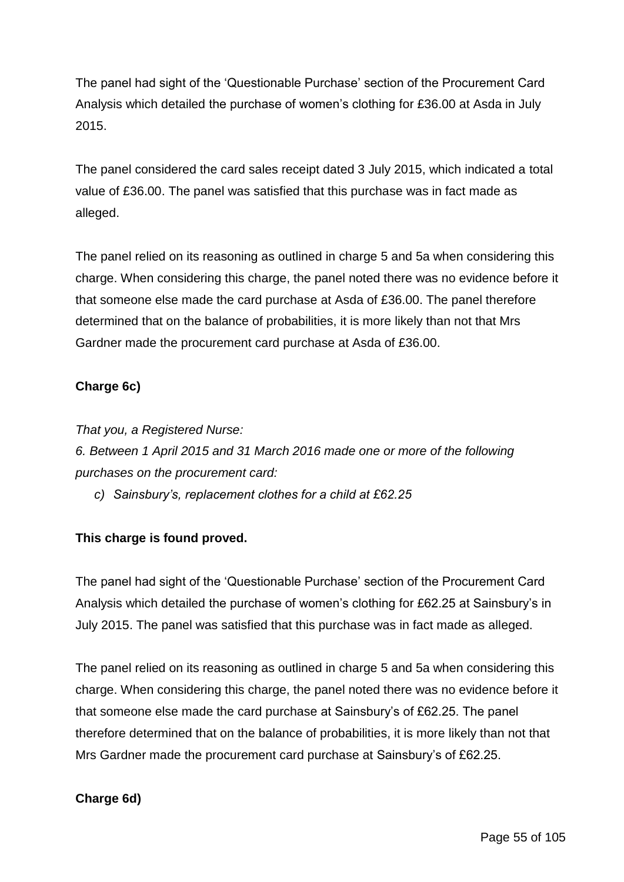The panel had sight of the 'Questionable Purchase' section of the Procurement Card Analysis which detailed the purchase of women's clothing for £36.00 at Asda in July 2015.

The panel considered the card sales receipt dated 3 July 2015, which indicated a total value of £36.00. The panel was satisfied that this purchase was in fact made as alleged.

The panel relied on its reasoning as outlined in charge 5 and 5a when considering this charge. When considering this charge, the panel noted there was no evidence before it that someone else made the card purchase at Asda of £36.00. The panel therefore determined that on the balance of probabilities, it is more likely than not that Mrs Gardner made the procurement card purchase at Asda of £36.00.

**Charge 6c)**

*That you, a Registered Nurse:*

*6. Between 1 April 2015 and 31 March 2016 made one or more of the following purchases on the procurement card:*

- *c) Sainsbury's, replacement clothes for a child at £62.25*

**This charge is found proved.**

The panel had sight of the 'Questionable Purchase' section of the Procurement Card Analysis which detailed the purchase of women's clothing for £62.25 at Sainsbury's in July 2015. The panel was satisfied that this purchase was in fact made as alleged.

The panel relied on its reasoning as outlined in charge 5 and 5a when considering this charge. When considering this charge, the panel noted there was no evidence before it that someone else made the card purchase at Sainsbury's of £62.25. The panel therefore determined that on the balance of probabilities, it is more likely than not that Mrs Gardner made the procurement card purchase at Sainsbury's of £62.25.

**Charge 6d)**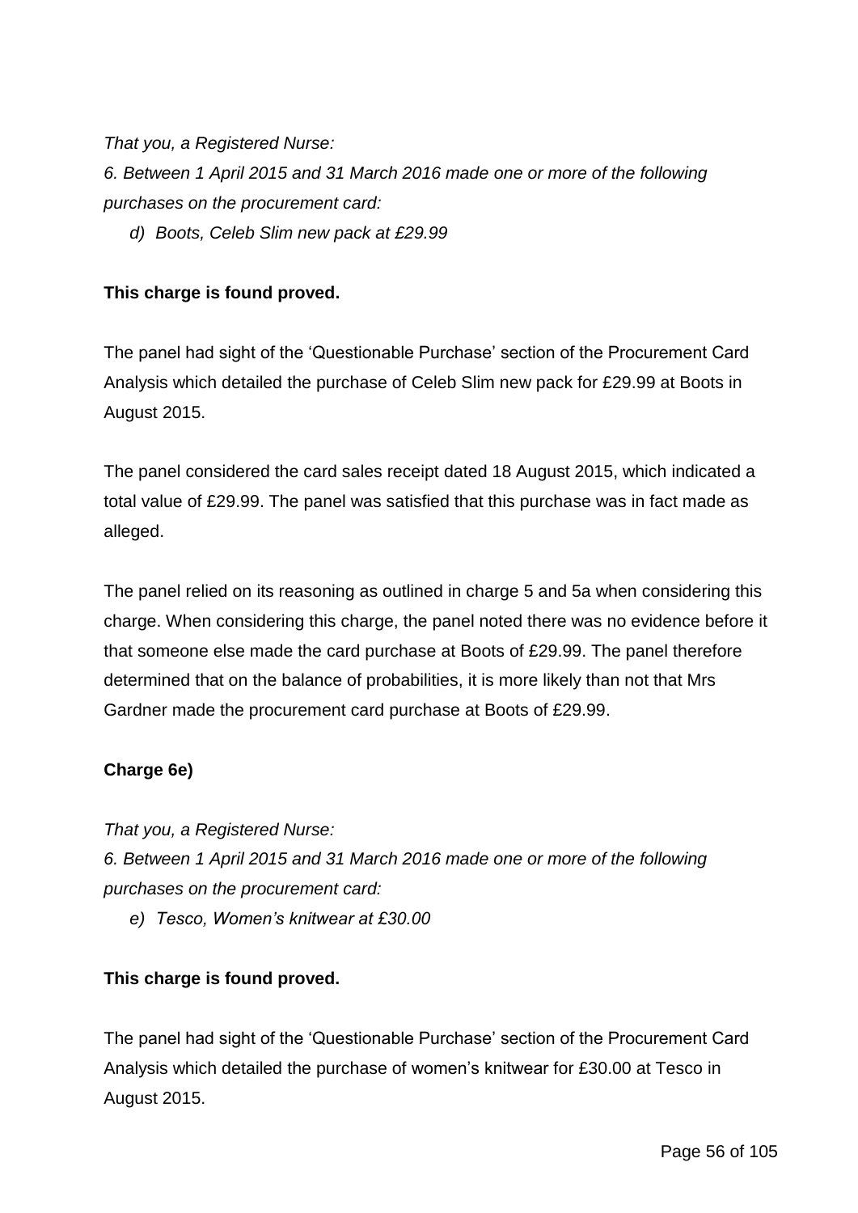*That you, a Registered Nurse:*

*6. Between 1 April 2015 and 31 March 2016 made one or more of the following purchases on the procurement card:*

*d) Boots, Celeb Slim new pack at £29.99*

**This charge is found proved.**

The panel had sight of the 'Questionable Purchase' section of the Procurement Card Analysis which detailed the purchase of Celeb Slim new pack for £29.99 at Boots in August 2015.

The panel considered the card sales receipt dated 18 August 2015, which indicated a total value of £29.99. The panel was satisfied that this purchase was in fact made as alleged.

The panel relied on its reasoning as outlined in charge 5 and 5a when considering this charge. When considering this charge, the panel noted there was no evidence before it that someone else made the card purchase at Boots of £29.99. The panel therefore determined that on the balance of probabilities, it is more likely than not that Mrs Gardner made the procurement card purchase at Boots of £29.99.

**Charge 6e)**

*That you, a Registered Nurse:*

*6. Between 1 April 2015 and 31 March 2016 made one or more of the following purchases on the procurement card:*

*e) Tesco, Women's knitwear at £30.00*

**This charge is found proved.**

The panel had sight of the 'Questionable Purchase' section of the Procurement Card Analysis which detailed the purchase of women's knitwear for £30.00 at Tesco in August 2015.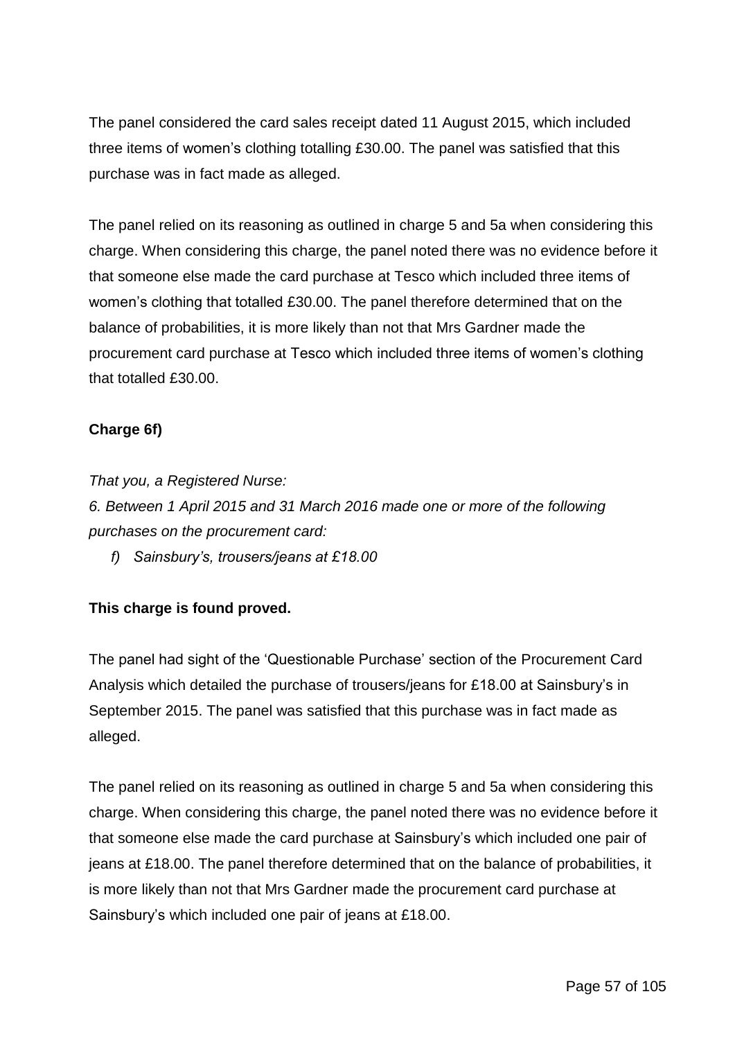The panel considered the card sales receipt dated 11 August 2015, which included three items of women's clothing totalling £30.00. The panel was satisfied that this purchase was in fact made as alleged.

The panel relied on its reasoning as outlined in charge 5 and 5a when considering this charge. When considering this charge, the panel noted there was no evidence before it that someone else made the card purchase at Tesco which included three items of women's clothing that totalled £30.00. The panel therefore determined that on the balance of probabilities, it is more likely than not that Mrs Gardner made the procurement card purchase at Tesco which included three items of women's clothing that totalled £30.00.

**Charge 6f)**

*That you, a Registered Nurse:*

*6. Between 1 April 2015 and 31 March 2016 made one or more of the following purchases on the procurement card:*

*f) Sainsbury's, trousers/jeans at £18.00*

**This charge is found proved.**

The panel had sight of the 'Questionable Purchase' section of the Procurement Card Analysis which detailed the purchase of trousers/jeans for £18.00 at Sainsbury's in September 2015. The panel was satisfied that this purchase was in fact made as alleged.

The panel relied on its reasoning as outlined in charge 5 and 5a when considering this charge. When considering this charge, the panel noted there was no evidence before it that someone else made the card purchase at Sainsbury's which included one pair of jeans at £18.00. The panel therefore determined that on the balance of probabilities, it is more likely than not that Mrs Gardner made the procurement card purchase at Sainsbury's which included one pair of jeans at £18.00.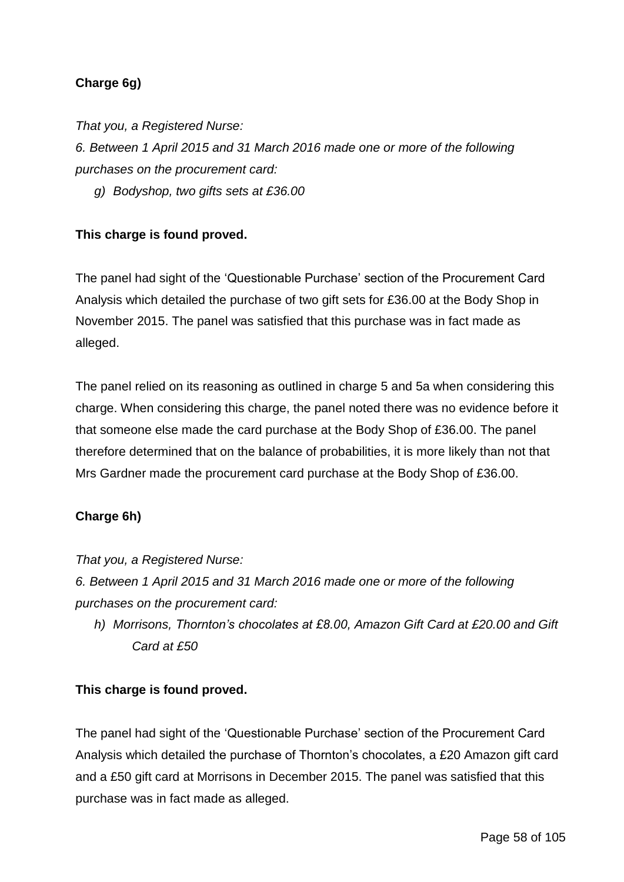**Charge 6g)**

*That you, a Registered Nurse:*

*6. Between 1 April 2015 and 31 March 2016 made one or more of the following purchases on the procurement card:*

*g) Bodyshop, two gifts sets at £36.00*

**This charge is found proved.**

The panel had sight of the 'Questionable Purchase' section of the Procurement Card Analysis which detailed the purchase of two gift sets for £36.00 at the Body Shop in November 2015. The panel was satisfied that this purchase was in fact made as alleged.

The panel relied on its reasoning as outlined in charge 5 and 5a when considering this charge. When considering this charge, the panel noted there was no evidence before it that someone else made the card purchase at the Body Shop of £36.00. The panel therefore determined that on the balance of probabilities, it is more likely than not that Mrs Gardner made the procurement card purchase at the Body Shop of £36.00.

**Charge 6h)**

*That you, a Registered Nurse:*

*6. Between 1 April 2015 and 31 March 2016 made one or more of the following purchases on the procurement card:*

*h) Morrisons, Thornton's chocolates at £8.00, Amazon Gift Card at £20.00 and Gift Card at £50*

**This charge is found proved.**

The panel had sight of the 'Questionable Purchase' section of the Procurement Card Analysis which detailed the purchase of Thornton's chocolates, a £20 Amazon gift card and a £50 gift card at Morrisons in December 2015. The panel was satisfied that this purchase was in fact made as alleged.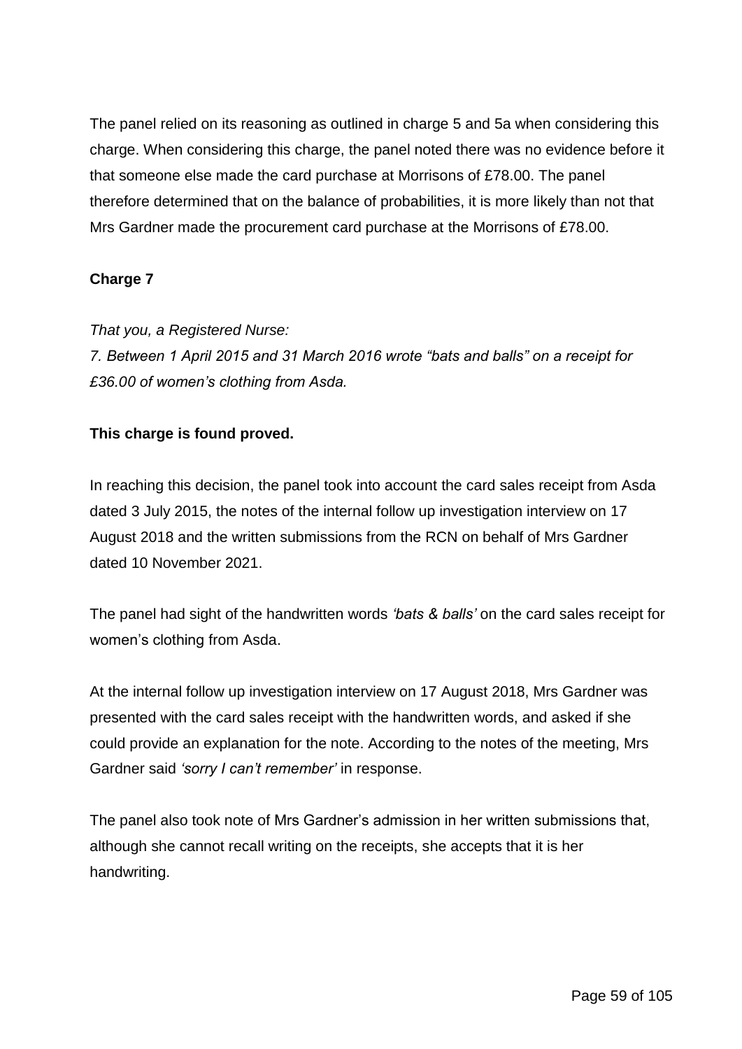The panel relied on its reasoning as outlined in charge 5 and 5a when considering this charge. When considering this charge, the panel noted there was no evidence before it that someone else made the card purchase at Morrisons of £78.00. The panel therefore determined that on the balance of probabilities, it is more likely than not that Mrs Gardner made the procurement card purchase at the Morrisons of £78.00.

**Charge 7**

*That you, a Registered Nurse:*
*7. Between 1 April 2015 and 31 March 2016 wrote "bats and balls" on a receipt for £36.00 of women's clothing from Asda.*

**This charge is found proved.**

In reaching this decision, the panel took into account the card sales receipt from Asda dated 3 July 2015, the notes of the internal follow up investigation interview on 17 August 2018 and the written submissions from the RCN on behalf of Mrs Gardner dated 10 November 2021.

The panel had sight of the handwritten words *'bats & balls'* on the card sales receipt for women's clothing from Asda.

At the internal follow up investigation interview on 17 August 2018, Mrs Gardner was presented with the card sales receipt with the handwritten words, and asked if she could provide an explanation for the note. According to the notes of the meeting, Mrs Gardner said *'sorry I can't remember'* in response.

The panel also took note of Mrs Gardner's admission in her written submissions that, although she cannot recall writing on the receipts, she accepts that it is her handwriting.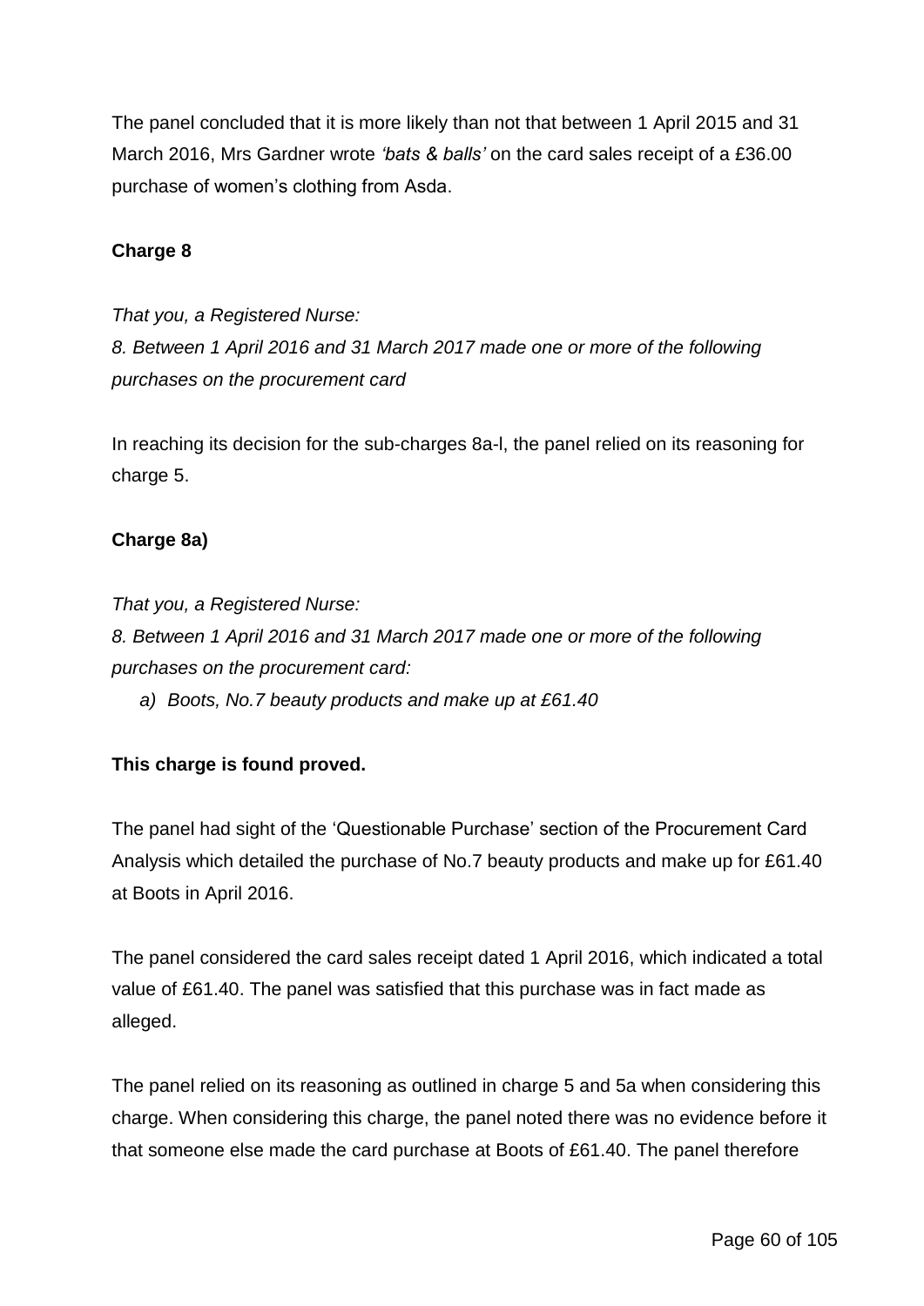The panel concluded that it is more likely than not that between 1 April 2015 and 31 March 2016, Mrs Gardner wrote *'bats & balls'* on the card sales receipt of a £36.00 purchase of women's clothing from Asda.

**Charge 8**

*That you, a Registered Nurse:*
*8. Between 1 April 2016 and 31 March 2017 made one or more of the following purchases on the procurement card*

In reaching its decision for the sub-charges 8a-l, the panel relied on its reasoning for charge 5.

**Charge 8a)**

*That you, a Registered Nurse:*
*8. Between 1 April 2016 and 31 March 2017 made one or more of the following purchases on the procurement card:*

*a) Boots, No.7 beauty products and make up at £61.40*

**This charge is found proved.**

The panel had sight of the 'Questionable Purchase' section of the Procurement Card Analysis which detailed the purchase of No.7 beauty products and make up for £61.40 at Boots in April 2016.

The panel considered the card sales receipt dated 1 April 2016, which indicated a total value of £61.40. The panel was satisfied that this purchase was in fact made as alleged.

The panel relied on its reasoning as outlined in charge 5 and 5a when considering this charge. When considering this charge, the panel noted there was no evidence before it that someone else made the card purchase at Boots of £61.40. The panel therefore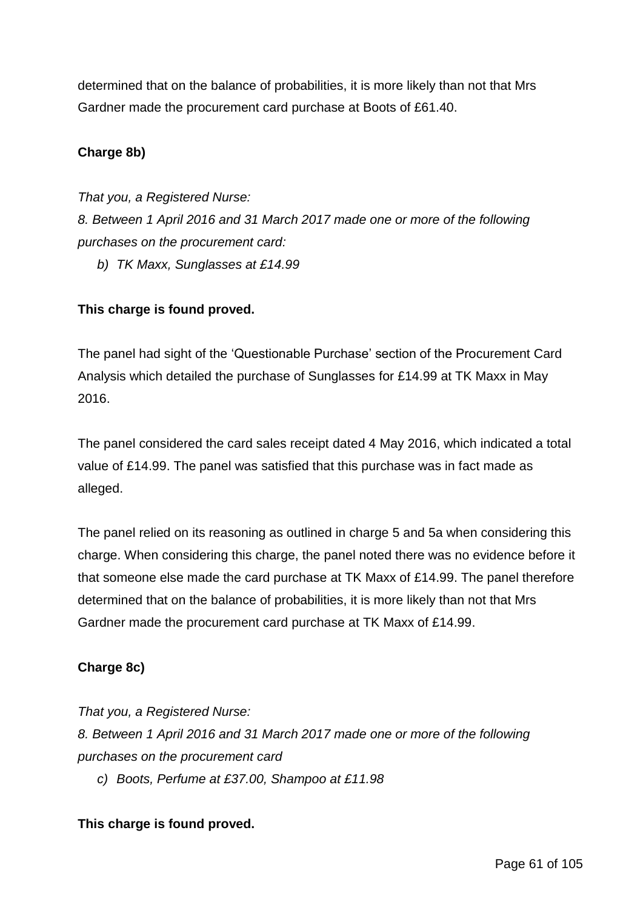determined that on the balance of probabilities, it is more likely than not that Mrs Gardner made the procurement card purchase at Boots of £61.40.

**Charge 8b)**

*That you, a Registered Nurse:*

*8. Between 1 April 2016 and 31 March 2017 made one or more of the following purchases on the procurement card:*

*b) TK Maxx, Sunglasses at £14.99*

**This charge is found proved.**

The panel had sight of the 'Questionable Purchase' section of the Procurement Card Analysis which detailed the purchase of Sunglasses for £14.99 at TK Maxx in May 2016.

The panel considered the card sales receipt dated 4 May 2016, which indicated a total value of £14.99. The panel was satisfied that this purchase was in fact made as alleged.

The panel relied on its reasoning as outlined in charge 5 and 5a when considering this charge. When considering this charge, the panel noted there was no evidence before it that someone else made the card purchase at TK Maxx of £14.99. The panel therefore determined that on the balance of probabilities, it is more likely than not that Mrs Gardner made the procurement card purchase at TK Maxx of £14.99.

**Charge 8c)**

*That you, a Registered Nurse:*

*8. Between 1 April 2016 and 31 March 2017 made one or more of the following purchases on the procurement card*

*c) Boots, Perfume at £37.00, Shampoo at £11.98*

**This charge is found proved.**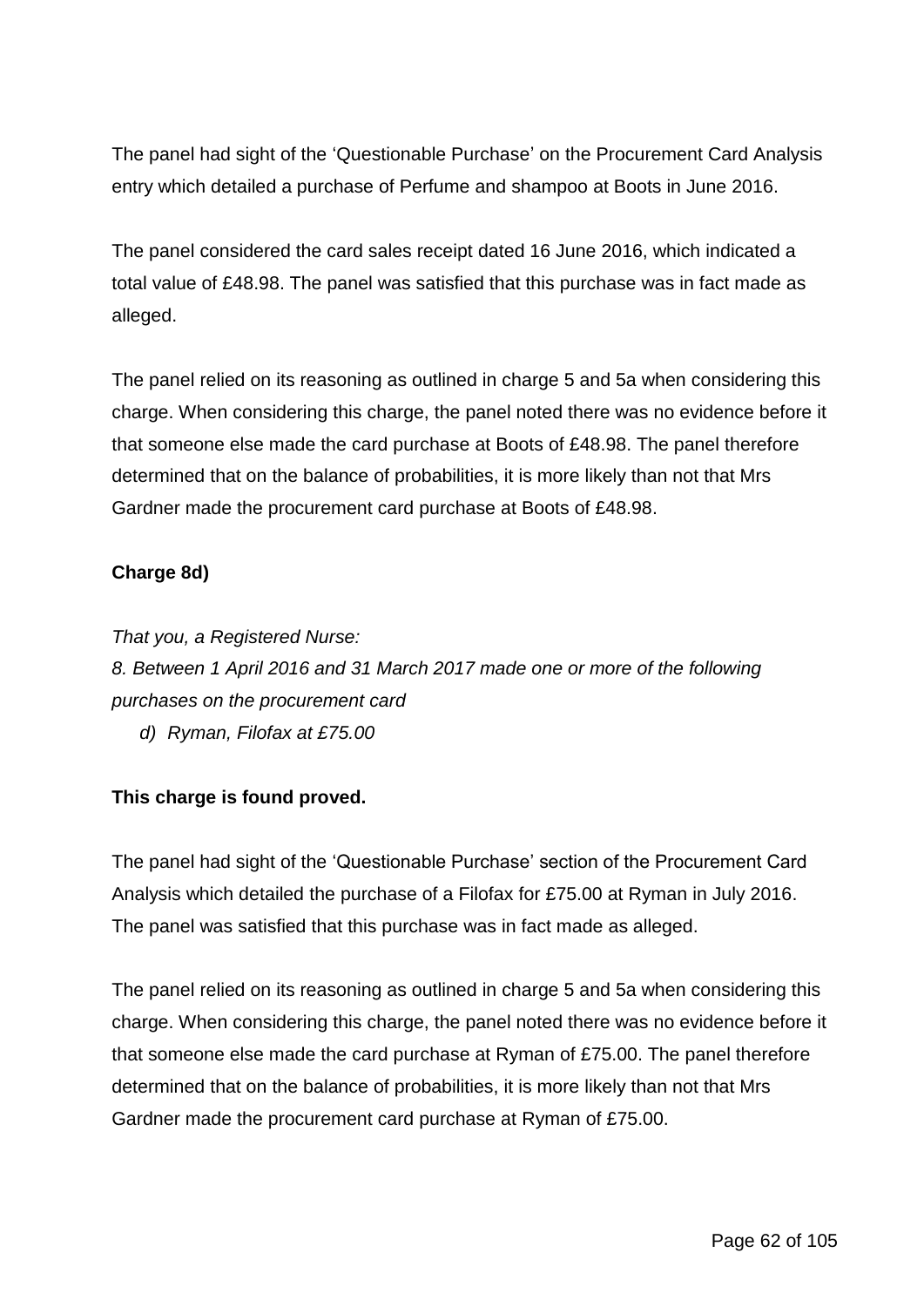The panel had sight of the 'Questionable Purchase' on the Procurement Card Analysis entry which detailed a purchase of Perfume and shampoo at Boots in June 2016.

The panel considered the card sales receipt dated 16 June 2016, which indicated a total value of £48.98. The panel was satisfied that this purchase was in fact made as alleged.

The panel relied on its reasoning as outlined in charge 5 and 5a when considering this charge. When considering this charge, the panel noted there was no evidence before it that someone else made the card purchase at Boots of £48.98. The panel therefore determined that on the balance of probabilities, it is more likely than not that Mrs Gardner made the procurement card purchase at Boots of £48.98.

**Charge 8d)**

*That you, a Registered Nurse:*
*8. Between 1 April 2016 and 31 March 2017 made one or more of the following purchases on the procurement card*

*d) Ryman, Filofax at £75.00*

**This charge is found proved.**

The panel had sight of the 'Questionable Purchase' section of the Procurement Card Analysis which detailed the purchase of a Filofax for £75.00 at Ryman in July 2016. The panel was satisfied that this purchase was in fact made as alleged.

The panel relied on its reasoning as outlined in charge 5 and 5a when considering this charge. When considering this charge, the panel noted there was no evidence before it that someone else made the card purchase at Ryman of £75.00. The panel therefore determined that on the balance of probabilities, it is more likely than not that Mrs Gardner made the procurement card purchase at Ryman of £75.00.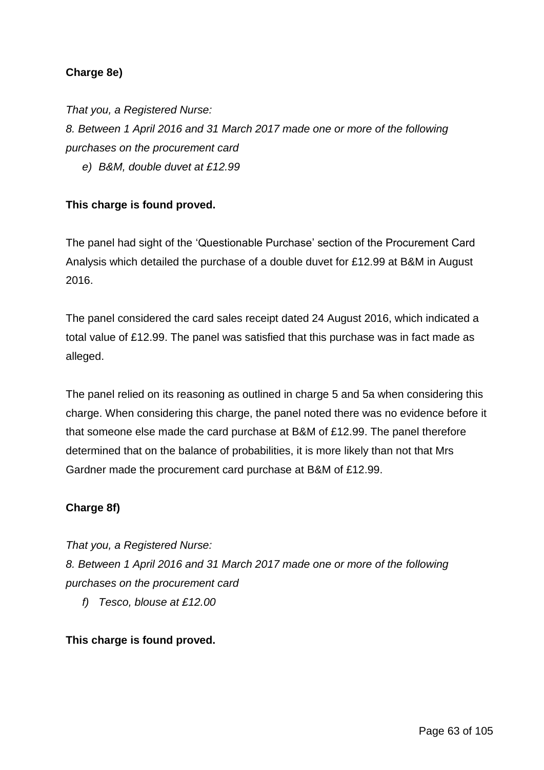**Charge 8e)**

*That you, a Registered Nurse:*

*8. Between 1 April 2016 and 31 March 2017 made one or more of the following purchases on the procurement card*

*e) B&M, double duvet at £12.99*

**This charge is found proved.**

The panel had sight of the 'Questionable Purchase' section of the Procurement Card Analysis which detailed the purchase of a double duvet for £12.99 at B&M in August 2016.

The panel considered the card sales receipt dated 24 August 2016, which indicated a total value of £12.99. The panel was satisfied that this purchase was in fact made as alleged.

The panel relied on its reasoning as outlined in charge 5 and 5a when considering this charge. When considering this charge, the panel noted there was no evidence before it that someone else made the card purchase at B&M of £12.99. The panel therefore determined that on the balance of probabilities, it is more likely than not that Mrs Gardner made the procurement card purchase at B&M of £12.99.

**Charge 8f)**

*That you, a Registered Nurse:*

*8. Between 1 April 2016 and 31 March 2017 made one or more of the following purchases on the procurement card*

*f) Tesco, blouse at £12.00*

**This charge is found proved.**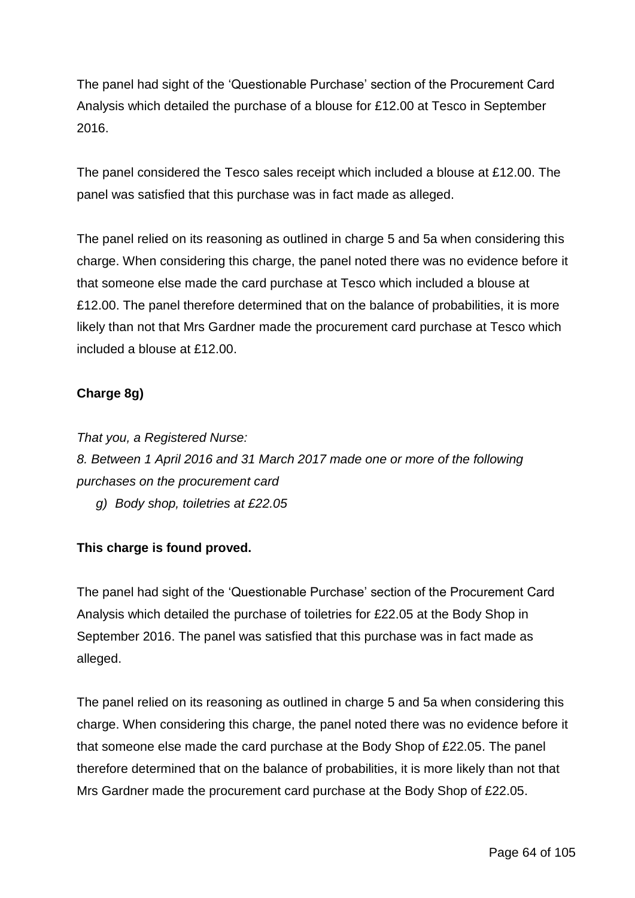The panel had sight of the 'Questionable Purchase' section of the Procurement Card Analysis which detailed the purchase of a blouse for £12.00 at Tesco in September 2016.

The panel considered the Tesco sales receipt which included a blouse at £12.00. The panel was satisfied that this purchase was in fact made as alleged.

The panel relied on its reasoning as outlined in charge 5 and 5a when considering this charge. When considering this charge, the panel noted there was no evidence before it that someone else made the card purchase at Tesco which included a blouse at £12.00. The panel therefore determined that on the balance of probabilities, it is more likely than not that Mrs Gardner made the procurement card purchase at Tesco which included a blouse at £12.00.

**Charge 8g)**

*That you, a Registered Nurse:*

*8. Between 1 April 2016 and 31 March 2017 made one or more of the following purchases on the procurement card*

*g) Body shop, toiletries at £22.05*

**This charge is found proved.**

The panel had sight of the 'Questionable Purchase' section of the Procurement Card Analysis which detailed the purchase of toiletries for £22.05 at the Body Shop in September 2016. The panel was satisfied that this purchase was in fact made as alleged.

The panel relied on its reasoning as outlined in charge 5 and 5a when considering this charge. When considering this charge, the panel noted there was no evidence before it that someone else made the card purchase at the Body Shop of £22.05. The panel therefore determined that on the balance of probabilities, it is more likely than not that Mrs Gardner made the procurement card purchase at the Body Shop of £22.05.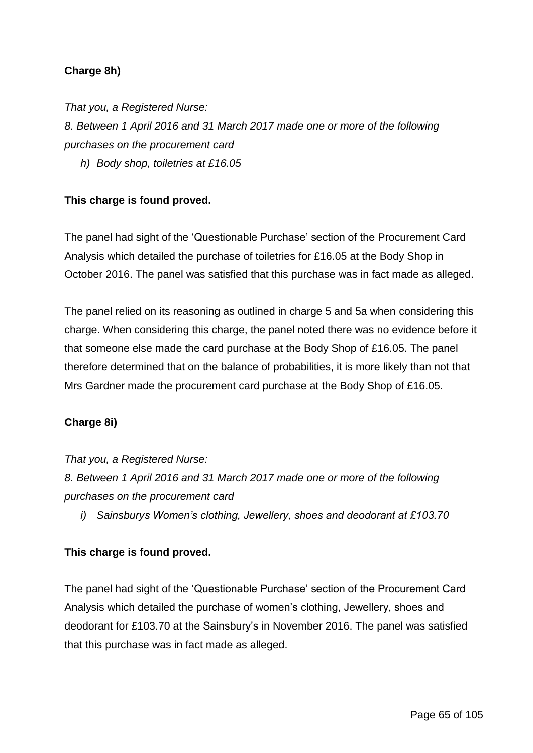**Charge 8h)**

*That you, a Registered Nurse:*

*8. Between 1 April 2016 and 31 March 2017 made one or more of the following purchases on the procurement card*

*h) Body shop, toiletries at £16.05*

**This charge is found proved.**

The panel had sight of the 'Questionable Purchase' section of the Procurement Card Analysis which detailed the purchase of toiletries for £16.05 at the Body Shop in October 2016. The panel was satisfied that this purchase was in fact made as alleged.

The panel relied on its reasoning as outlined in charge 5 and 5a when considering this charge. When considering this charge, the panel noted there was no evidence before it that someone else made the card purchase at the Body Shop of £16.05. The panel therefore determined that on the balance of probabilities, it is more likely than not that Mrs Gardner made the procurement card purchase at the Body Shop of £16.05.

**Charge 8i)**

*That you, a Registered Nurse:*

*8. Between 1 April 2016 and 31 March 2017 made one or more of the following purchases on the procurement card*

*i) Sainsburys Women's clothing, Jewellery, shoes and deodorant at £103.70*

**This charge is found proved.**

The panel had sight of the 'Questionable Purchase' section of the Procurement Card Analysis which detailed the purchase of women's clothing, Jewellery, shoes and deodorant for £103.70 at the Sainsbury's in November 2016. The panel was satisfied that this purchase was in fact made as alleged.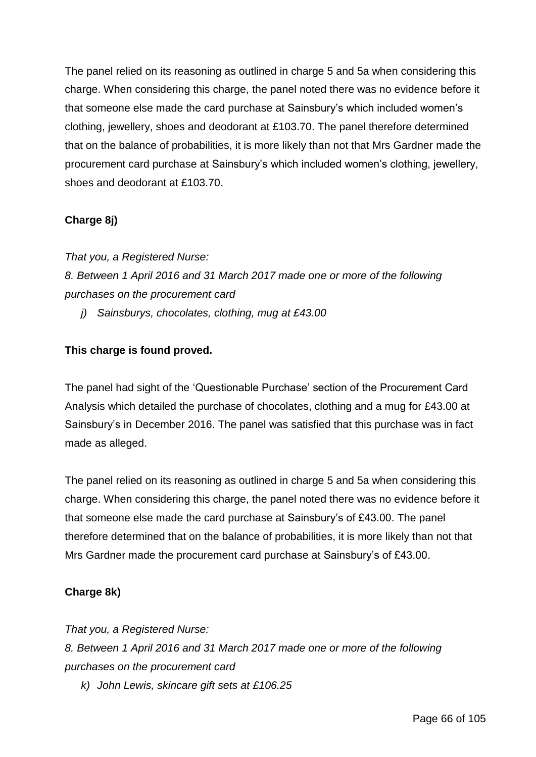The panel relied on its reasoning as outlined in charge 5 and 5a when considering this charge. When considering this charge, the panel noted there was no evidence before it that someone else made the card purchase at Sainsbury's which included women's clothing, jewellery, shoes and deodorant at £103.70. The panel therefore determined that on the balance of probabilities, it is more likely than not that Mrs Gardner made the procurement card purchase at Sainsbury's which included women's clothing, jewellery, shoes and deodorant at £103.70.

**Charge 8j)**

*That you, a Registered Nurse:*

*8. Between 1 April 2016 and 31 March 2017 made one or more of the following purchases on the procurement card*

*j) Sainsburys, chocolates, clothing, mug at £43.00*

**This charge is found proved.**

The panel had sight of the 'Questionable Purchase' section of the Procurement Card Analysis which detailed the purchase of chocolates, clothing and a mug for £43.00 at Sainsbury's in December 2016. The panel was satisfied that this purchase was in fact made as alleged.

The panel relied on its reasoning as outlined in charge 5 and 5a when considering this charge. When considering this charge, the panel noted there was no evidence before it that someone else made the card purchase at Sainsbury's of £43.00. The panel therefore determined that on the balance of probabilities, it is more likely than not that Mrs Gardner made the procurement card purchase at Sainsbury's of £43.00.

**Charge 8k)**

*That you, a Registered Nurse:*

*8. Between 1 April 2016 and 31 March 2017 made one or more of the following purchases on the procurement card*

*k) John Lewis, skincare gift sets at £106.25*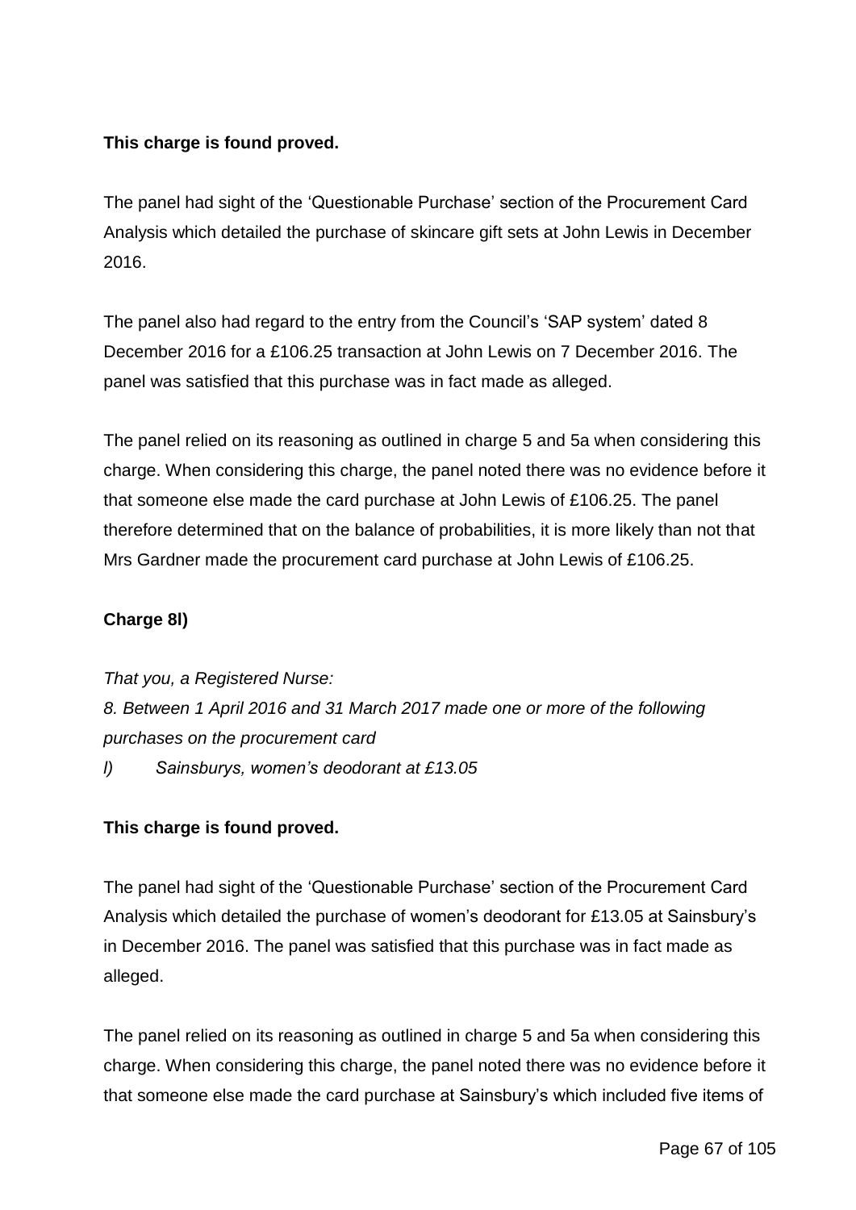**This charge is found proved.**

The panel had sight of the 'Questionable Purchase' section of the Procurement Card Analysis which detailed the purchase of skincare gift sets at John Lewis in December 2016.

The panel also had regard to the entry from the Council's 'SAP system' dated 8 December 2016 for a £106.25 transaction at John Lewis on 7 December 2016. The panel was satisfied that this purchase was in fact made as alleged.

The panel relied on its reasoning as outlined in charge 5 and 5a when considering this charge. When considering this charge, the panel noted there was no evidence before it that someone else made the card purchase at John Lewis of £106.25. The panel therefore determined that on the balance of probabilities, it is more likely than not that Mrs Gardner made the procurement card purchase at John Lewis of £106.25.

**Charge 8l)**

*That you, a Registered Nurse:*

*8. Between 1 April 2016 and 31 March 2017 made one or more of the following purchases on the procurement card*

*l) Sainsburys, women's deodorant at £13.05*

**This charge is found proved.**

The panel had sight of the 'Questionable Purchase' section of the Procurement Card Analysis which detailed the purchase of women's deodorant for £13.05 at Sainsbury's in December 2016. The panel was satisfied that this purchase was in fact made as alleged.

The panel relied on its reasoning as outlined in charge 5 and 5a when considering this charge. When considering this charge, the panel noted there was no evidence before it that someone else made the card purchase at Sainsbury's which included five items of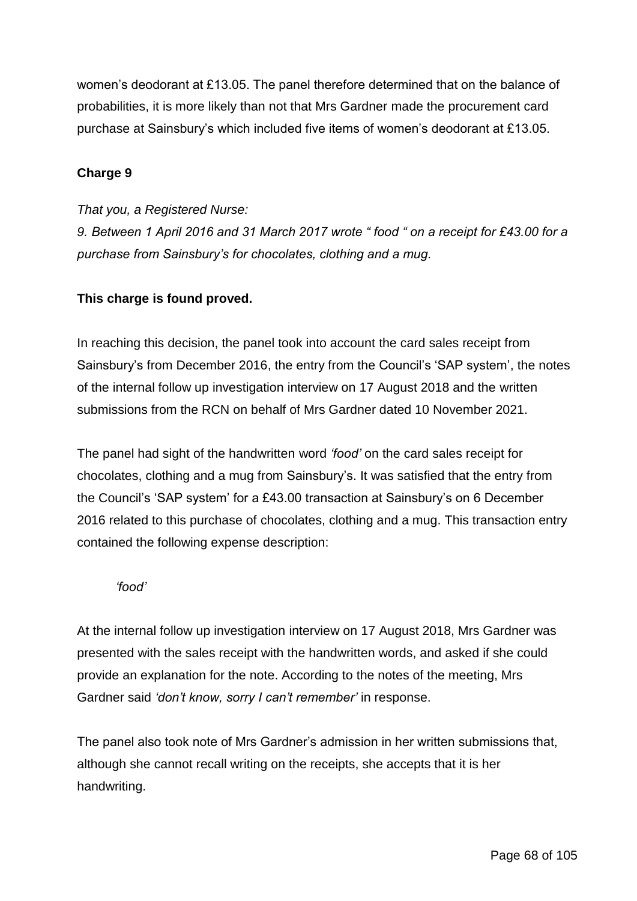women's deodorant at £13.05. The panel therefore determined that on the balance of probabilities, it is more likely than not that Mrs Gardner made the procurement card purchase at Sainsbury's which included five items of women's deodorant at £13.05.

**Charge 9**

*That you, a Registered Nurse:*
*9. Between 1 April 2016 and 31 March 2017 wrote " food " on a receipt for £43.00 for a purchase from Sainsbury's for chocolates, clothing and a mug.*

**This charge is found proved.**

In reaching this decision, the panel took into account the card sales receipt from Sainsbury's from December 2016, the entry from the Council's 'SAP system', the notes of the internal follow up investigation interview on 17 August 2018 and the written submissions from the RCN on behalf of Mrs Gardner dated 10 November 2021.

The panel had sight of the handwritten word *'food'* on the card sales receipt for chocolates, clothing and a mug from Sainsbury's. It was satisfied that the entry from the Council's 'SAP system' for a £43.00 transaction at Sainsbury's on 6 December 2016 related to this purchase of chocolates, clothing and a mug. This transaction entry contained the following expense description:

> *'food'*

At the internal follow up investigation interview on 17 August 2018, Mrs Gardner was presented with the sales receipt with the handwritten words, and asked if she could provide an explanation for the note. According to the notes of the meeting, Mrs Gardner said *'don't know, sorry I can't remember'* in response.

The panel also took note of Mrs Gardner's admission in her written submissions that, although she cannot recall writing on the receipts, she accepts that it is her handwriting.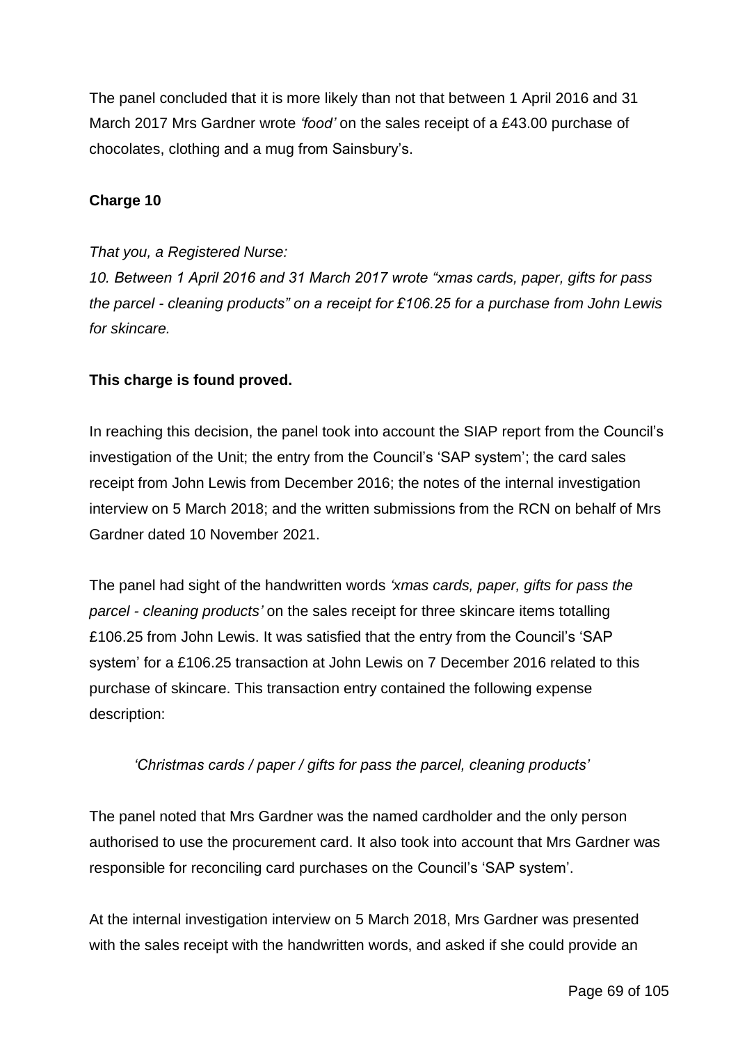The panel concluded that it is more likely than not that between 1 April 2016 and 31 March 2017 Mrs Gardner wrote *'food'* on the sales receipt of a £43.00 purchase of chocolates, clothing and a mug from Sainsbury's.

**Charge 10**

*That you, a Registered Nurse:*

*10. Between 1 April 2016 and 31 March 2017 wrote "xmas cards, paper, gifts for pass the parcel - cleaning products" on a receipt for £106.25 for a purchase from John Lewis for skincare.*

**This charge is found proved.**

In reaching this decision, the panel took into account the SIAP report from the Council's investigation of the Unit; the entry from the Council's 'SAP system'; the card sales receipt from John Lewis from December 2016; the notes of the internal investigation interview on 5 March 2018; and the written submissions from the RCN on behalf of Mrs Gardner dated 10 November 2021.

The panel had sight of the handwritten words *'xmas cards, paper, gifts for pass the parcel - cleaning products'* on the sales receipt for three skincare items totalling £106.25 from John Lewis. It was satisfied that the entry from the Council's 'SAP system' for a £106.25 transaction at John Lewis on 7 December 2016 related to this purchase of skincare. This transaction entry contained the following expense description:

> *'Christmas cards / paper / gifts for pass the parcel, cleaning products'*

The panel noted that Mrs Gardner was the named cardholder and the only person authorised to use the procurement card. It also took into account that Mrs Gardner was responsible for reconciling card purchases on the Council's 'SAP system'.

At the internal investigation interview on 5 March 2018, Mrs Gardner was presented with the sales receipt with the handwritten words, and asked if she could provide an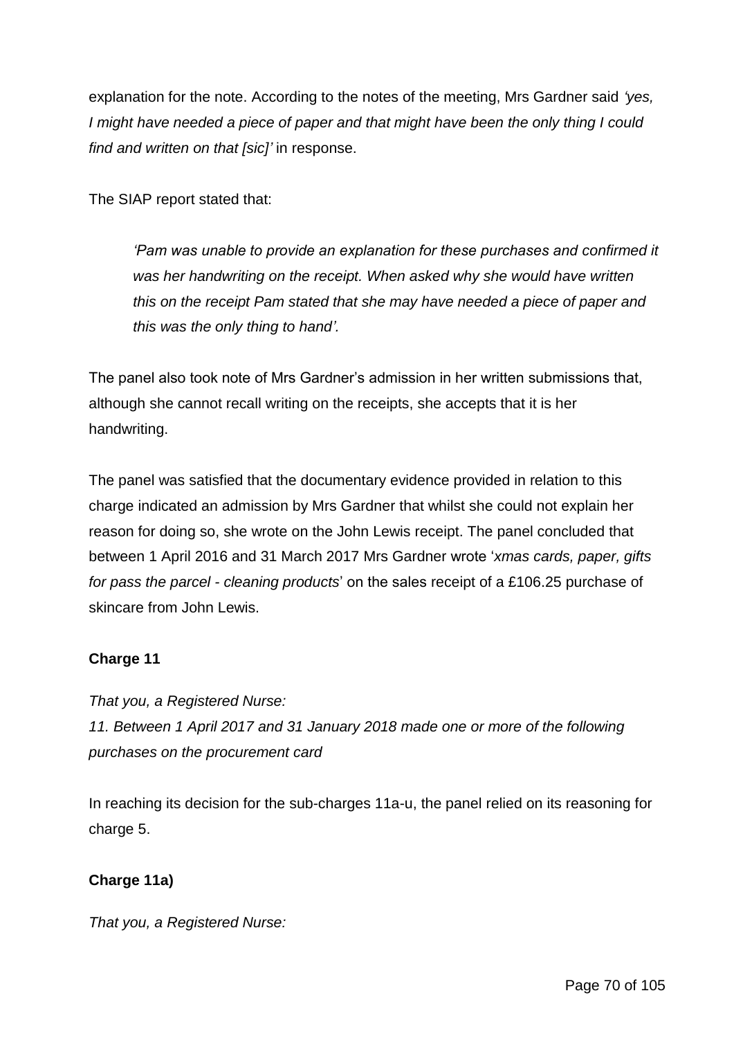explanation for the note. According to the notes of the meeting, Mrs Gardner said *'yes, I might have needed a piece of paper and that might have been the only thing I could find and written on that [sic]'* in response.

The SIAP report stated that:

> *'Pam was unable to provide an explanation for these purchases and confirmed it was her handwriting on the receipt. When asked why she would have written this on the receipt Pam stated that she may have needed a piece of paper and this was the only thing to hand'.*

The panel also took note of Mrs Gardner's admission in her written submissions that, although she cannot recall writing on the receipts, she accepts that it is her handwriting.

The panel was satisfied that the documentary evidence provided in relation to this charge indicated an admission by Mrs Gardner that whilst she could not explain her reason for doing so, she wrote on the John Lewis receipt. The panel concluded that between 1 April 2016 and 31 March 2017 Mrs Gardner wrote '*xmas cards, paper, gifts for pass the parcel - cleaning products*' on the sales receipt of a £106.25 purchase of skincare from John Lewis.

**Charge 11**

*That you, a Registered Nurse:*
*11. Between 1 April 2017 and 31 January 2018 made one or more of the following purchases on the procurement card*

In reaching its decision for the sub-charges 11a-u, the panel relied on its reasoning for charge 5.

**Charge 11a)**

*That you, a Registered Nurse:*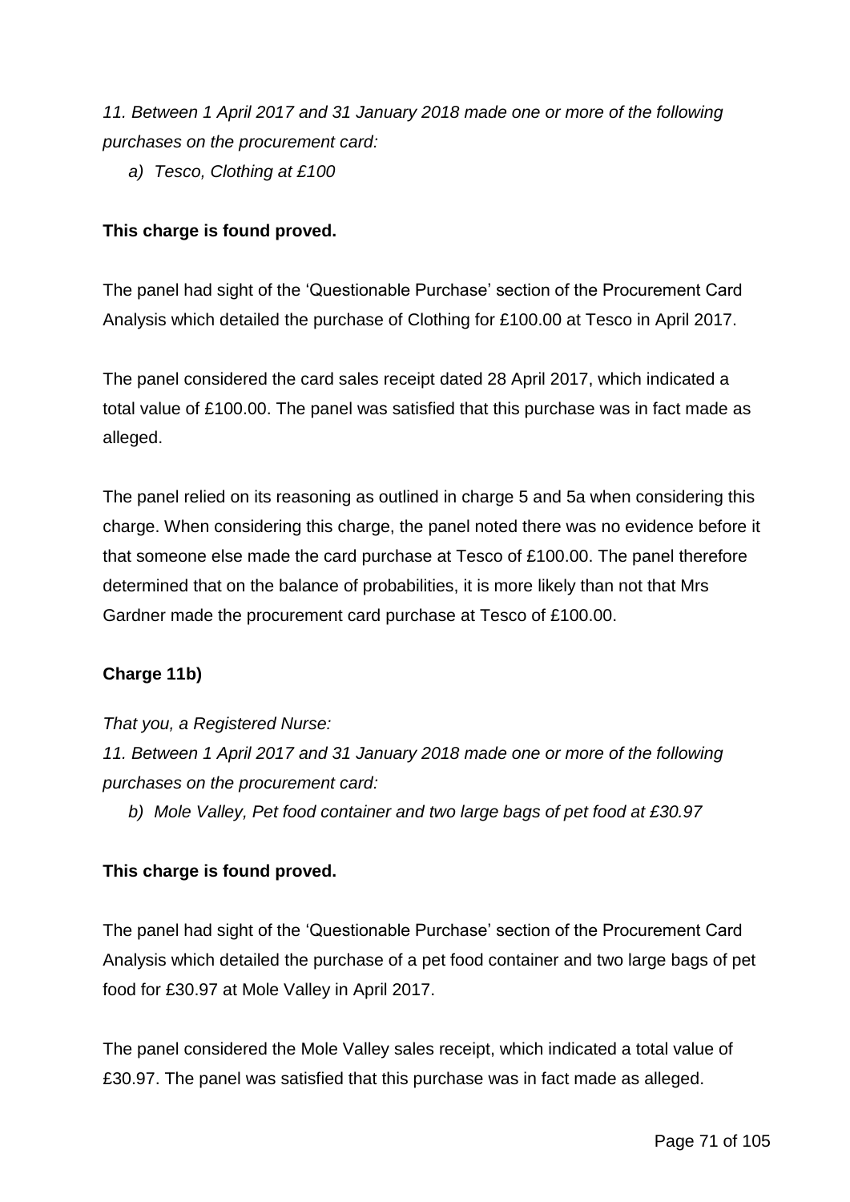*11. Between 1 April 2017 and 31 January 2018 made one or more of the following purchases on the procurement card:*

*a) Tesco, Clothing at £100*

**This charge is found proved.**

The panel had sight of the 'Questionable Purchase' section of the Procurement Card Analysis which detailed the purchase of Clothing for £100.00 at Tesco in April 2017.

The panel considered the card sales receipt dated 28 April 2017, which indicated a total value of £100.00. The panel was satisfied that this purchase was in fact made as alleged.

The panel relied on its reasoning as outlined in charge 5 and 5a when considering this charge. When considering this charge, the panel noted there was no evidence before it that someone else made the card purchase at Tesco of £100.00. The panel therefore determined that on the balance of probabilities, it is more likely than not that Mrs Gardner made the procurement card purchase at Tesco of £100.00.

**Charge 11b)**

*That you, a Registered Nurse:*

*11. Between 1 April 2017 and 31 January 2018 made one or more of the following purchases on the procurement card:*

*b) Mole Valley, Pet food container and two large bags of pet food at £30.97*

**This charge is found proved.**

The panel had sight of the 'Questionable Purchase' section of the Procurement Card Analysis which detailed the purchase of a pet food container and two large bags of pet food for £30.97 at Mole Valley in April 2017.

The panel considered the Mole Valley sales receipt, which indicated a total value of £30.97. The panel was satisfied that this purchase was in fact made as alleged.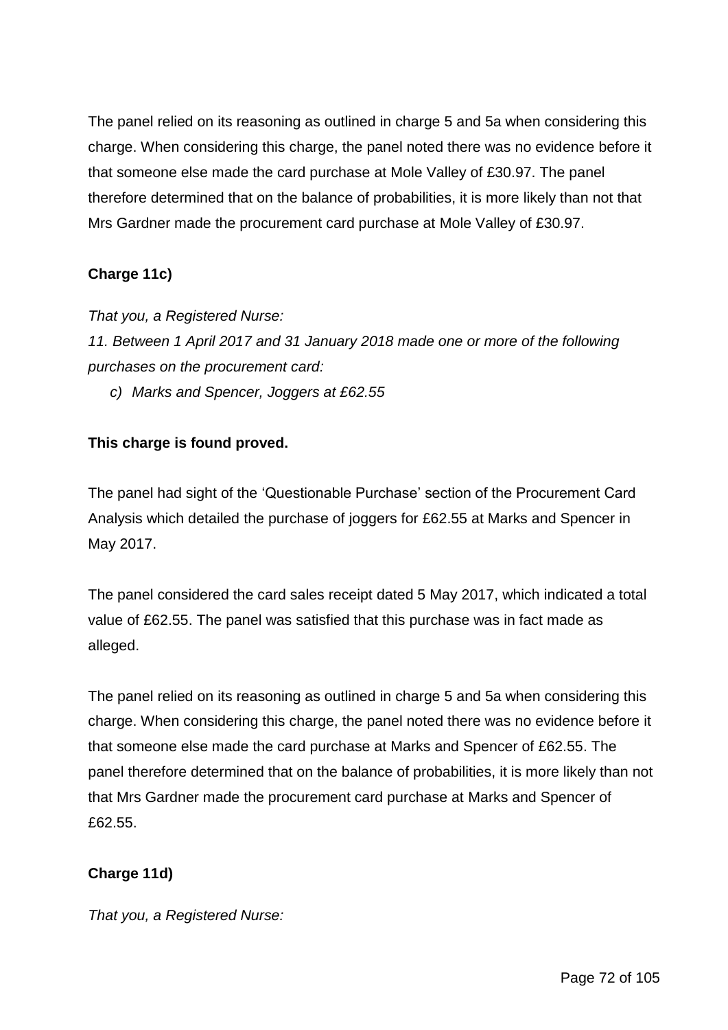The panel relied on its reasoning as outlined in charge 5 and 5a when considering this charge. When considering this charge, the panel noted there was no evidence before it that someone else made the card purchase at Mole Valley of £30.97. The panel therefore determined that on the balance of probabilities, it is more likely than not that Mrs Gardner made the procurement card purchase at Mole Valley of £30.97.

**Charge 11c)**

*That you, a Registered Nurse:*

*11. Between 1 April 2017 and 31 January 2018 made one or more of the following purchases on the procurement card:*

*c) Marks and Spencer, Joggers at £62.55*

**This charge is found proved.**

The panel had sight of the 'Questionable Purchase' section of the Procurement Card Analysis which detailed the purchase of joggers for £62.55 at Marks and Spencer in May 2017.

The panel considered the card sales receipt dated 5 May 2017, which indicated a total value of £62.55. The panel was satisfied that this purchase was in fact made as alleged.

The panel relied on its reasoning as outlined in charge 5 and 5a when considering this charge. When considering this charge, the panel noted there was no evidence before it that someone else made the card purchase at Marks and Spencer of £62.55. The panel therefore determined that on the balance of probabilities, it is more likely than not that Mrs Gardner made the procurement card purchase at Marks and Spencer of £62.55.

**Charge 11d)**

*That you, a Registered Nurse:*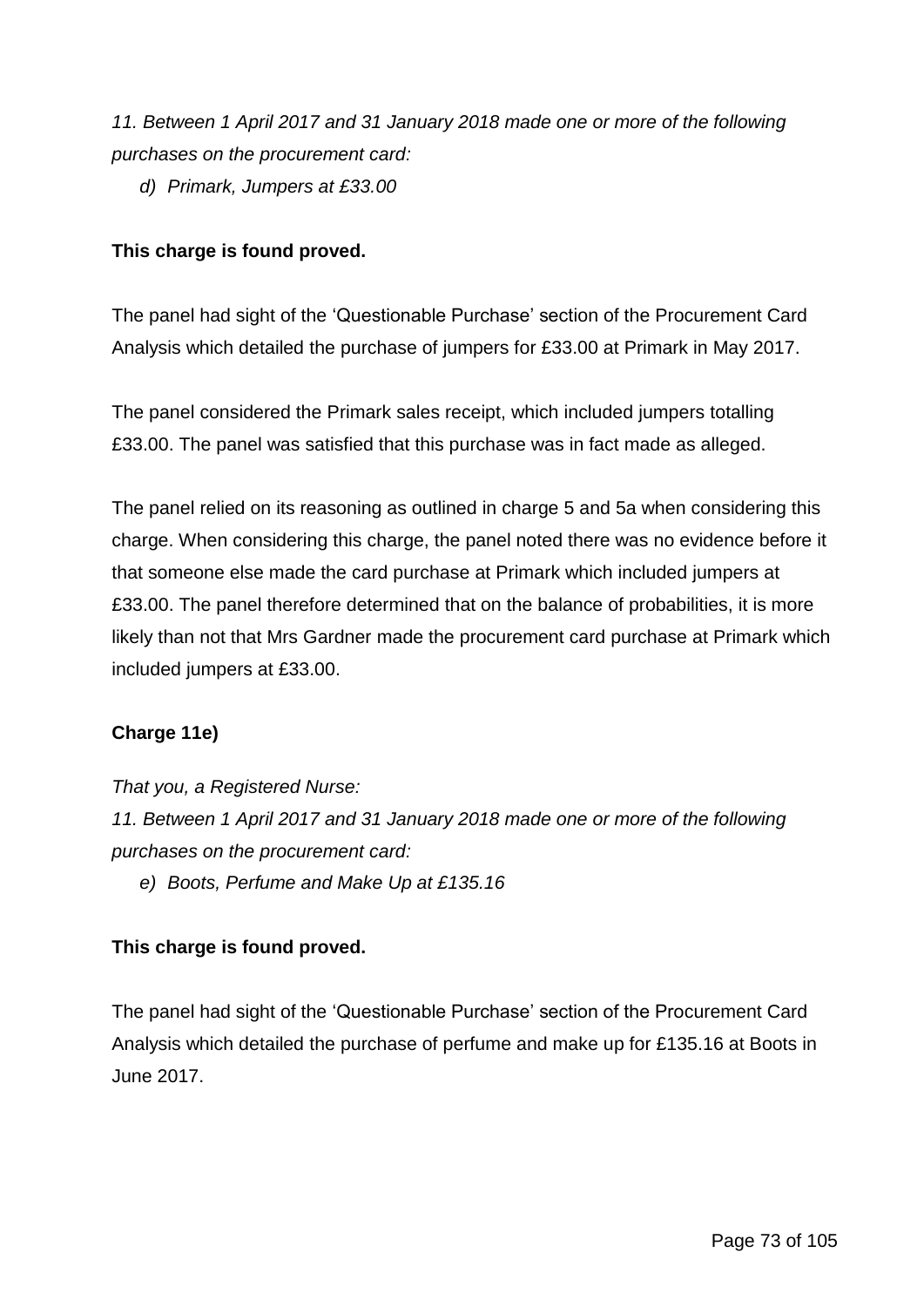*11. Between 1 April 2017 and 31 January 2018 made one or more of the following purchases on the procurement card:*

*d) Primark, Jumpers at £33.00*

**This charge is found proved.**

The panel had sight of the 'Questionable Purchase' section of the Procurement Card Analysis which detailed the purchase of jumpers for £33.00 at Primark in May 2017.

The panel considered the Primark sales receipt, which included jumpers totalling £33.00. The panel was satisfied that this purchase was in fact made as alleged.

The panel relied on its reasoning as outlined in charge 5 and 5a when considering this charge. When considering this charge, the panel noted there was no evidence before it that someone else made the card purchase at Primark which included jumpers at £33.00. The panel therefore determined that on the balance of probabilities, it is more likely than not that Mrs Gardner made the procurement card purchase at Primark which included jumpers at £33.00.

**Charge 11e)**

*That you, a Registered Nurse:*

*11. Between 1 April 2017 and 31 January 2018 made one or more of the following purchases on the procurement card:*

*e) Boots, Perfume and Make Up at £135.16*

**This charge is found proved.**

The panel had sight of the 'Questionable Purchase' section of the Procurement Card Analysis which detailed the purchase of perfume and make up for £135.16 at Boots in June 2017.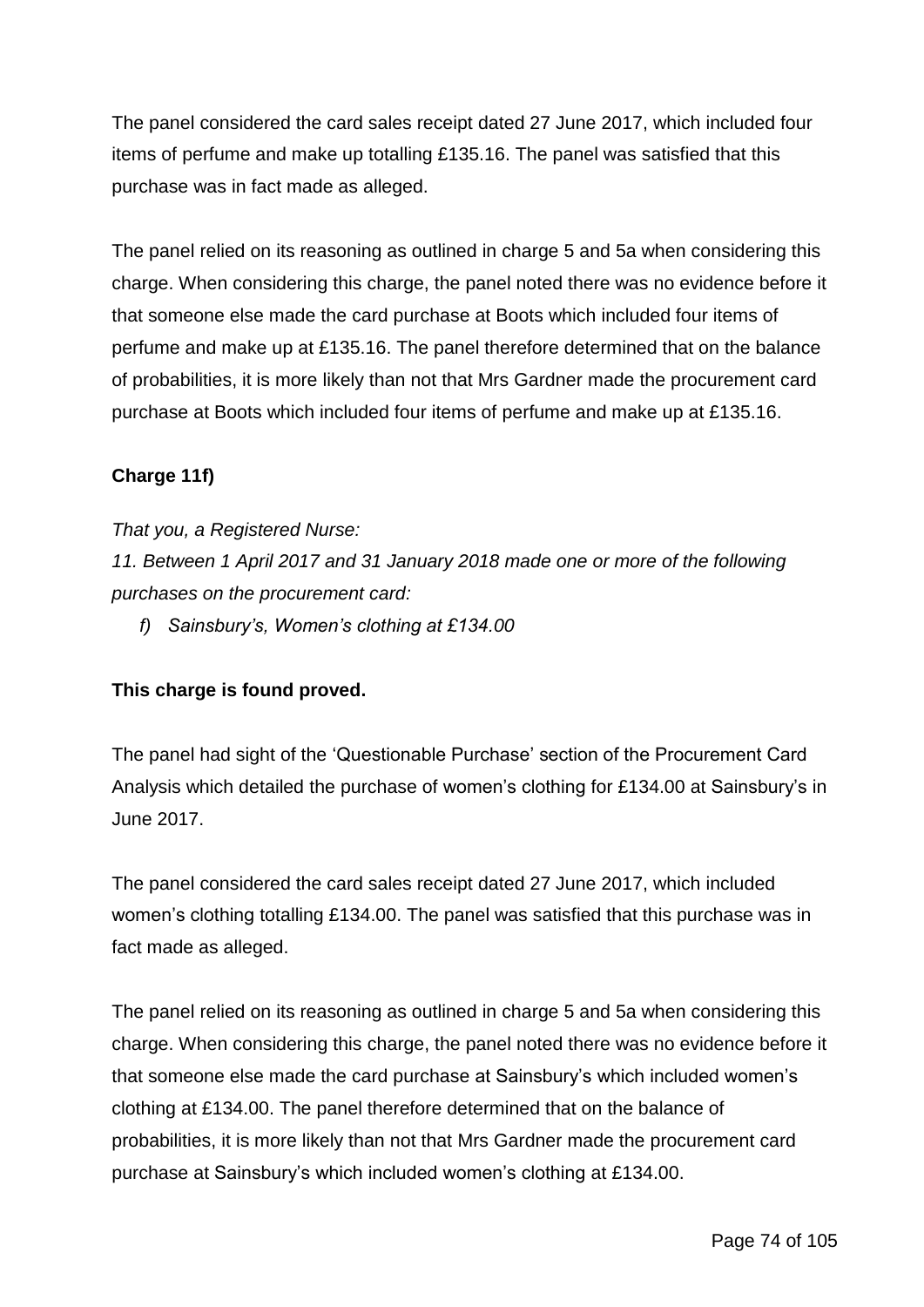The panel considered the card sales receipt dated 27 June 2017, which included four items of perfume and make up totalling £135.16. The panel was satisfied that this purchase was in fact made as alleged.

The panel relied on its reasoning as outlined in charge 5 and 5a when considering this charge. When considering this charge, the panel noted there was no evidence before it that someone else made the card purchase at Boots which included four items of perfume and make up at £135.16. The panel therefore determined that on the balance of probabilities, it is more likely than not that Mrs Gardner made the procurement card purchase at Boots which included four items of perfume and make up at £135.16.

**Charge 11f)**

*That you, a Registered Nurse:*

*11. Between 1 April 2017 and 31 January 2018 made one or more of the following purchases on the procurement card:*

*f) Sainsbury's, Women's clothing at £134.00*

**This charge is found proved.**

The panel had sight of the 'Questionable Purchase' section of the Procurement Card Analysis which detailed the purchase of women's clothing for £134.00 at Sainsbury's in June 2017.

The panel considered the card sales receipt dated 27 June 2017, which included women's clothing totalling £134.00. The panel was satisfied that this purchase was in fact made as alleged.

The panel relied on its reasoning as outlined in charge 5 and 5a when considering this charge. When considering this charge, the panel noted there was no evidence before it that someone else made the card purchase at Sainsbury's which included women's clothing at £134.00. The panel therefore determined that on the balance of probabilities, it is more likely than not that Mrs Gardner made the procurement card purchase at Sainsbury's which included women's clothing at £134.00.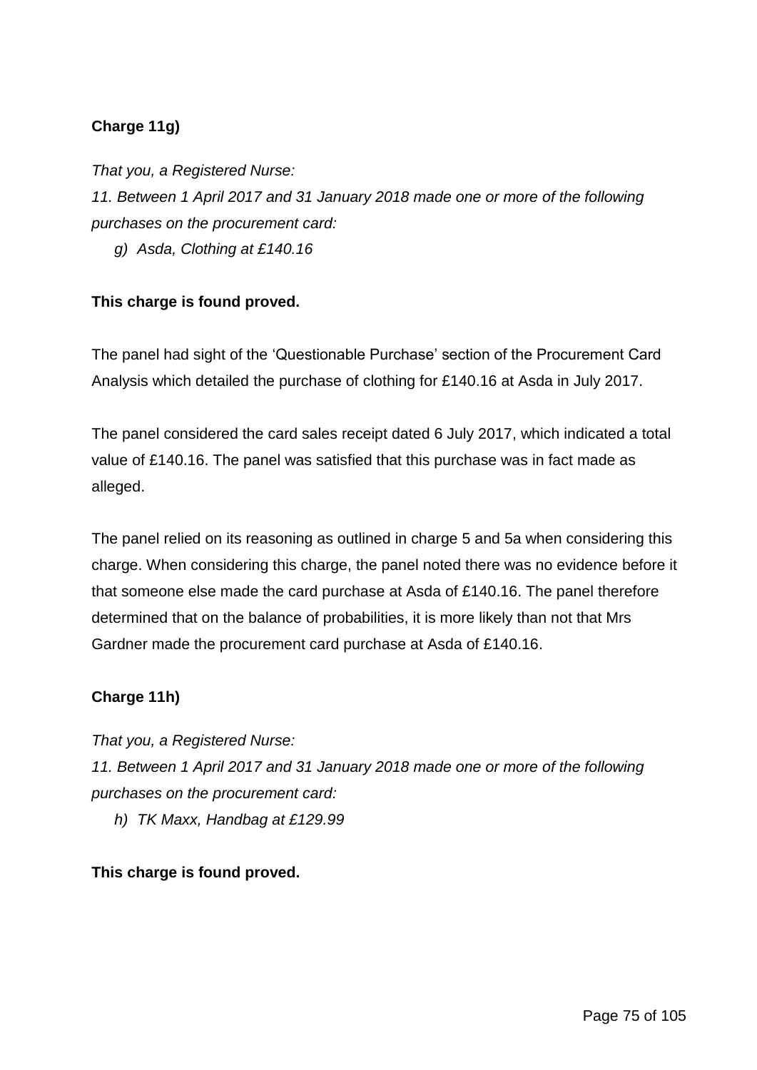**Charge 11g)**

*That you, a Registered Nurse:*
*11. Between 1 April 2017 and 31 January 2018 made one or more of the following purchases on the procurement card:*

*g) Asda, Clothing at £140.16*

**This charge is found proved.**

The panel had sight of the 'Questionable Purchase' section of the Procurement Card Analysis which detailed the purchase of clothing for £140.16 at Asda in July 2017.

The panel considered the card sales receipt dated 6 July 2017, which indicated a total value of £140.16. The panel was satisfied that this purchase was in fact made as alleged.

The panel relied on its reasoning as outlined in charge 5 and 5a when considering this charge. When considering this charge, the panel noted there was no evidence before it that someone else made the card purchase at Asda of £140.16. The panel therefore determined that on the balance of probabilities, it is more likely than not that Mrs Gardner made the procurement card purchase at Asda of £140.16.

**Charge 11h)**

*That you, a Registered Nurse:*
*11. Between 1 April 2017 and 31 January 2018 made one or more of the following purchases on the procurement card:*

*h) TK Maxx, Handbag at £129.99*

**This charge is found proved.**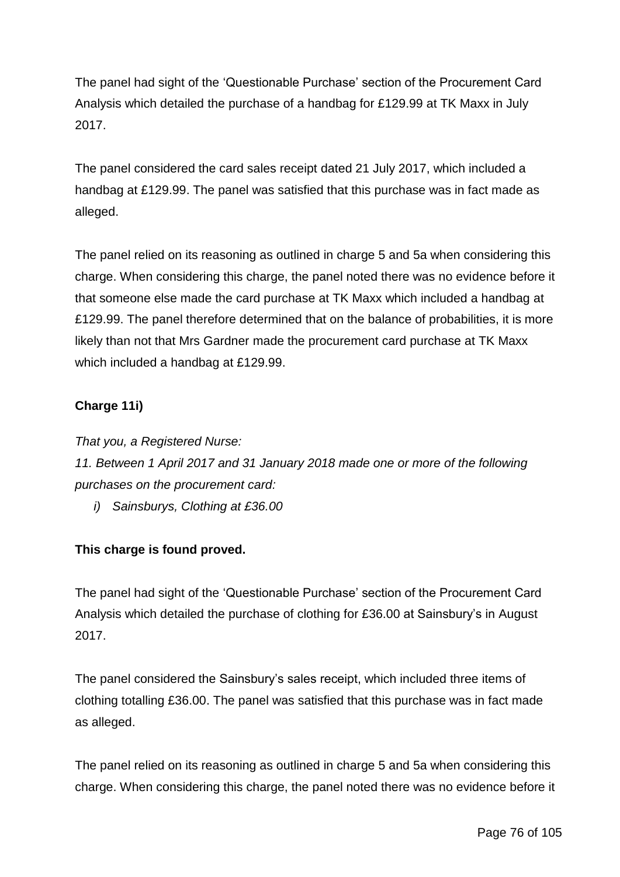The panel had sight of the 'Questionable Purchase' section of the Procurement Card Analysis which detailed the purchase of a handbag for £129.99 at TK Maxx in July 2017.

The panel considered the card sales receipt dated 21 July 2017, which included a handbag at £129.99. The panel was satisfied that this purchase was in fact made as alleged.

The panel relied on its reasoning as outlined in charge 5 and 5a when considering this charge. When considering this charge, the panel noted there was no evidence before it that someone else made the card purchase at TK Maxx which included a handbag at £129.99. The panel therefore determined that on the balance of probabilities, it is more likely than not that Mrs Gardner made the procurement card purchase at TK Maxx which included a handbag at £129.99.

**Charge 11i)**

*That you, a Registered Nurse:*

*11. Between 1 April 2017 and 31 January 2018 made one or more of the following purchases on the procurement card:*

*i) Sainsburys, Clothing at £36.00*

**This charge is found proved.**

The panel had sight of the 'Questionable Purchase' section of the Procurement Card Analysis which detailed the purchase of clothing for £36.00 at Sainsbury's in August 2017.

The panel considered the Sainsbury's sales receipt, which included three items of clothing totalling £36.00. The panel was satisfied that this purchase was in fact made as alleged.

The panel relied on its reasoning as outlined in charge 5 and 5a when considering this charge. When considering this charge, the panel noted there was no evidence before it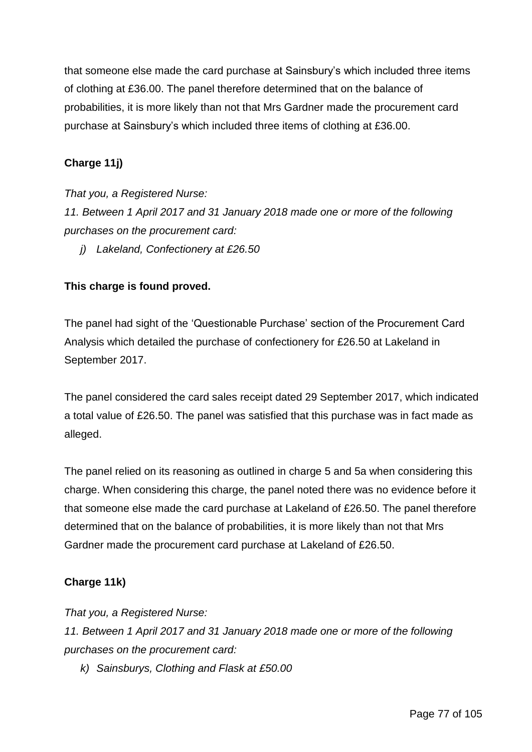that someone else made the card purchase at Sainsbury's which included three items of clothing at £36.00. The panel therefore determined that on the balance of probabilities, it is more likely than not that Mrs Gardner made the procurement card purchase at Sainsbury's which included three items of clothing at £36.00.

**Charge 11j)**

*That you, a Registered Nurse:*

*11. Between 1 April 2017 and 31 January 2018 made one or more of the following purchases on the procurement card:*

*j) Lakeland, Confectionery at £26.50*

**This charge is found proved.**

The panel had sight of the 'Questionable Purchase' section of the Procurement Card Analysis which detailed the purchase of confectionery for £26.50 at Lakeland in September 2017.

The panel considered the card sales receipt dated 29 September 2017, which indicated a total value of £26.50. The panel was satisfied that this purchase was in fact made as alleged.

The panel relied on its reasoning as outlined in charge 5 and 5a when considering this charge. When considering this charge, the panel noted there was no evidence before it that someone else made the card purchase at Lakeland of £26.50. The panel therefore determined that on the balance of probabilities, it is more likely than not that Mrs Gardner made the procurement card purchase at Lakeland of £26.50.

**Charge 11k)**

*That you, a Registered Nurse:*

*11. Between 1 April 2017 and 31 January 2018 made one or more of the following purchases on the procurement card:*

*k) Sainsburys, Clothing and Flask at £50.00*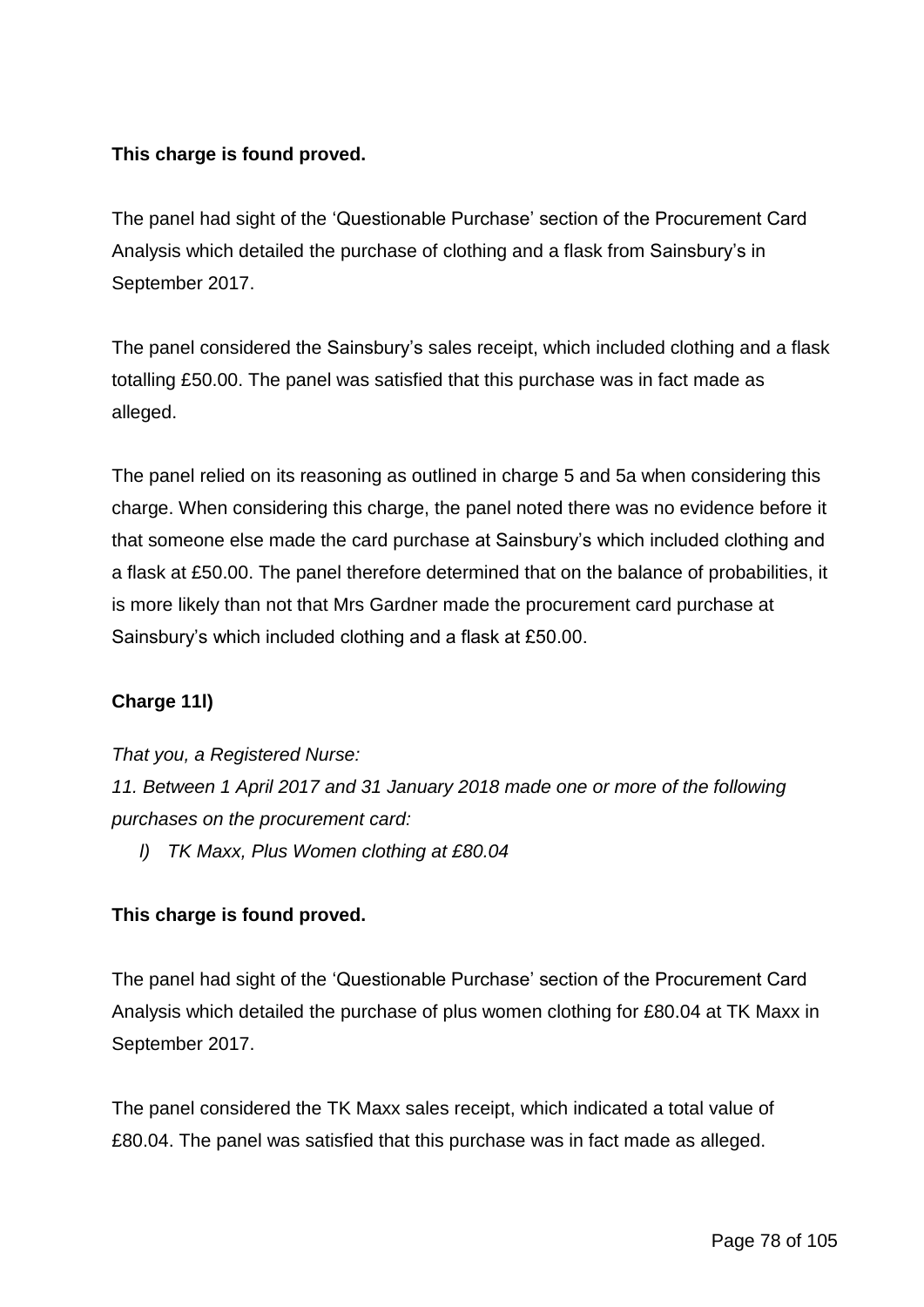**This charge is found proved.**

The panel had sight of the 'Questionable Purchase' section of the Procurement Card Analysis which detailed the purchase of clothing and a flask from Sainsbury's in September 2017.

The panel considered the Sainsbury's sales receipt, which included clothing and a flask totalling £50.00. The panel was satisfied that this purchase was in fact made as alleged.

The panel relied on its reasoning as outlined in charge 5 and 5a when considering this charge. When considering this charge, the panel noted there was no evidence before it that someone else made the card purchase at Sainsbury's which included clothing and a flask at £50.00. The panel therefore determined that on the balance of probabilities, it is more likely than not that Mrs Gardner made the procurement card purchase at Sainsbury's which included clothing and a flask at £50.00.

**Charge 11l)**

*That you, a Registered Nurse:*

*11. Between 1 April 2017 and 31 January 2018 made one or more of the following purchases on the procurement card:*

*l) TK Maxx, Plus Women clothing at £80.04*

**This charge is found proved.**

The panel had sight of the 'Questionable Purchase' section of the Procurement Card Analysis which detailed the purchase of plus women clothing for £80.04 at TK Maxx in September 2017.

The panel considered the TK Maxx sales receipt, which indicated a total value of £80.04. The panel was satisfied that this purchase was in fact made as alleged.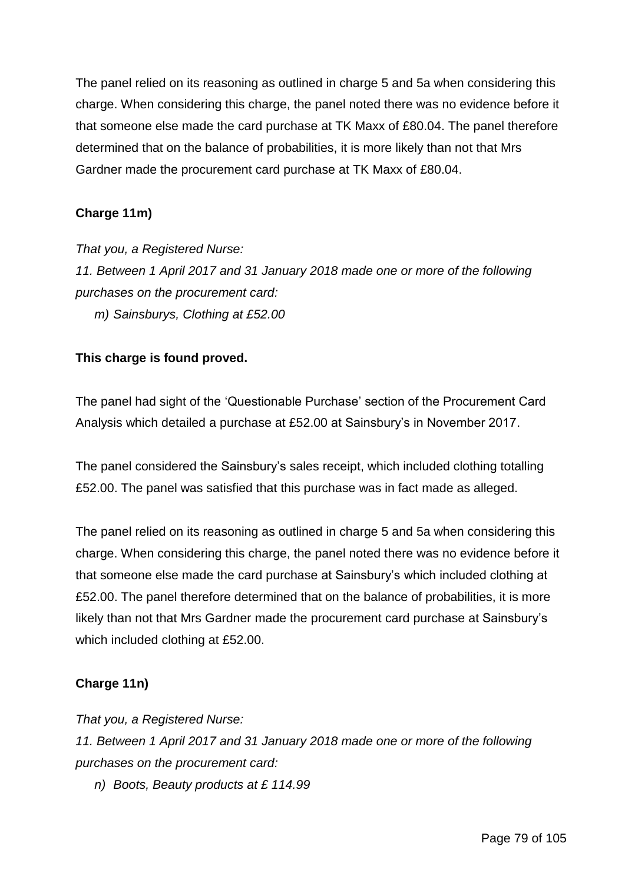The panel relied on its reasoning as outlined in charge 5 and 5a when considering this charge. When considering this charge, the panel noted there was no evidence before it that someone else made the card purchase at TK Maxx of £80.04. The panel therefore determined that on the balance of probabilities, it is more likely than not that Mrs Gardner made the procurement card purchase at TK Maxx of £80.04.

**Charge 11m)**

*That you, a Registered Nurse:*

*11. Between 1 April 2017 and 31 January 2018 made one or more of the following purchases on the procurement card:*

*m) Sainsburys, Clothing at £52.00*

**This charge is found proved.**

The panel had sight of the 'Questionable Purchase' section of the Procurement Card Analysis which detailed a purchase at £52.00 at Sainsbury's in November 2017.

The panel considered the Sainsbury's sales receipt, which included clothing totalling £52.00. The panel was satisfied that this purchase was in fact made as alleged.

The panel relied on its reasoning as outlined in charge 5 and 5a when considering this charge. When considering this charge, the panel noted there was no evidence before it that someone else made the card purchase at Sainsbury's which included clothing at £52.00. The panel therefore determined that on the balance of probabilities, it is more likely than not that Mrs Gardner made the procurement card purchase at Sainsbury's which included clothing at £52.00.

**Charge 11n)**

*That you, a Registered Nurse:*

*11. Between 1 April 2017 and 31 January 2018 made one or more of the following purchases on the procurement card:*

*n) Boots, Beauty products at £ 114.99*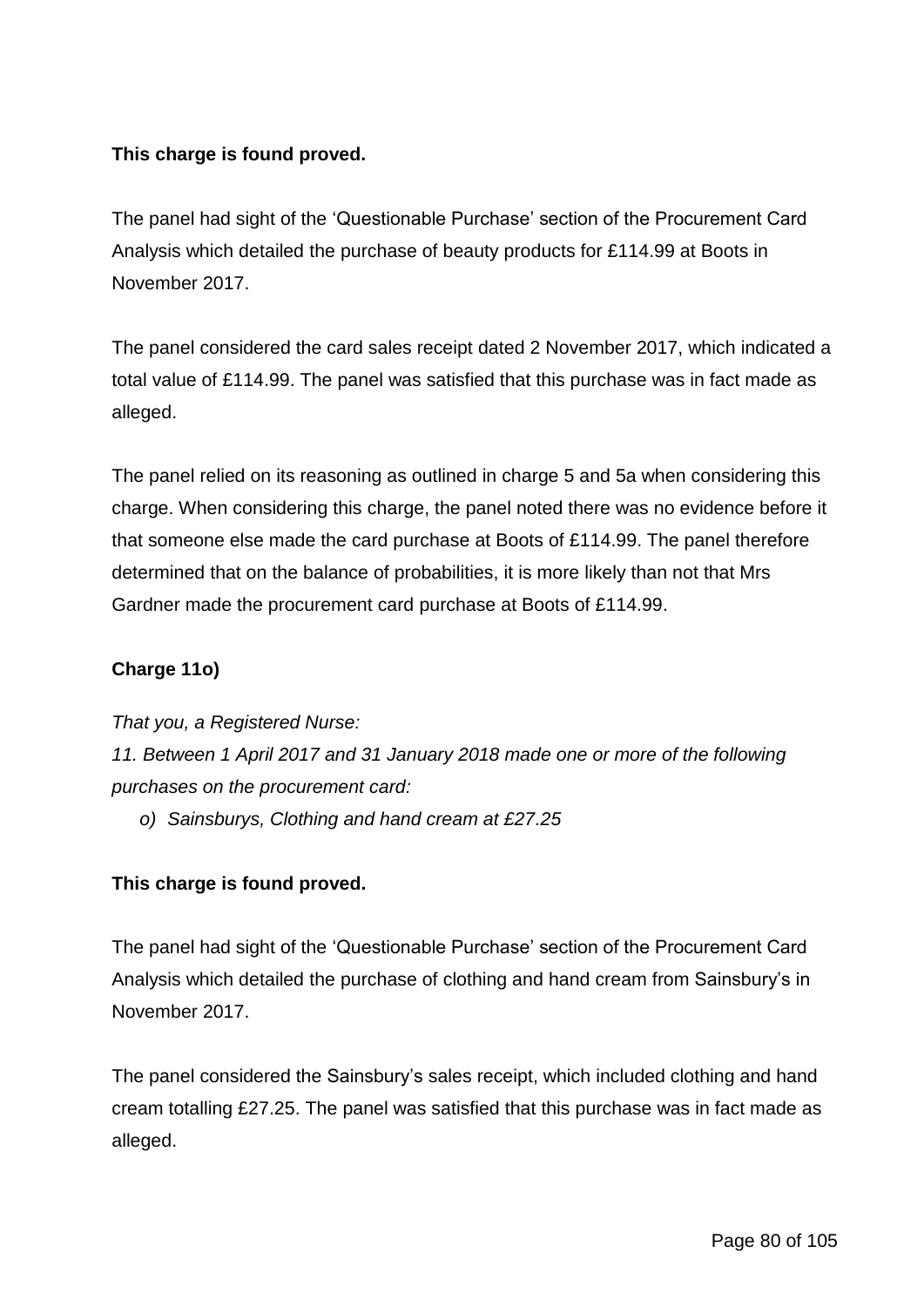**This charge is found proved.**

The panel had sight of the 'Questionable Purchase' section of the Procurement Card Analysis which detailed the purchase of beauty products for £114.99 at Boots in November 2017.

The panel considered the card sales receipt dated 2 November 2017, which indicated a total value of £114.99. The panel was satisfied that this purchase was in fact made as alleged.

The panel relied on its reasoning as outlined in charge 5 and 5a when considering this charge. When considering this charge, the panel noted there was no evidence before it that someone else made the card purchase at Boots of £114.99. The panel therefore determined that on the balance of probabilities, it is more likely than not that Mrs Gardner made the procurement card purchase at Boots of £114.99.

**Charge 11o)**

*That you, a Registered Nurse:*

*11. Between 1 April 2017 and 31 January 2018 made one or more of the following purchases on the procurement card:*

- *o) Sainsburys, Clothing and hand cream at £27.25*

**This charge is found proved.**

The panel had sight of the 'Questionable Purchase' section of the Procurement Card Analysis which detailed the purchase of clothing and hand cream from Sainsbury's in November 2017.

The panel considered the Sainsbury's sales receipt, which included clothing and hand cream totalling £27.25. The panel was satisfied that this purchase was in fact made as alleged.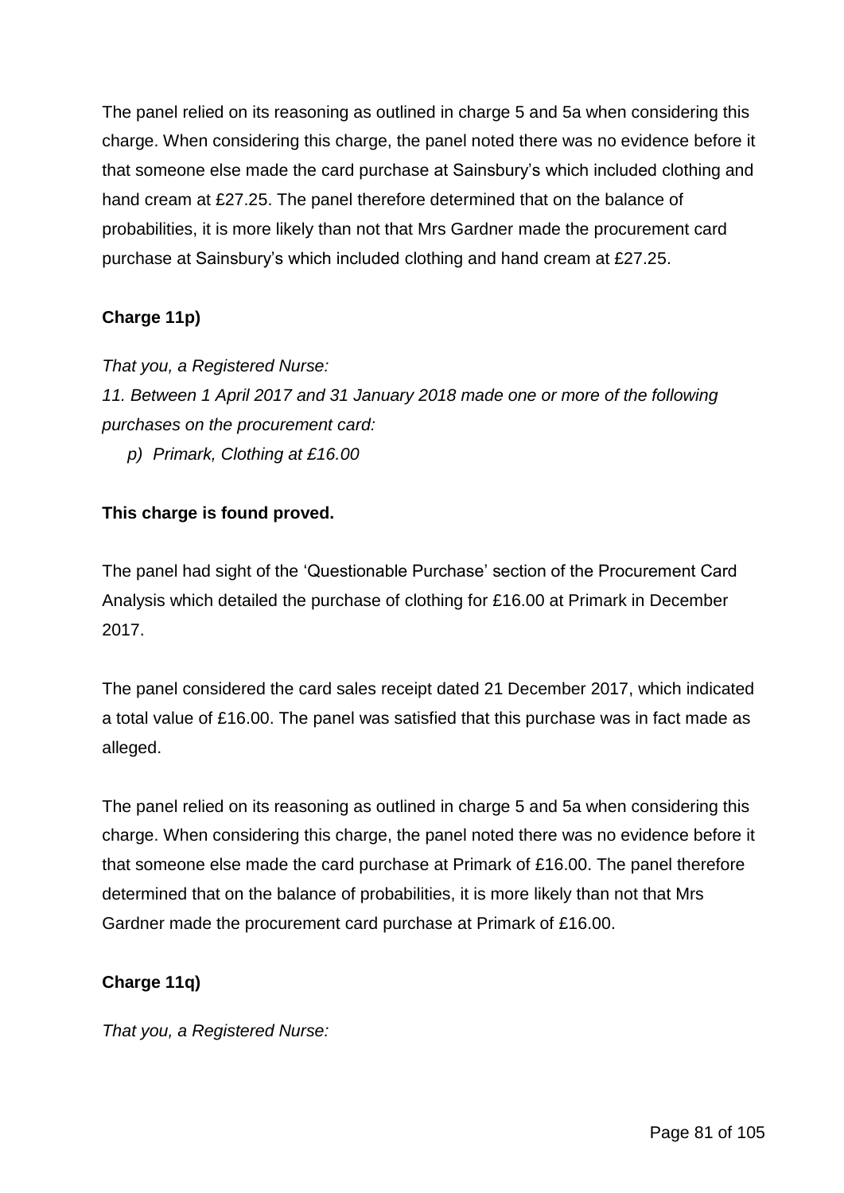The panel relied on its reasoning as outlined in charge 5 and 5a when considering this charge. When considering this charge, the panel noted there was no evidence before it that someone else made the card purchase at Sainsbury's which included clothing and hand cream at £27.25. The panel therefore determined that on the balance of probabilities, it is more likely than not that Mrs Gardner made the procurement card purchase at Sainsbury's which included clothing and hand cream at £27.25.

**Charge 11p)**

*That you, a Registered Nurse:*

*11. Between 1 April 2017 and 31 January 2018 made one or more of the following purchases on the procurement card:*

*p) Primark, Clothing at £16.00*

**This charge is found proved.**

The panel had sight of the 'Questionable Purchase' section of the Procurement Card Analysis which detailed the purchase of clothing for £16.00 at Primark in December 2017.

The panel considered the card sales receipt dated 21 December 2017, which indicated a total value of £16.00. The panel was satisfied that this purchase was in fact made as alleged.

The panel relied on its reasoning as outlined in charge 5 and 5a when considering this charge. When considering this charge, the panel noted there was no evidence before it that someone else made the card purchase at Primark of £16.00. The panel therefore determined that on the balance of probabilities, it is more likely than not that Mrs Gardner made the procurement card purchase at Primark of £16.00.

**Charge 11q)**

*That you, a Registered Nurse:*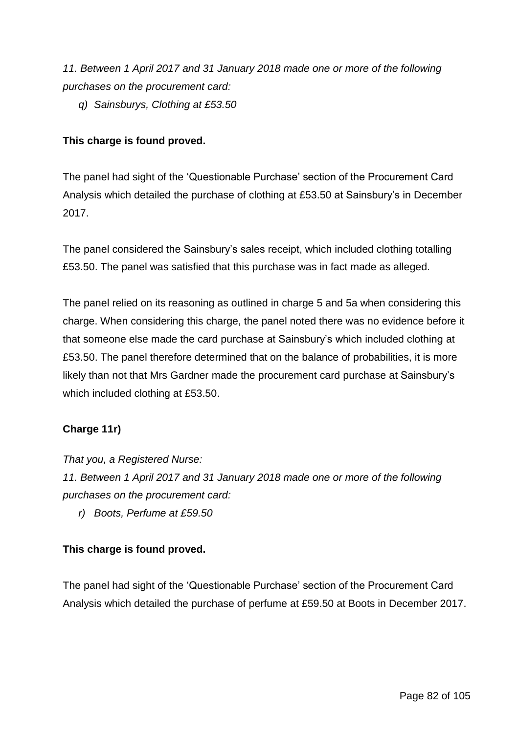*11. Between 1 April 2017 and 31 January 2018 made one or more of the following purchases on the procurement card:*

*q) Sainsburys, Clothing at £53.50*

**This charge is found proved.**

The panel had sight of the 'Questionable Purchase' section of the Procurement Card Analysis which detailed the purchase of clothing at £53.50 at Sainsbury's in December 2017.

The panel considered the Sainsbury's sales receipt, which included clothing totalling £53.50. The panel was satisfied that this purchase was in fact made as alleged.

The panel relied on its reasoning as outlined in charge 5 and 5a when considering this charge. When considering this charge, the panel noted there was no evidence before it that someone else made the card purchase at Sainsbury's which included clothing at £53.50. The panel therefore determined that on the balance of probabilities, it is more likely than not that Mrs Gardner made the procurement card purchase at Sainsbury's which included clothing at £53.50.

**Charge 11r)**

*That you, a Registered Nurse:*

*11. Between 1 April 2017 and 31 January 2018 made one or more of the following purchases on the procurement card:*

*r) Boots, Perfume at £59.50*

**This charge is found proved.**

The panel had sight of the 'Questionable Purchase' section of the Procurement Card Analysis which detailed the purchase of perfume at £59.50 at Boots in December 2017.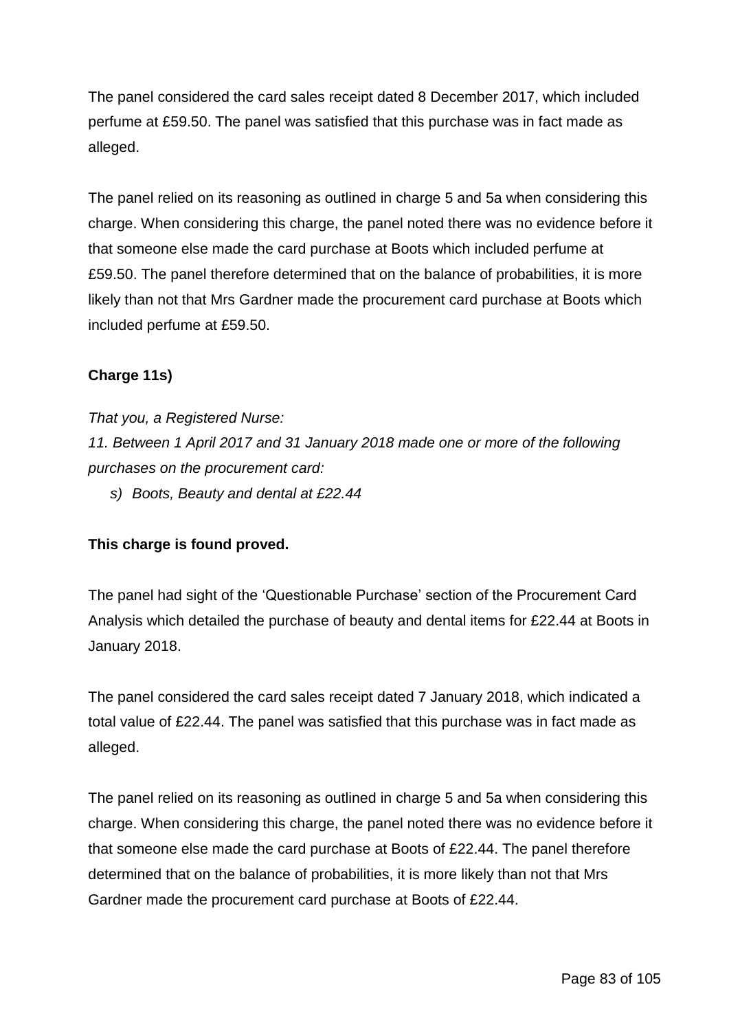The panel considered the card sales receipt dated 8 December 2017, which included perfume at £59.50. The panel was satisfied that this purchase was in fact made as alleged.

The panel relied on its reasoning as outlined in charge 5 and 5a when considering this charge. When considering this charge, the panel noted there was no evidence before it that someone else made the card purchase at Boots which included perfume at £59.50. The panel therefore determined that on the balance of probabilities, it is more likely than not that Mrs Gardner made the procurement card purchase at Boots which included perfume at £59.50.

**Charge 11s)**

*That you, a Registered Nurse:*

*11. Between 1 April 2017 and 31 January 2018 made one or more of the following purchases on the procurement card:*

*s) Boots, Beauty and dental at £22.44*

**This charge is found proved.**

The panel had sight of the 'Questionable Purchase' section of the Procurement Card Analysis which detailed the purchase of beauty and dental items for £22.44 at Boots in January 2018.

The panel considered the card sales receipt dated 7 January 2018, which indicated a total value of £22.44. The panel was satisfied that this purchase was in fact made as alleged.

The panel relied on its reasoning as outlined in charge 5 and 5a when considering this charge. When considering this charge, the panel noted there was no evidence before it that someone else made the card purchase at Boots of £22.44. The panel therefore determined that on the balance of probabilities, it is more likely than not that Mrs Gardner made the procurement card purchase at Boots of £22.44.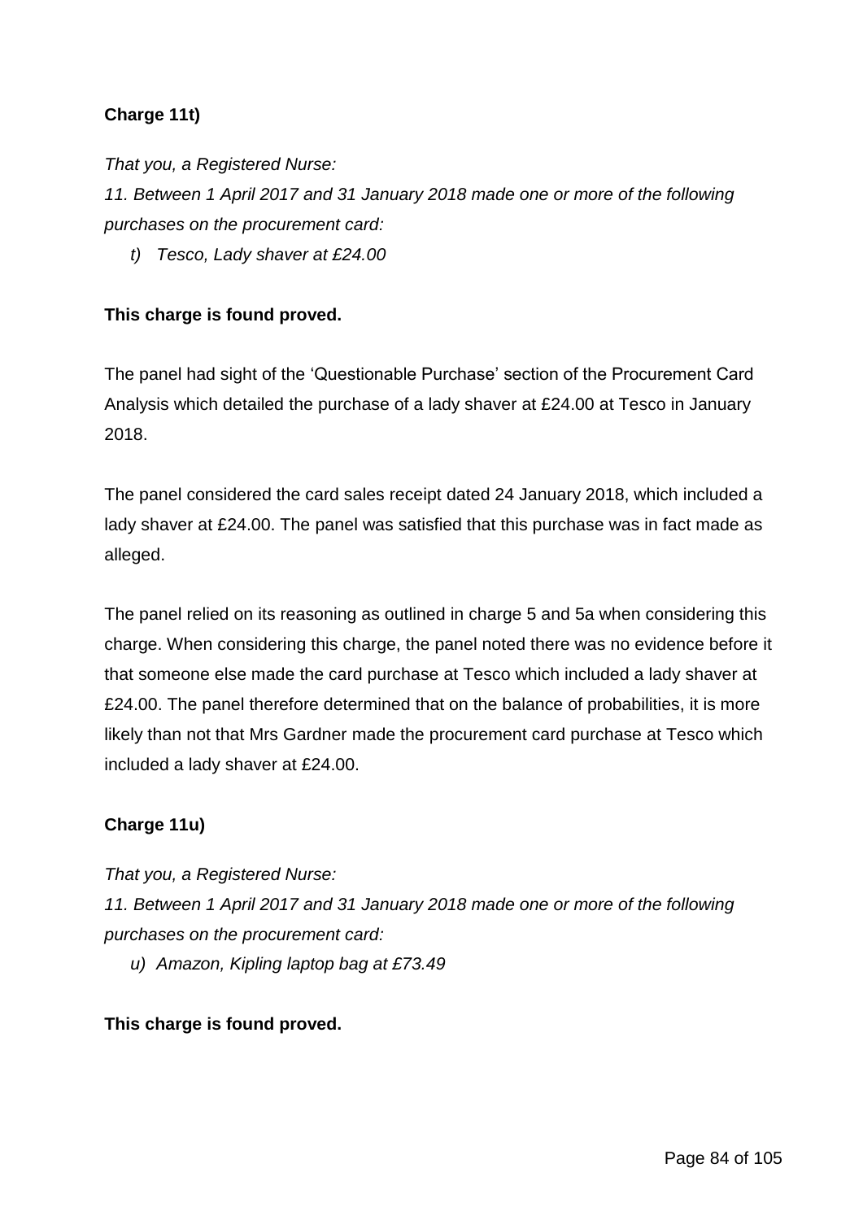**Charge 11t)**

*That you, a Registered Nurse:*

*11. Between 1 April 2017 and 31 January 2018 made one or more of the following purchases on the procurement card:*

*t) Tesco, Lady shaver at £24.00*

**This charge is found proved.**

The panel had sight of the 'Questionable Purchase' section of the Procurement Card Analysis which detailed the purchase of a lady shaver at £24.00 at Tesco in January 2018.

The panel considered the card sales receipt dated 24 January 2018, which included a lady shaver at £24.00. The panel was satisfied that this purchase was in fact made as alleged.

The panel relied on its reasoning as outlined in charge 5 and 5a when considering this charge. When considering this charge, the panel noted there was no evidence before it that someone else made the card purchase at Tesco which included a lady shaver at £24.00. The panel therefore determined that on the balance of probabilities, it is more likely than not that Mrs Gardner made the procurement card purchase at Tesco which included a lady shaver at £24.00.

**Charge 11u)**

*That you, a Registered Nurse:*

*11. Between 1 April 2017 and 31 January 2018 made one or more of the following purchases on the procurement card:*

*u) Amazon, Kipling laptop bag at £73.49*

**This charge is found proved.**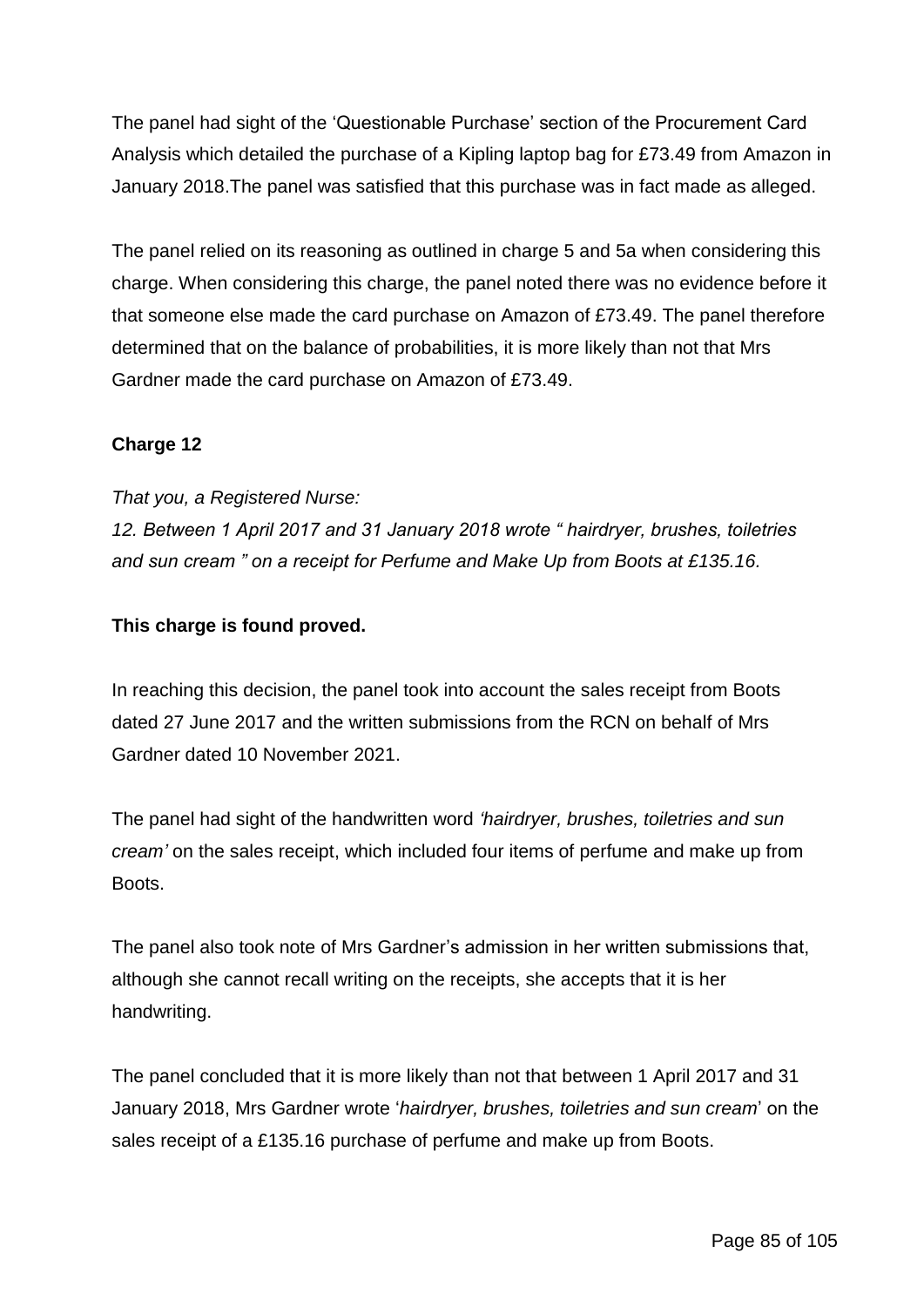The panel had sight of the 'Questionable Purchase' section of the Procurement Card Analysis which detailed the purchase of a Kipling laptop bag for £73.49 from Amazon in January 2018.The panel was satisfied that this purchase was in fact made as alleged.

The panel relied on its reasoning as outlined in charge 5 and 5a when considering this charge. When considering this charge, the panel noted there was no evidence before it that someone else made the card purchase on Amazon of £73.49. The panel therefore determined that on the balance of probabilities, it is more likely than not that Mrs Gardner made the card purchase on Amazon of £73.49.

**Charge 12**

*That you, a Registered Nurse:*
*12. Between 1 April 2017 and 31 January 2018 wrote " hairdryer, brushes, toiletries and sun cream " on a receipt for Perfume and Make Up from Boots at £135.16.*

**This charge is found proved.**

In reaching this decision, the panel took into account the sales receipt from Boots dated 27 June 2017 and the written submissions from the RCN on behalf of Mrs Gardner dated 10 November 2021.

The panel had sight of the handwritten word *'hairdryer, brushes, toiletries and sun cream'* on the sales receipt, which included four items of perfume and make up from Boots.

The panel also took note of Mrs Gardner's admission in her written submissions that, although she cannot recall writing on the receipts, she accepts that it is her handwriting.

The panel concluded that it is more likely than not that between 1 April 2017 and 31 January 2018, Mrs Gardner wrote '*hairdryer, brushes, toiletries and sun cream*' on the sales receipt of a £135.16 purchase of perfume and make up from Boots.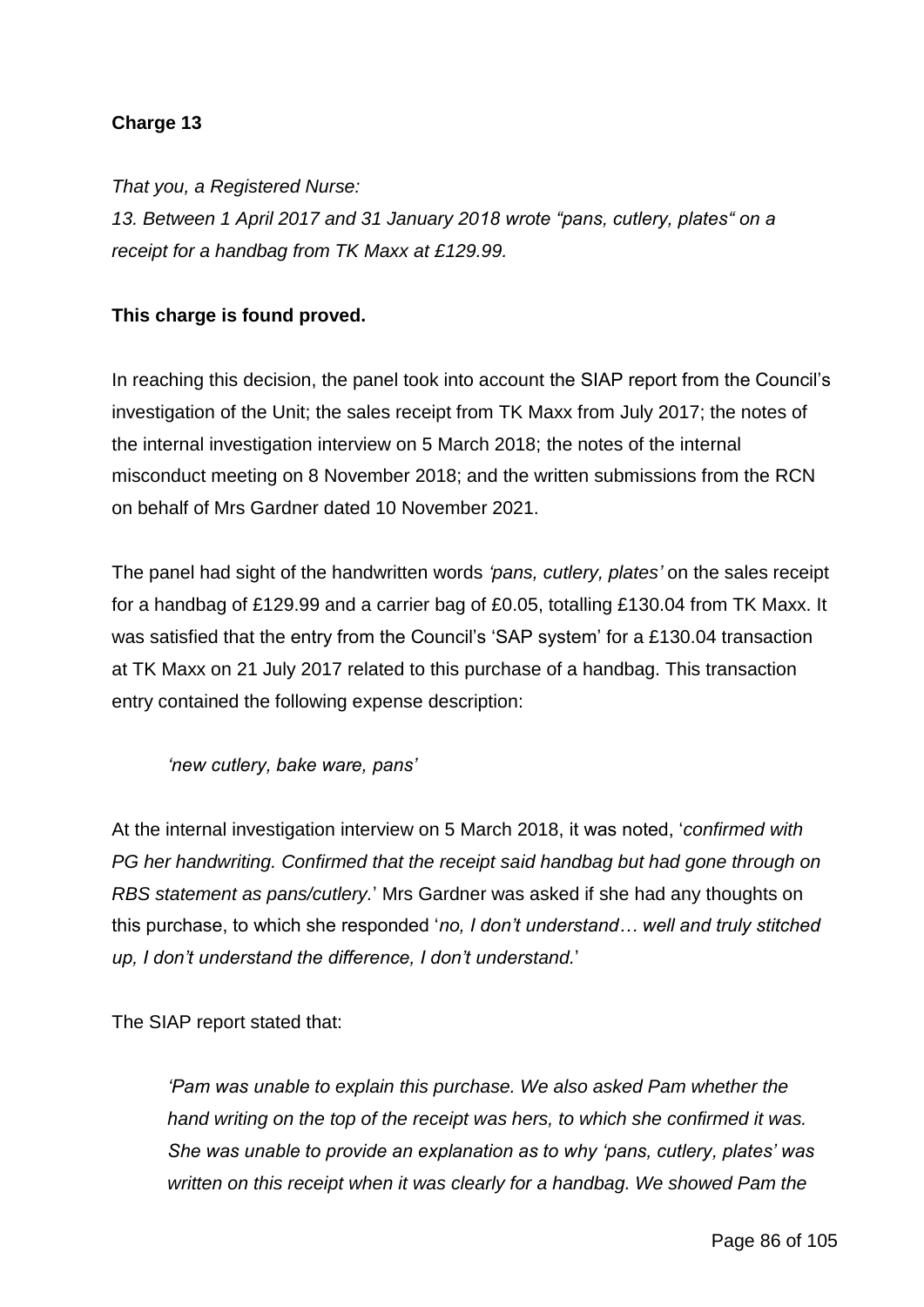**Charge 13**

*That you, a Registered Nurse:*
*13. Between 1 April 2017 and 31 January 2018 wrote "pans, cutlery, plates" on a receipt for a handbag from TK Maxx at £129.99.*

**This charge is found proved.**

In reaching this decision, the panel took into account the SIAP report from the Council's investigation of the Unit; the sales receipt from TK Maxx from July 2017; the notes of the internal investigation interview on 5 March 2018; the notes of the internal misconduct meeting on 8 November 2018; and the written submissions from the RCN on behalf of Mrs Gardner dated 10 November 2021.

The panel had sight of the handwritten words *'pans, cutlery, plates'* on the sales receipt for a handbag of £129.99 and a carrier bag of £0.05, totalling £130.04 from TK Maxx. It was satisfied that the entry from the Council's 'SAP system' for a £130.04 transaction at TK Maxx on 21 July 2017 related to this purchase of a handbag. This transaction entry contained the following expense description:

> *'new cutlery, bake ware, pans'*

At the internal investigation interview on 5 March 2018, it was noted, '*confirmed with PG her handwriting. Confirmed that the receipt said handbag but had gone through on RBS statement as pans/cutlery.*' Mrs Gardner was asked if she had any thoughts on this purchase, to which she responded '*no, I don't understand… well and truly stitched up, I don't understand the difference, I don't understand.*'

The SIAP report stated that:

> *'Pam was unable to explain this purchase. We also asked Pam whether the hand writing on the top of the receipt was hers, to which she confirmed it was. She was unable to provide an explanation as to why 'pans, cutlery, plates' was written on this receipt when it was clearly for a handbag. We showed Pam the*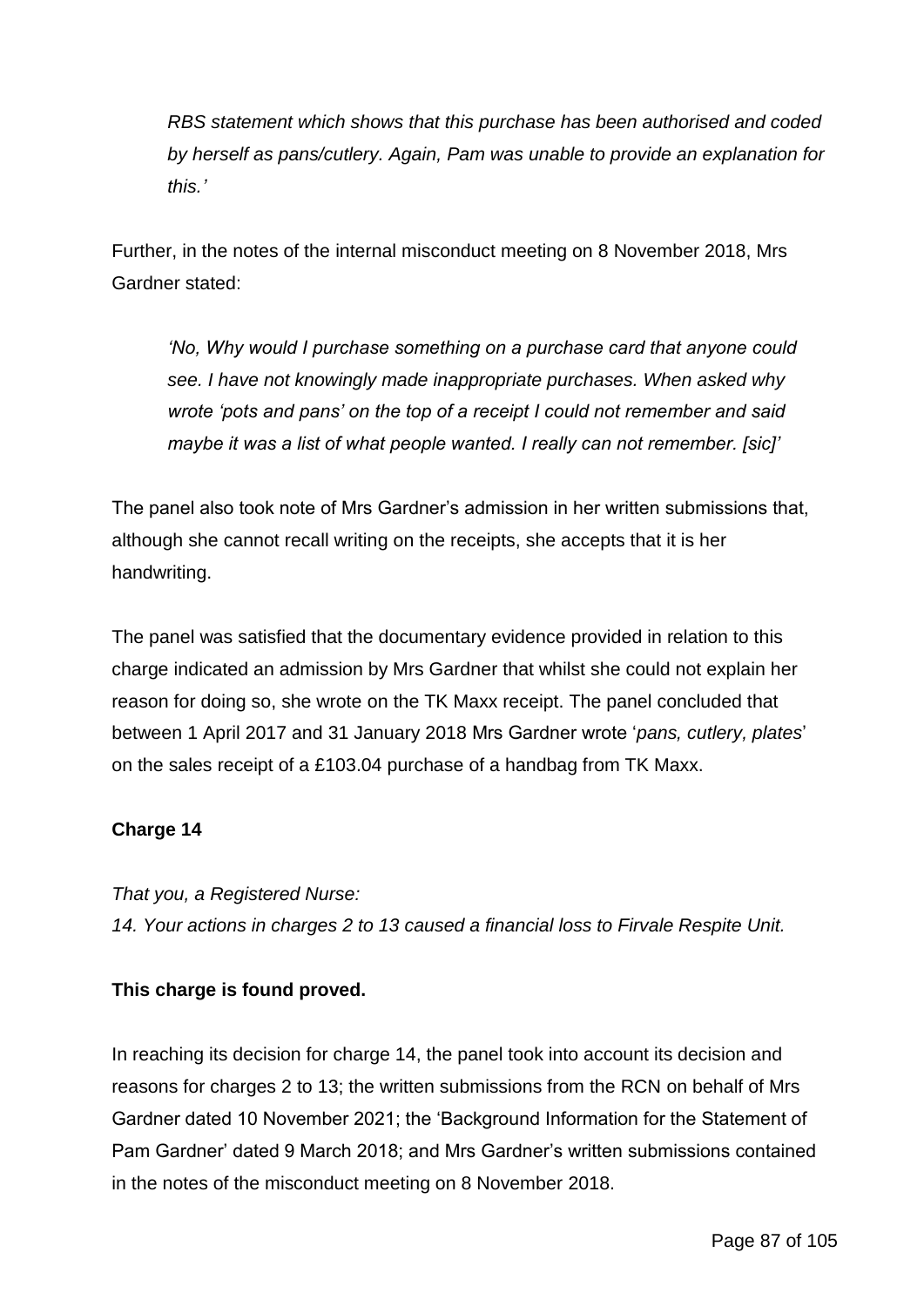*RBS statement which shows that this purchase has been authorised and coded by herself as pans/cutlery. Again, Pam was unable to provide an explanation for this.'*

Further, in the notes of the internal misconduct meeting on 8 November 2018, Mrs Gardner stated:

> *'No, Why would I purchase something on a purchase card that anyone could see. I have not knowingly made inappropriate purchases. When asked why wrote 'pots and pans' on the top of a receipt I could not remember and said maybe it was a list of what people wanted. I really can not remember. [sic]'*

The panel also took note of Mrs Gardner's admission in her written submissions that, although she cannot recall writing on the receipts, she accepts that it is her handwriting.

The panel was satisfied that the documentary evidence provided in relation to this charge indicated an admission by Mrs Gardner that whilst she could not explain her reason for doing so, she wrote on the TK Maxx receipt. The panel concluded that between 1 April 2017 and 31 January 2018 Mrs Gardner wrote '*pans, cutlery, plates*' on the sales receipt of a £103.04 purchase of a handbag from TK Maxx.

**Charge 14**

*That you, a Registered Nurse:*
*14. Your actions in charges 2 to 13 caused a financial loss to Firvale Respite Unit.*

**This charge is found proved.**

In reaching its decision for charge 14, the panel took into account its decision and reasons for charges 2 to 13; the written submissions from the RCN on behalf of Mrs Gardner dated 10 November 2021; the 'Background Information for the Statement of Pam Gardner' dated 9 March 2018; and Mrs Gardner's written submissions contained in the notes of the misconduct meeting on 8 November 2018.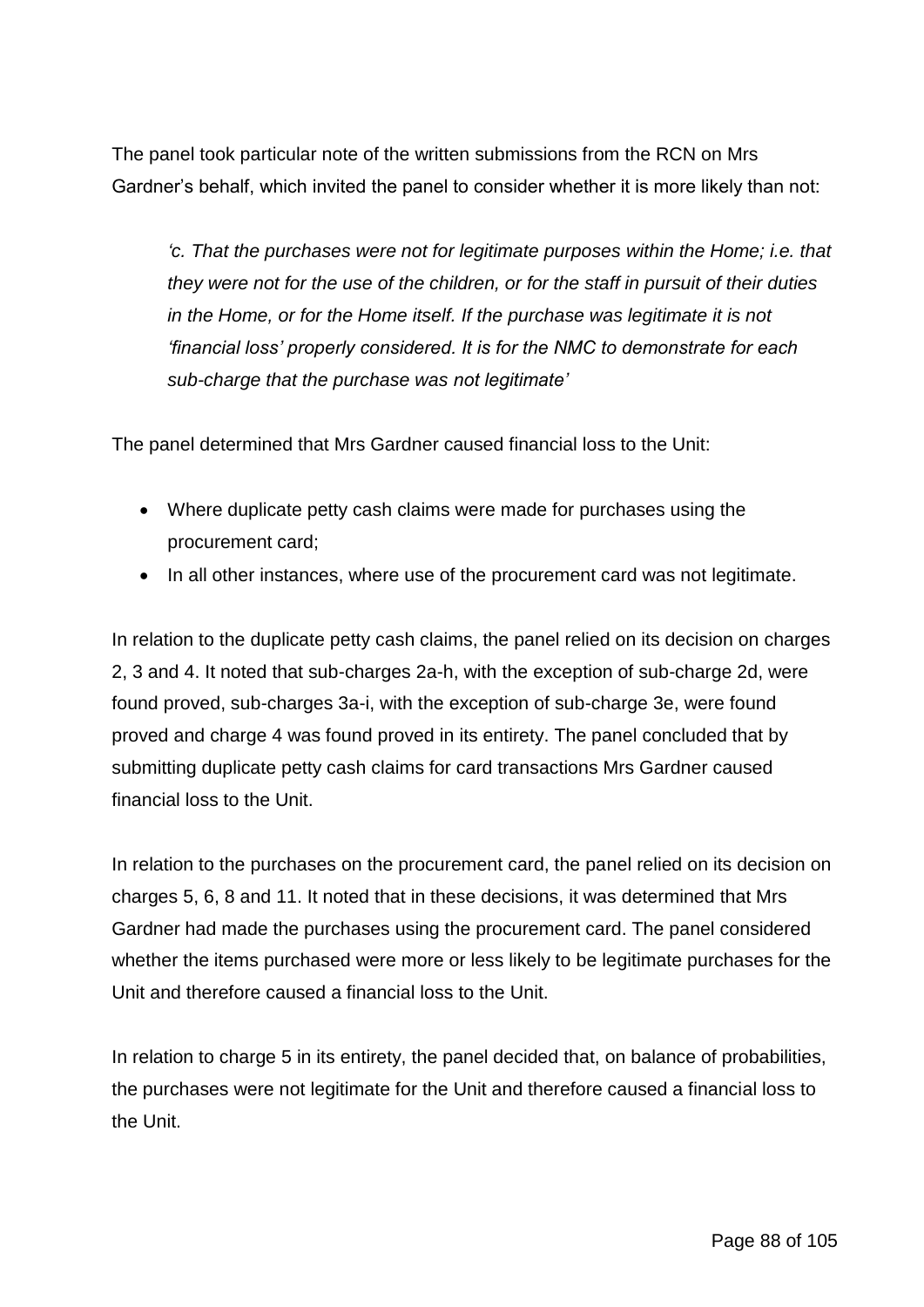The panel took particular note of the written submissions from the RCN on Mrs Gardner's behalf, which invited the panel to consider whether it is more likely than not:

> *'c. That the purchases were not for legitimate purposes within the Home; i.e. that they were not for the use of the children, or for the staff in pursuit of their duties in the Home, or for the Home itself. If the purchase was legitimate it is not 'financial loss' properly considered. It is for the NMC to demonstrate for each sub-charge that the purchase was not legitimate'*

The panel determined that Mrs Gardner caused financial loss to the Unit:

- Where duplicate petty cash claims were made for purchases using the procurement card;
- In all other instances, where use of the procurement card was not legitimate.

In relation to the duplicate petty cash claims, the panel relied on its decision on charges 2, 3 and 4. It noted that sub-charges 2a-h, with the exception of sub-charge 2d, were found proved, sub-charges 3a-i, with the exception of sub-charge 3e, were found proved and charge 4 was found proved in its entirety. The panel concluded that by submitting duplicate petty cash claims for card transactions Mrs Gardner caused financial loss to the Unit.

In relation to the purchases on the procurement card, the panel relied on its decision on charges 5, 6, 8 and 11. It noted that in these decisions, it was determined that Mrs Gardner had made the purchases using the procurement card. The panel considered whether the items purchased were more or less likely to be legitimate purchases for the Unit and therefore caused a financial loss to the Unit.

In relation to charge 5 in its entirety, the panel decided that, on balance of probabilities, the purchases were not legitimate for the Unit and therefore caused a financial loss to the Unit.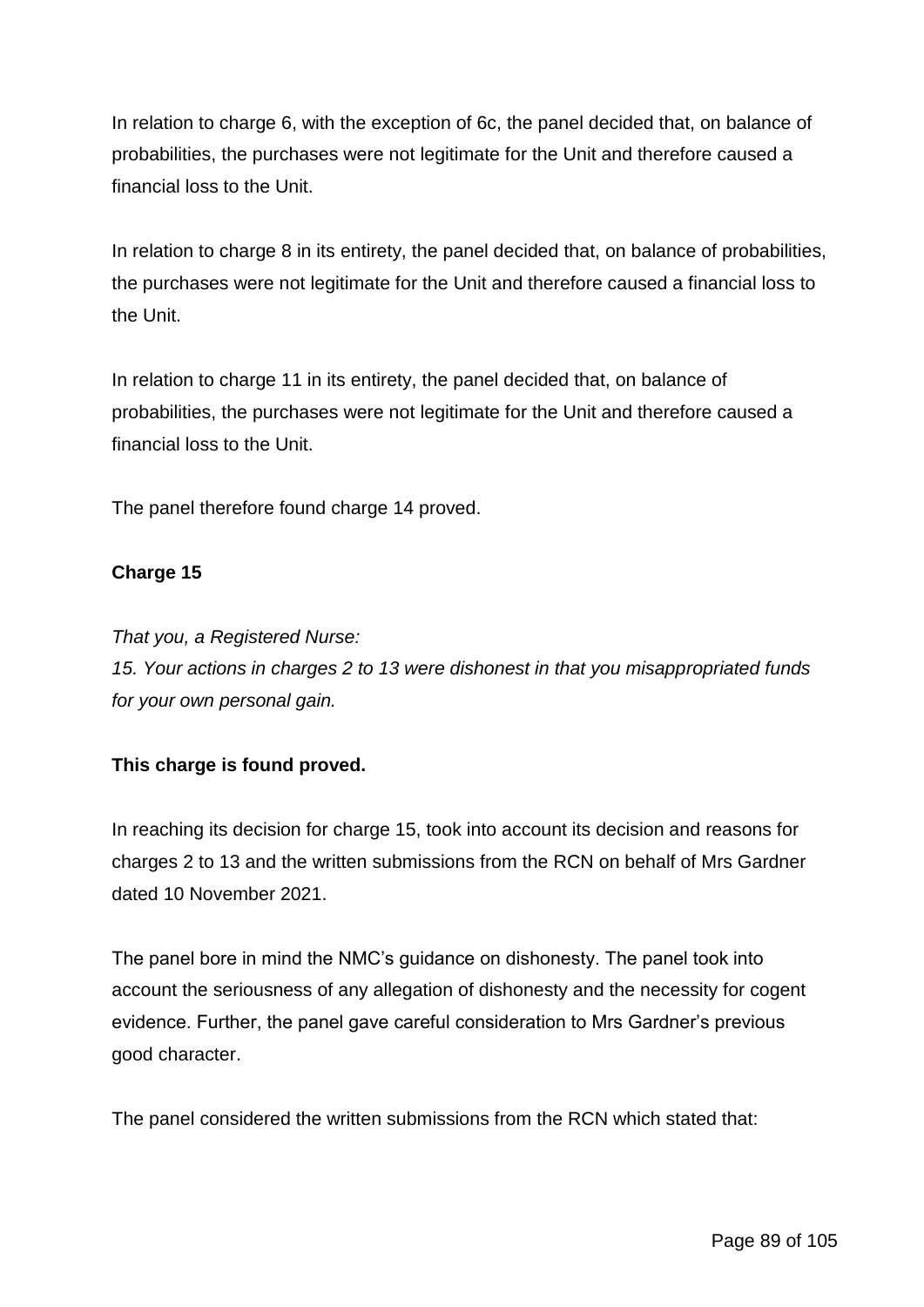In relation to charge 6, with the exception of 6c, the panel decided that, on balance of probabilities, the purchases were not legitimate for the Unit and therefore caused a financial loss to the Unit.

In relation to charge 8 in its entirety, the panel decided that, on balance of probabilities, the purchases were not legitimate for the Unit and therefore caused a financial loss to the Unit.

In relation to charge 11 in its entirety, the panel decided that, on balance of probabilities, the purchases were not legitimate for the Unit and therefore caused a financial loss to the Unit.

The panel therefore found charge 14 proved.

**Charge 15**

*That you, a Registered Nurse:*
*15. Your actions in charges 2 to 13 were dishonest in that you misappropriated funds for your own personal gain.*

**This charge is found proved.**

In reaching its decision for charge 15, took into account its decision and reasons for charges 2 to 13 and the written submissions from the RCN on behalf of Mrs Gardner dated 10 November 2021.

The panel bore in mind the NMC's guidance on dishonesty. The panel took into account the seriousness of any allegation of dishonesty and the necessity for cogent evidence. Further, the panel gave careful consideration to Mrs Gardner's previous good character.

The panel considered the written submissions from the RCN which stated that: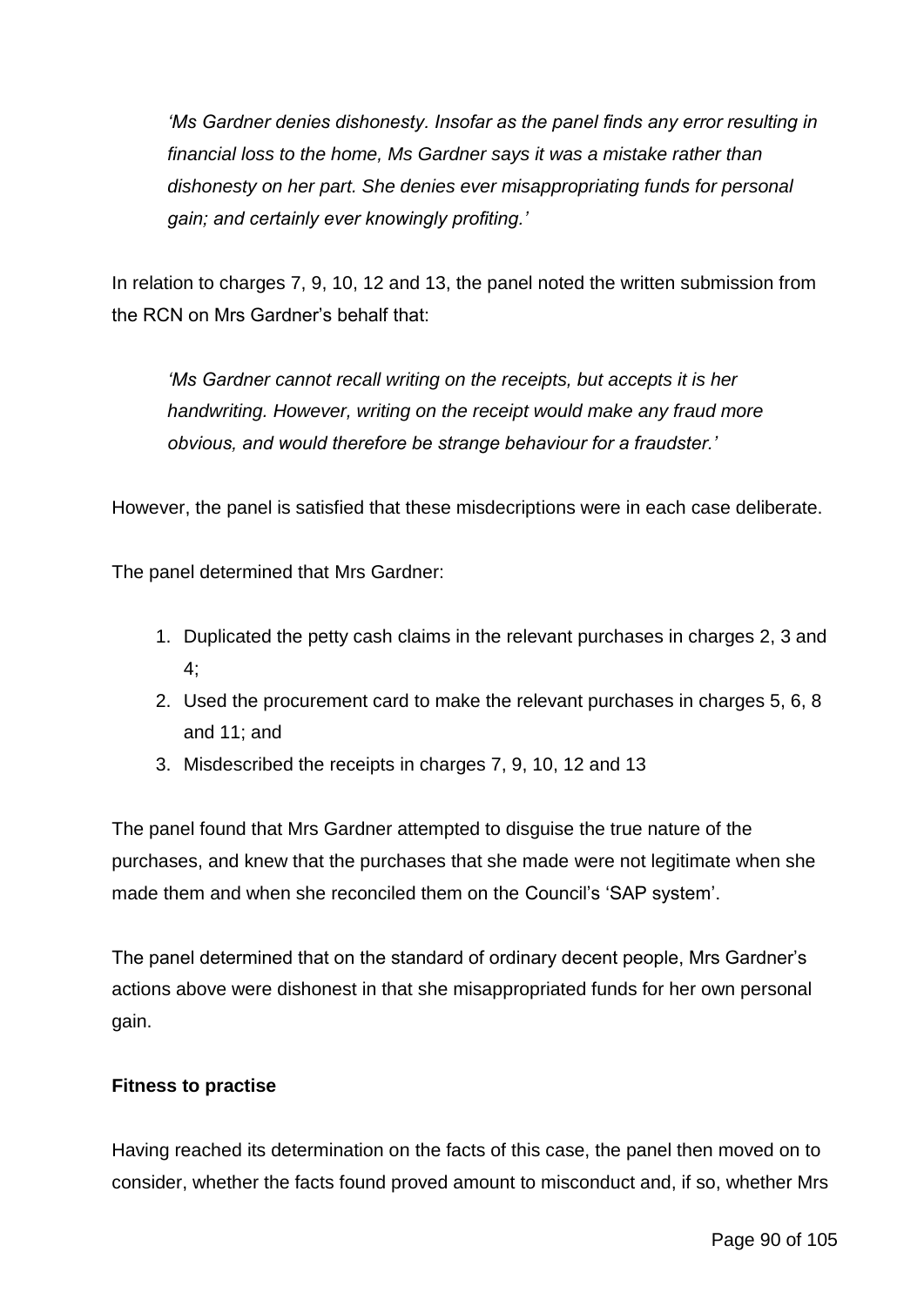> *'Ms Gardner denies dishonesty. Insofar as the panel finds any error resulting in financial loss to the home, Ms Gardner says it was a mistake rather than dishonesty on her part. She denies ever misappropriating funds for personal gain; and certainly ever knowingly profiting.'*

In relation to charges 7, 9, 10, 12 and 13, the panel noted the written submission from the RCN on Mrs Gardner's behalf that:

> *'Ms Gardner cannot recall writing on the receipts, but accepts it is her handwriting. However, writing on the receipt would make any fraud more obvious, and would therefore be strange behaviour for a fraudster.'*

However, the panel is satisfied that these misdecriptions were in each case deliberate.

The panel determined that Mrs Gardner:

1. Duplicated the petty cash claims in the relevant purchases in charges 2, 3 and 4;
2. Used the procurement card to make the relevant purchases in charges 5, 6, 8 and 11; and
3. Misdescribed the receipts in charges 7, 9, 10, 12 and 13

The panel found that Mrs Gardner attempted to disguise the true nature of the purchases, and knew that the purchases that she made were not legitimate when she made them and when she reconciled them on the Council's 'SAP system'.

The panel determined that on the standard of ordinary decent people, Mrs Gardner's actions above were dishonest in that she misappropriated funds for her own personal gain.

**Fitness to practise**

Having reached its determination on the facts of this case, the panel then moved on to consider, whether the facts found proved amount to misconduct and, if so, whether Mrs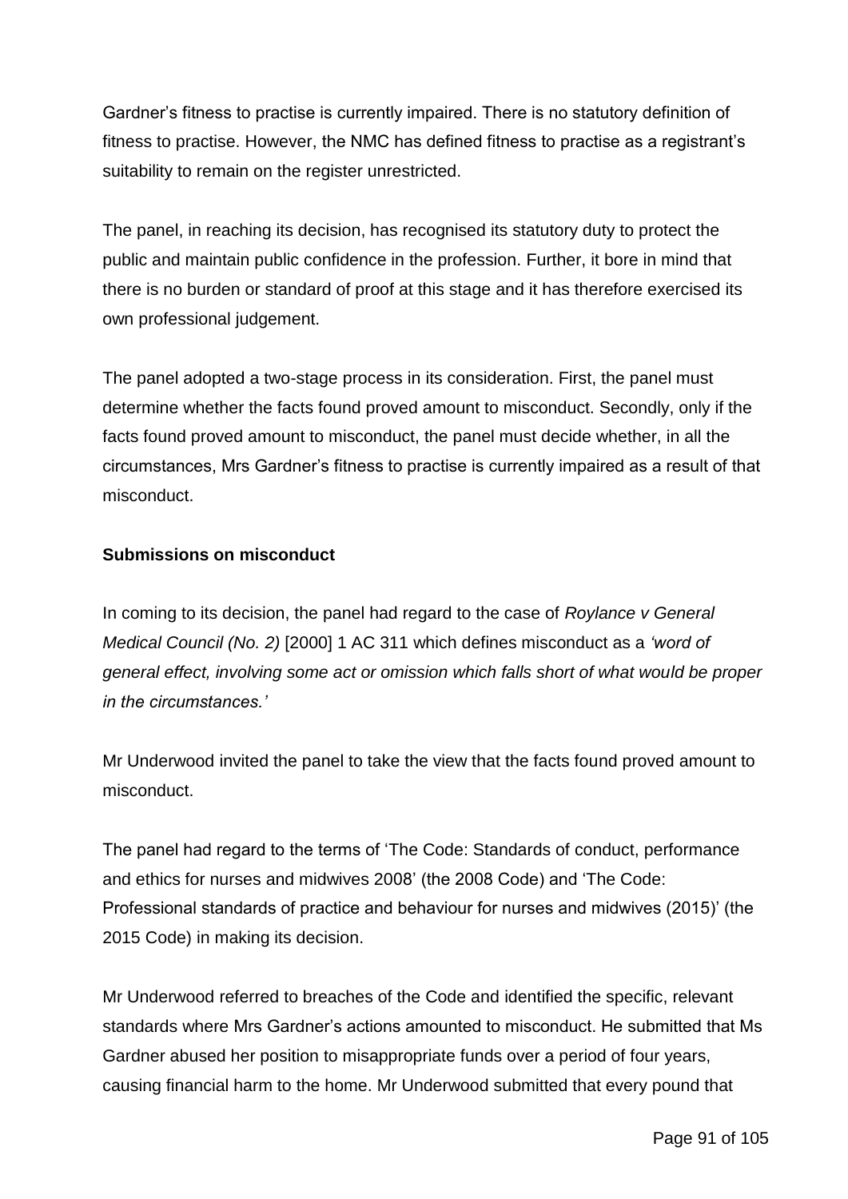Gardner's fitness to practise is currently impaired. There is no statutory definition of fitness to practise. However, the NMC has defined fitness to practise as a registrant's suitability to remain on the register unrestricted.

The panel, in reaching its decision, has recognised its statutory duty to protect the public and maintain public confidence in the profession. Further, it bore in mind that there is no burden or standard of proof at this stage and it has therefore exercised its own professional judgement.

The panel adopted a two-stage process in its consideration. First, the panel must determine whether the facts found proved amount to misconduct. Secondly, only if the facts found proved amount to misconduct, the panel must decide whether, in all the circumstances, Mrs Gardner's fitness to practise is currently impaired as a result of that misconduct.

**Submissions on misconduct**

In coming to its decision, the panel had regard to the case of *Roylance v General Medical Council (No. 2)* [2000] 1 AC 311 which defines misconduct as a *'word of general effect, involving some act or omission which falls short of what would be proper in the circumstances.'*

Mr Underwood invited the panel to take the view that the facts found proved amount to misconduct.

The panel had regard to the terms of 'The Code: Standards of conduct, performance and ethics for nurses and midwives 2008' (the 2008 Code) and 'The Code: Professional standards of practice and behaviour for nurses and midwives (2015)' (the 2015 Code) in making its decision.

Mr Underwood referred to breaches of the Code and identified the specific, relevant standards where Mrs Gardner's actions amounted to misconduct. He submitted that Ms Gardner abused her position to misappropriate funds over a period of four years, causing financial harm to the home. Mr Underwood submitted that every pound that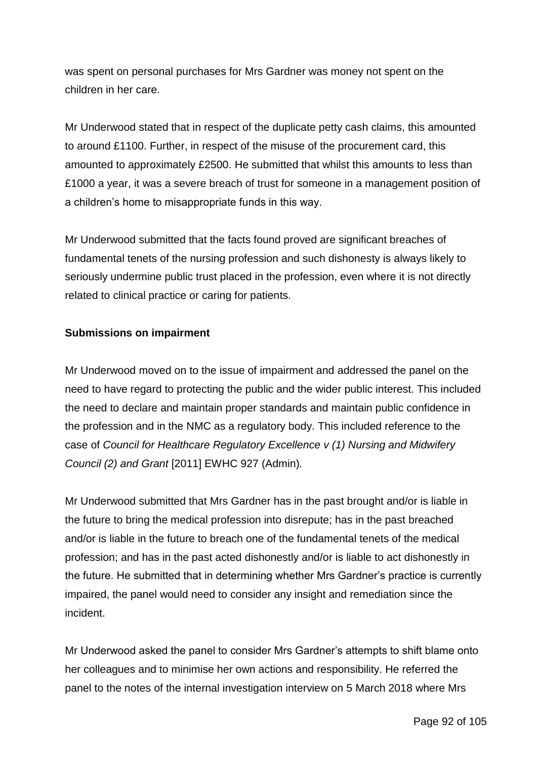was spent on personal purchases for Mrs Gardner was money not spent on the children in her care.

Mr Underwood stated that in respect of the duplicate petty cash claims, this amounted to around £1100. Further, in respect of the misuse of the procurement card, this amounted to approximately £2500. He submitted that whilst this amounts to less than £1000 a year, it was a severe breach of trust for someone in a management position of a children's home to misappropriate funds in this way.

Mr Underwood submitted that the facts found proved are significant breaches of fundamental tenets of the nursing profession and such dishonesty is always likely to seriously undermine public trust placed in the profession, even where it is not directly related to clinical practice or caring for patients.

**Submissions on impairment**

Mr Underwood moved on to the issue of impairment and addressed the panel on the need to have regard to protecting the public and the wider public interest. This included the need to declare and maintain proper standards and maintain public confidence in the profession and in the NMC as a regulatory body. This included reference to the case of *Council for Healthcare Regulatory Excellence v (1) Nursing and Midwifery Council (2) and Grant* [2011] EWHC 927 (Admin).

Mr Underwood submitted that Mrs Gardner has in the past brought and/or is liable in the future to bring the medical profession into disrepute; has in the past breached and/or is liable in the future to breach one of the fundamental tenets of the medical profession; and has in the past acted dishonestly and/or is liable to act dishonestly in the future. He submitted that in determining whether Mrs Gardner's practice is currently impaired, the panel would need to consider any insight and remediation since the incident.

Mr Underwood asked the panel to consider Mrs Gardner's attempts to shift blame onto her colleagues and to minimise her own actions and responsibility. He referred the panel to the notes of the internal investigation interview on 5 March 2018 where Mrs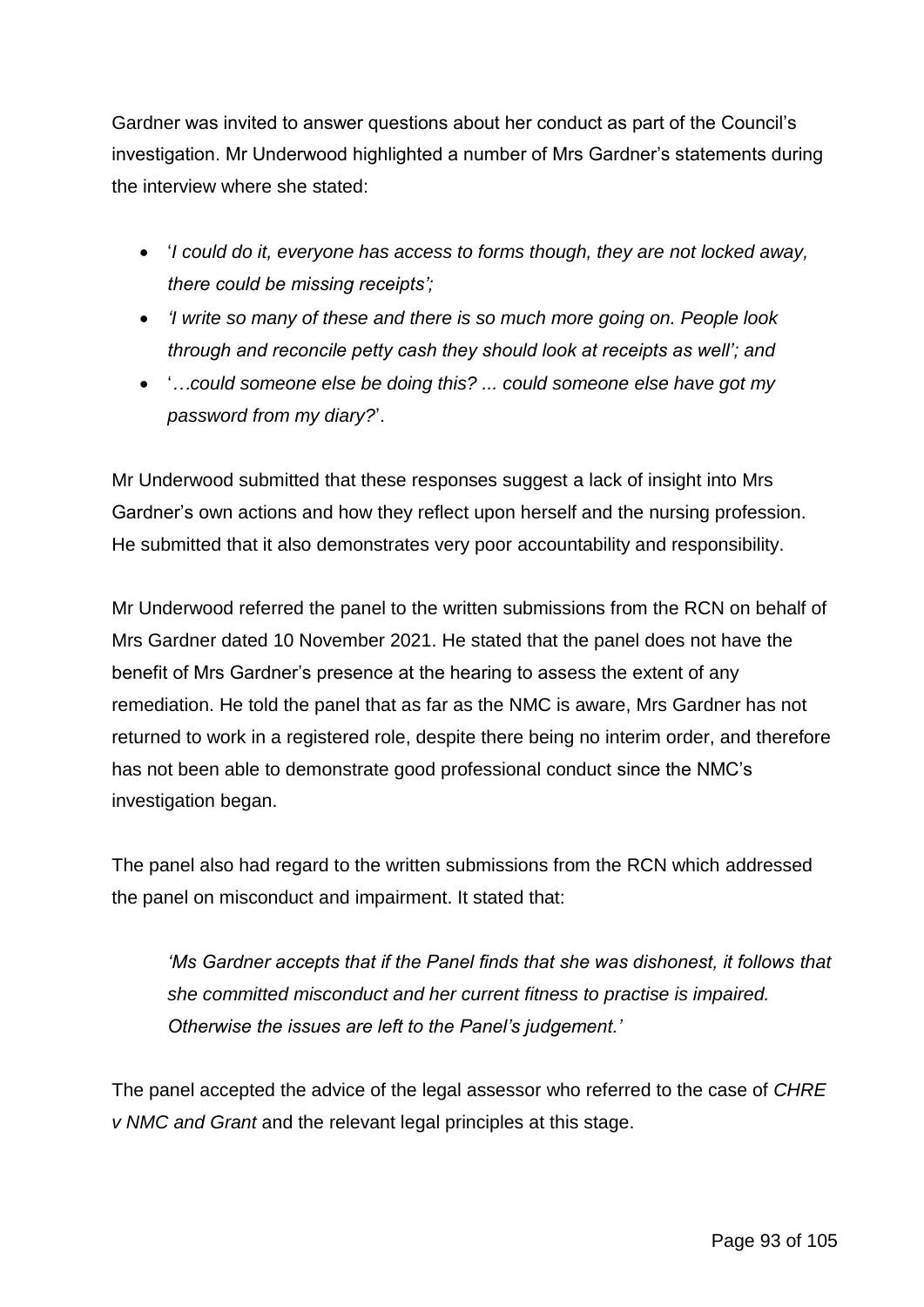Gardner was invited to answer questions about her conduct as part of the Council's investigation. Mr Underwood highlighted a number of Mrs Gardner's statements during the interview where she stated:

- '*I could do it, everyone has access to forms though, they are not locked away, there could be missing receipts';*
- *'I write so many of these and there is so much more going on. People look through and reconcile petty cash they should look at receipts as well'; and*
- '*…could someone else be doing this? ... could someone else have got my password from my diary?*'.

Mr Underwood submitted that these responses suggest a lack of insight into Mrs Gardner's own actions and how they reflect upon herself and the nursing profession. He submitted that it also demonstrates very poor accountability and responsibility.

Mr Underwood referred the panel to the written submissions from the RCN on behalf of Mrs Gardner dated 10 November 2021. He stated that the panel does not have the benefit of Mrs Gardner's presence at the hearing to assess the extent of any remediation. He told the panel that as far as the NMC is aware, Mrs Gardner has not returned to work in a registered role, despite there being no interim order, and therefore has not been able to demonstrate good professional conduct since the NMC's investigation began.

The panel also had regard to the written submissions from the RCN which addressed the panel on misconduct and impairment. It stated that:

> *'Ms Gardner accepts that if the Panel finds that she was dishonest, it follows that she committed misconduct and her current fitness to practise is impaired. Otherwise the issues are left to the Panel's judgement.'*

The panel accepted the advice of the legal assessor who referred to the case of *CHRE v NMC and Grant* and the relevant legal principles at this stage.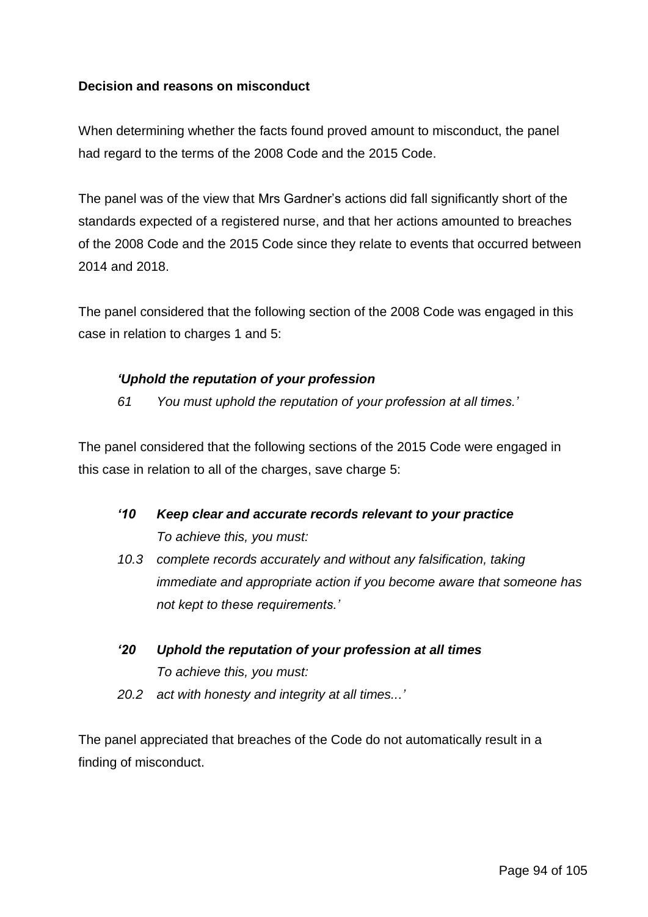**Decision and reasons on misconduct**

When determining whether the facts found proved amount to misconduct, the panel had regard to the terms of the 2008 Code and the 2015 Code.

The panel was of the view that Mrs Gardner's actions did fall significantly short of the standards expected of a registered nurse, and that her actions amounted to breaches of the 2008 Code and the 2015 Code since they relate to events that occurred between 2014 and 2018.

The panel considered that the following section of the 2008 Code was engaged in this case in relation to charges 1 and 5:

> ***'Uphold the reputation of your profession***
>
> *61 You must uphold the reputation of your profession at all times.'*

The panel considered that the following sections of the 2015 Code were engaged in this case in relation to all of the charges, save charge 5:

> ***'10 Keep clear and accurate records relevant to your practice***
> *To achieve this, you must:*
>
> *10.3 complete records accurately and without any falsification, taking immediate and appropriate action if you become aware that someone has not kept to these requirements.'*
>
> ***'20 Uphold the reputation of your profession at all times***
> *To achieve this, you must:*
>
> *20.2 act with honesty and integrity at all times...'*

The panel appreciated that breaches of the Code do not automatically result in a finding of misconduct.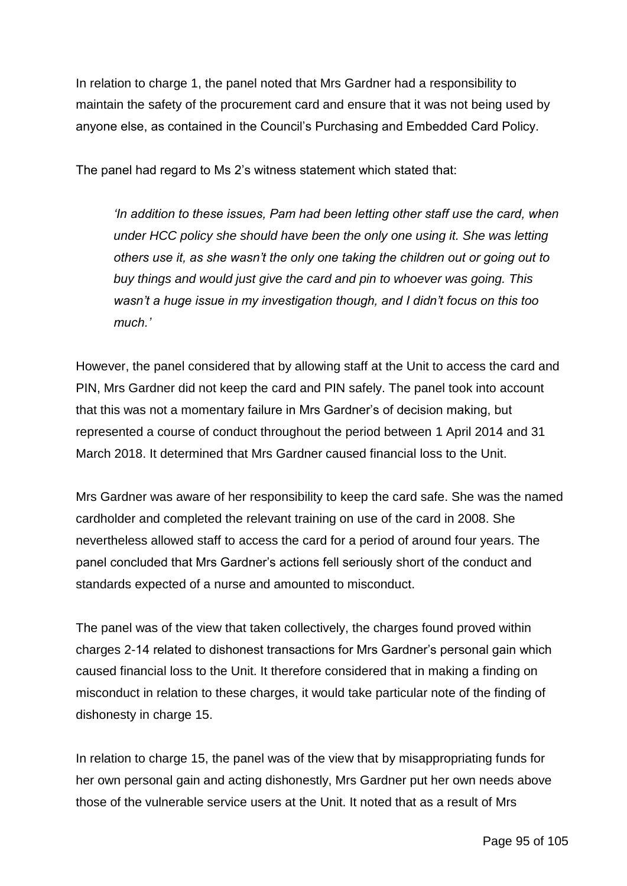In relation to charge 1, the panel noted that Mrs Gardner had a responsibility to maintain the safety of the procurement card and ensure that it was not being used by anyone else, as contained in the Council's Purchasing and Embedded Card Policy.

The panel had regard to Ms 2's witness statement which stated that:

> *'In addition to these issues, Pam had been letting other staff use the card, when under HCC policy she should have been the only one using it. She was letting others use it, as she wasn't the only one taking the children out or going out to buy things and would just give the card and pin to whoever was going. This wasn't a huge issue in my investigation though, and I didn't focus on this too much.'*

However, the panel considered that by allowing staff at the Unit to access the card and PIN, Mrs Gardner did not keep the card and PIN safely. The panel took into account that this was not a momentary failure in Mrs Gardner's of decision making, but represented a course of conduct throughout the period between 1 April 2014 and 31 March 2018. It determined that Mrs Gardner caused financial loss to the Unit.

Mrs Gardner was aware of her responsibility to keep the card safe. She was the named cardholder and completed the relevant training on use of the card in 2008. She nevertheless allowed staff to access the card for a period of around four years. The panel concluded that Mrs Gardner's actions fell seriously short of the conduct and standards expected of a nurse and amounted to misconduct.

The panel was of the view that taken collectively, the charges found proved within charges 2-14 related to dishonest transactions for Mrs Gardner's personal gain which caused financial loss to the Unit. It therefore considered that in making a finding on misconduct in relation to these charges, it would take particular note of the finding of dishonesty in charge 15.

In relation to charge 15, the panel was of the view that by misappropriating funds for her own personal gain and acting dishonestly, Mrs Gardner put her own needs above those of the vulnerable service users at the Unit. It noted that as a result of Mrs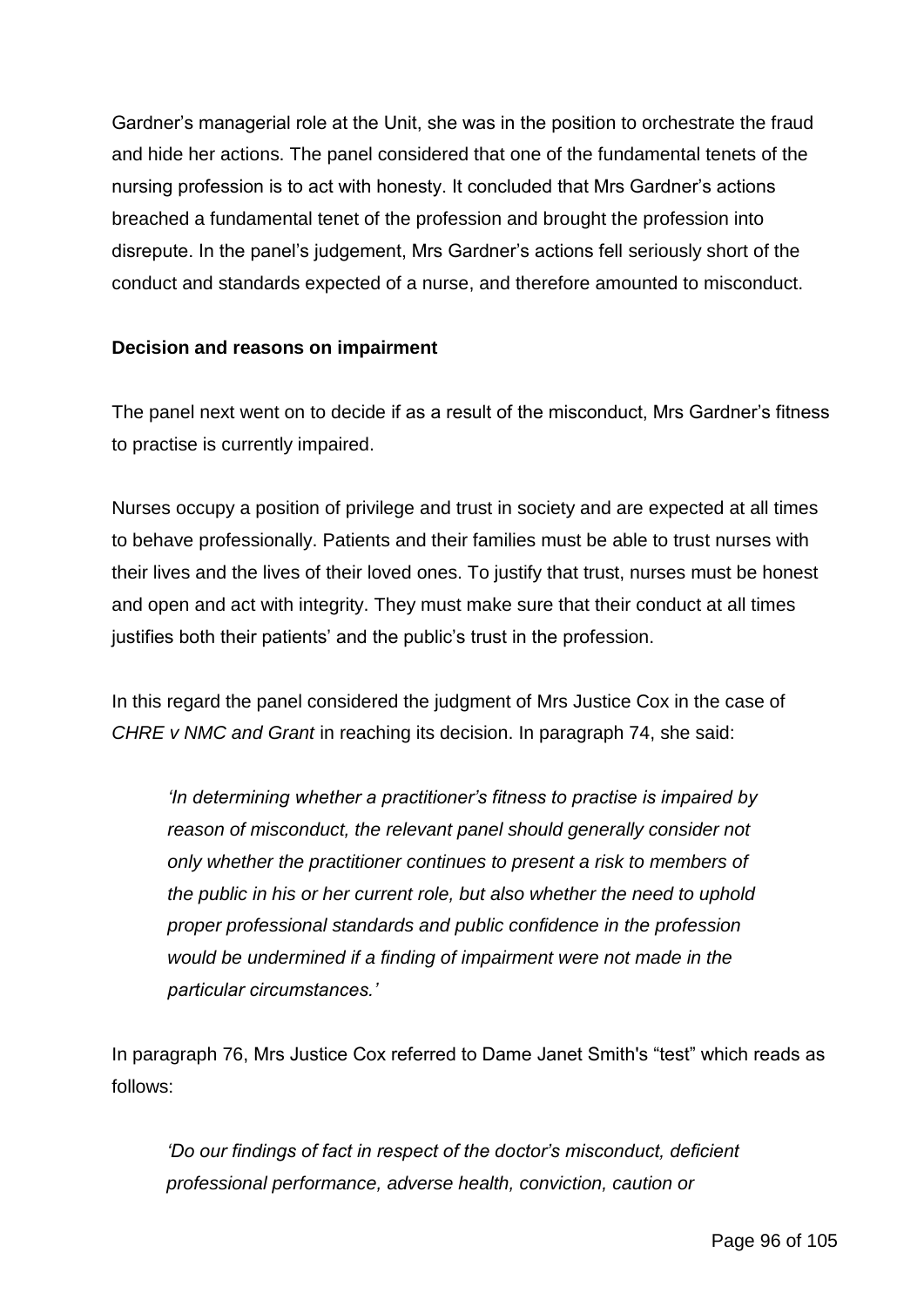Gardner's managerial role at the Unit, she was in the position to orchestrate the fraud and hide her actions. The panel considered that one of the fundamental tenets of the nursing profession is to act with honesty. It concluded that Mrs Gardner's actions breached a fundamental tenet of the profession and brought the profession into disrepute. In the panel's judgement, Mrs Gardner's actions fell seriously short of the conduct and standards expected of a nurse, and therefore amounted to misconduct.

**Decision and reasons on impairment**

The panel next went on to decide if as a result of the misconduct, Mrs Gardner's fitness to practise is currently impaired.

Nurses occupy a position of privilege and trust in society and are expected at all times to behave professionally. Patients and their families must be able to trust nurses with their lives and the lives of their loved ones. To justify that trust, nurses must be honest and open and act with integrity. They must make sure that their conduct at all times justifies both their patients' and the public's trust in the profession.

In this regard the panel considered the judgment of Mrs Justice Cox in the case of *CHRE v NMC and Grant* in reaching its decision. In paragraph 74, she said:

> *'In determining whether a practitioner's fitness to practise is impaired by reason of misconduct, the relevant panel should generally consider not only whether the practitioner continues to present a risk to members of the public in his or her current role, but also whether the need to uphold proper professional standards and public confidence in the profession would be undermined if a finding of impairment were not made in the particular circumstances.'*

In paragraph 76, Mrs Justice Cox referred to Dame Janet Smith's "test" which reads as follows:

> *'Do our findings of fact in respect of the doctor's misconduct, deficient professional performance, adverse health, conviction, caution or*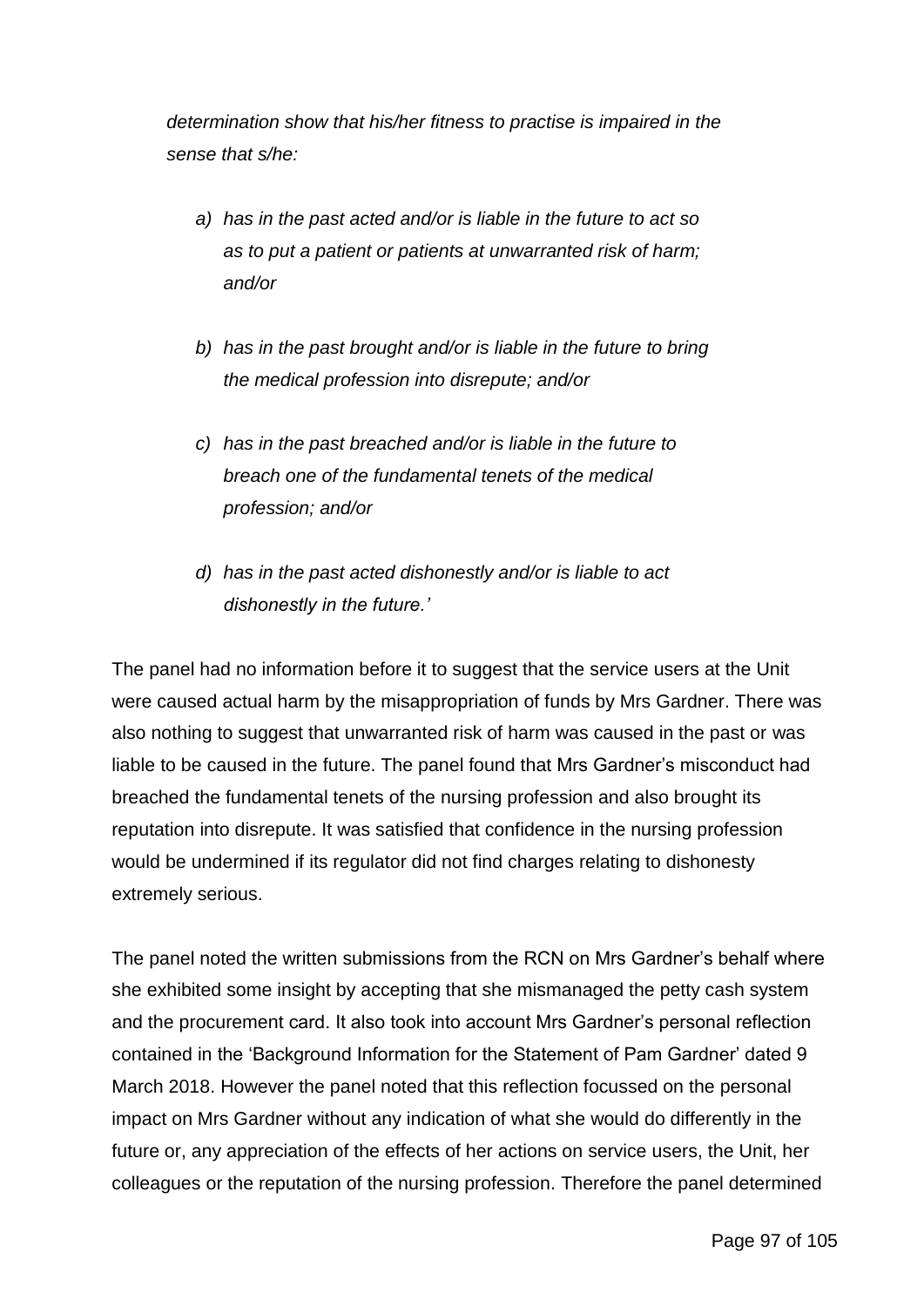*determination show that his/her fitness to practise is impaired in the sense that s/he:*

> *a) has in the past acted and/or is liable in the future to act so as to put a patient or patients at unwarranted risk of harm; and/or*
>
> *b) has in the past brought and/or is liable in the future to bring the medical profession into disrepute; and/or*
>
> *c) has in the past breached and/or is liable in the future to breach one of the fundamental tenets of the medical profession; and/or*
>
> *d) has in the past acted dishonestly and/or is liable to act dishonestly in the future.'*

The panel had no information before it to suggest that the service users at the Unit were caused actual harm by the misappropriation of funds by Mrs Gardner. There was also nothing to suggest that unwarranted risk of harm was caused in the past or was liable to be caused in the future. The panel found that Mrs Gardner's misconduct had breached the fundamental tenets of the nursing profession and also brought its reputation into disrepute. It was satisfied that confidence in the nursing profession would be undermined if its regulator did not find charges relating to dishonesty extremely serious.

The panel noted the written submissions from the RCN on Mrs Gardner's behalf where she exhibited some insight by accepting that she mismanaged the petty cash system and the procurement card. It also took into account Mrs Gardner's personal reflection contained in the 'Background Information for the Statement of Pam Gardner' dated 9 March 2018. However the panel noted that this reflection focussed on the personal impact on Mrs Gardner without any indication of what she would do differently in the future or, any appreciation of the effects of her actions on service users, the Unit, her colleagues or the reputation of the nursing profession. Therefore the panel determined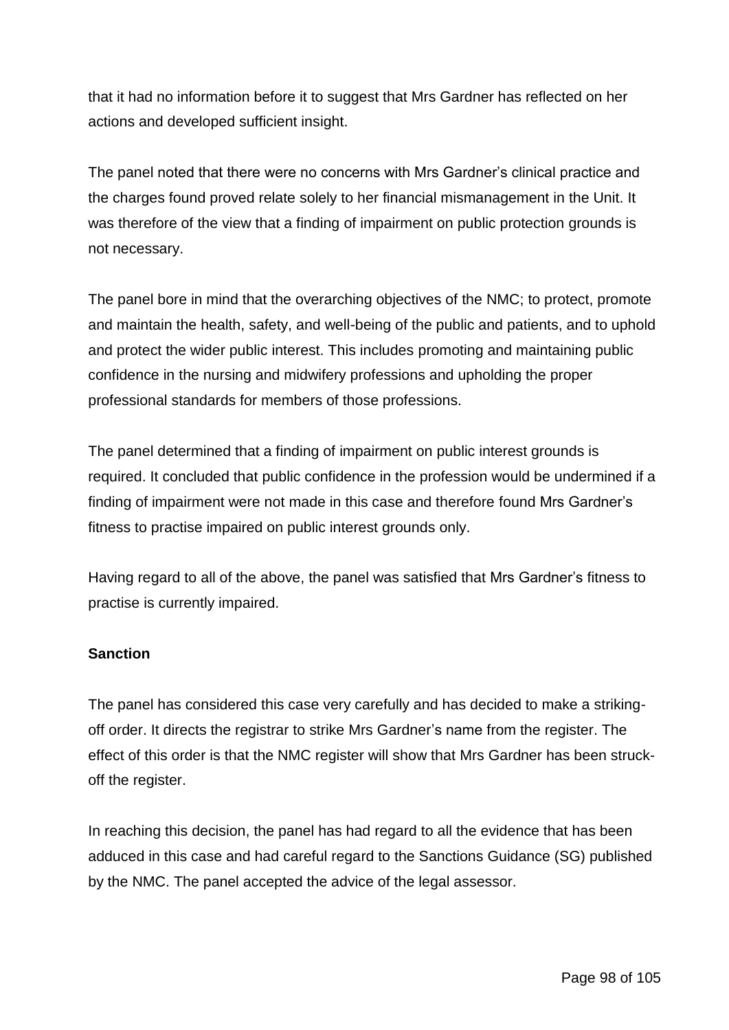that it had no information before it to suggest that Mrs Gardner has reflected on her actions and developed sufficient insight.

The panel noted that there were no concerns with Mrs Gardner's clinical practice and the charges found proved relate solely to her financial mismanagement in the Unit. It was therefore of the view that a finding of impairment on public protection grounds is not necessary.

The panel bore in mind that the overarching objectives of the NMC; to protect, promote and maintain the health, safety, and well-being of the public and patients, and to uphold and protect the wider public interest. This includes promoting and maintaining public confidence in the nursing and midwifery professions and upholding the proper professional standards for members of those professions.

The panel determined that a finding of impairment on public interest grounds is required. It concluded that public confidence in the profession would be undermined if a finding of impairment were not made in this case and therefore found Mrs Gardner's fitness to practise impaired on public interest grounds only.

Having regard to all of the above, the panel was satisfied that Mrs Gardner's fitness to practise is currently impaired.

**Sanction**

The panel has considered this case very carefully and has decided to make a striking-off order. It directs the registrar to strike Mrs Gardner's name from the register. The effect of this order is that the NMC register will show that Mrs Gardner has been struck-off the register.

In reaching this decision, the panel has had regard to all the evidence that has been adduced in this case and had careful regard to the Sanctions Guidance (SG) published by the NMC. The panel accepted the advice of the legal assessor.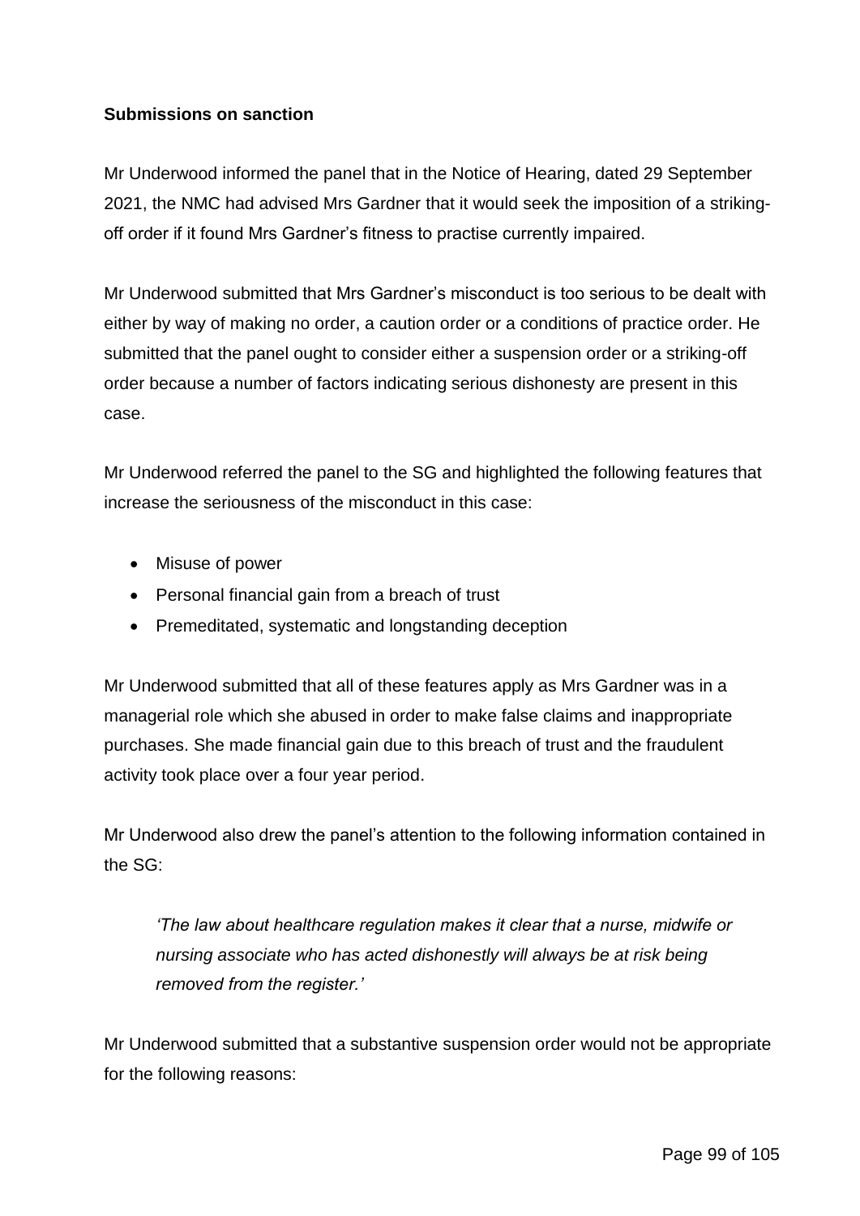**Submissions on sanction**

Mr Underwood informed the panel that in the Notice of Hearing, dated 29 September 2021, the NMC had advised Mrs Gardner that it would seek the imposition of a striking-off order if it found Mrs Gardner's fitness to practise currently impaired.

Mr Underwood submitted that Mrs Gardner's misconduct is too serious to be dealt with either by way of making no order, a caution order or a conditions of practice order. He submitted that the panel ought to consider either a suspension order or a striking-off order because a number of factors indicating serious dishonesty are present in this case.

Mr Underwood referred the panel to the SG and highlighted the following features that increase the seriousness of the misconduct in this case:

- Misuse of power
- Personal financial gain from a breach of trust
- Premeditated, systematic and longstanding deception

Mr Underwood submitted that all of these features apply as Mrs Gardner was in a managerial role which she abused in order to make false claims and inappropriate purchases. She made financial gain due to this breach of trust and the fraudulent activity took place over a four year period.

Mr Underwood also drew the panel's attention to the following information contained in the SG:

> *'The law about healthcare regulation makes it clear that a nurse, midwife or nursing associate who has acted dishonestly will always be at risk being removed from the register.'*

Mr Underwood submitted that a substantive suspension order would not be appropriate for the following reasons: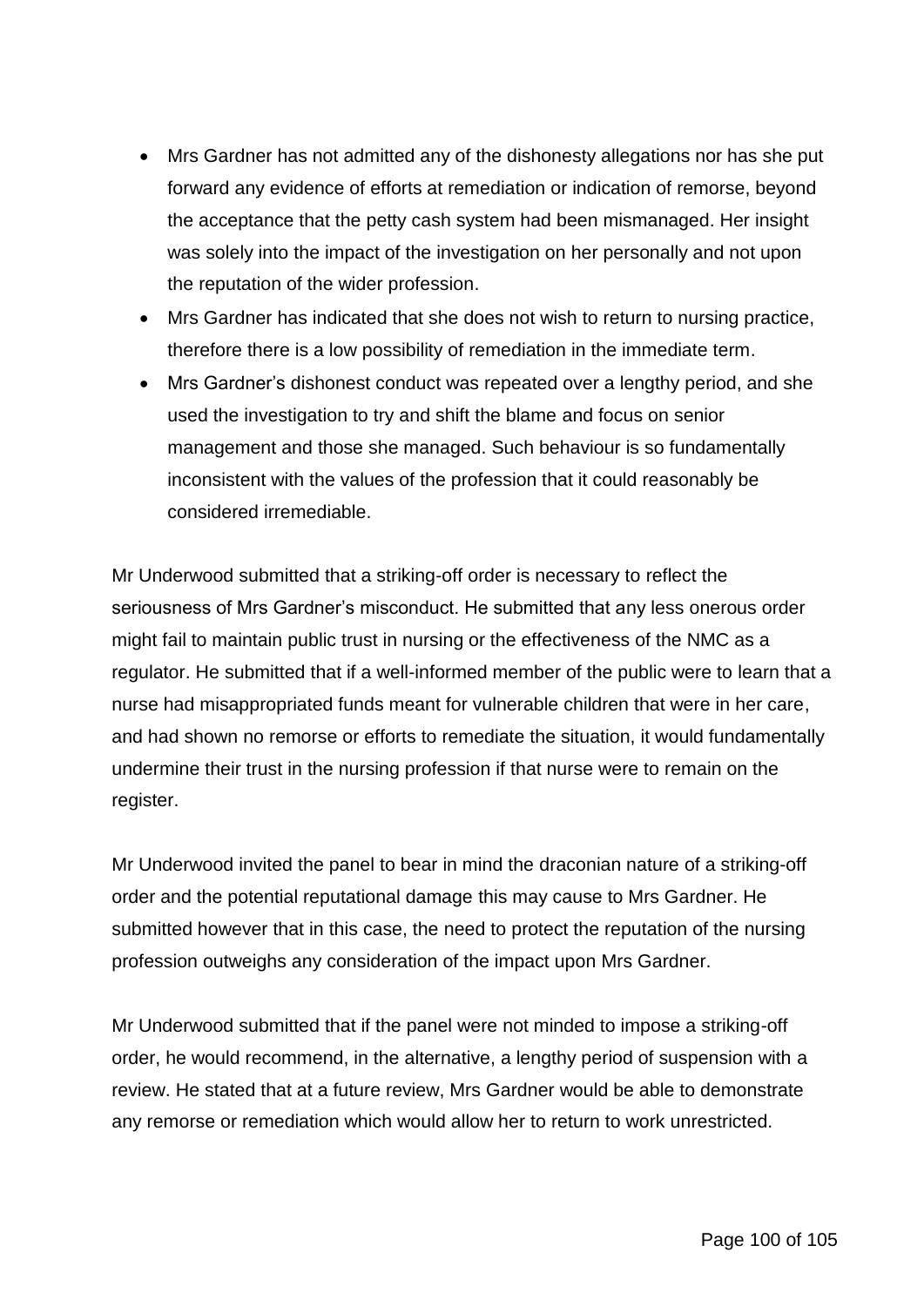- Mrs Gardner has not admitted any of the dishonesty allegations nor has she put forward any evidence of efforts at remediation or indication of remorse, beyond the acceptance that the petty cash system had been mismanaged. Her insight was solely into the impact of the investigation on her personally and not upon the reputation of the wider profession.
- Mrs Gardner has indicated that she does not wish to return to nursing practice, therefore there is a low possibility of remediation in the immediate term.
- Mrs Gardner's dishonest conduct was repeated over a lengthy period, and she used the investigation to try and shift the blame and focus on senior management and those she managed. Such behaviour is so fundamentally inconsistent with the values of the profession that it could reasonably be considered irremediable.

Mr Underwood submitted that a striking-off order is necessary to reflect the seriousness of Mrs Gardner's misconduct. He submitted that any less onerous order might fail to maintain public trust in nursing or the effectiveness of the NMC as a regulator. He submitted that if a well-informed member of the public were to learn that a nurse had misappropriated funds meant for vulnerable children that were in her care, and had shown no remorse or efforts to remediate the situation, it would fundamentally undermine their trust in the nursing profession if that nurse were to remain on the register.

Mr Underwood invited the panel to bear in mind the draconian nature of a striking-off order and the potential reputational damage this may cause to Mrs Gardner. He submitted however that in this case, the need to protect the reputation of the nursing profession outweighs any consideration of the impact upon Mrs Gardner.

Mr Underwood submitted that if the panel were not minded to impose a striking-off order, he would recommend, in the alternative, a lengthy period of suspension with a review. He stated that at a future review, Mrs Gardner would be able to demonstrate any remorse or remediation which would allow her to return to work unrestricted.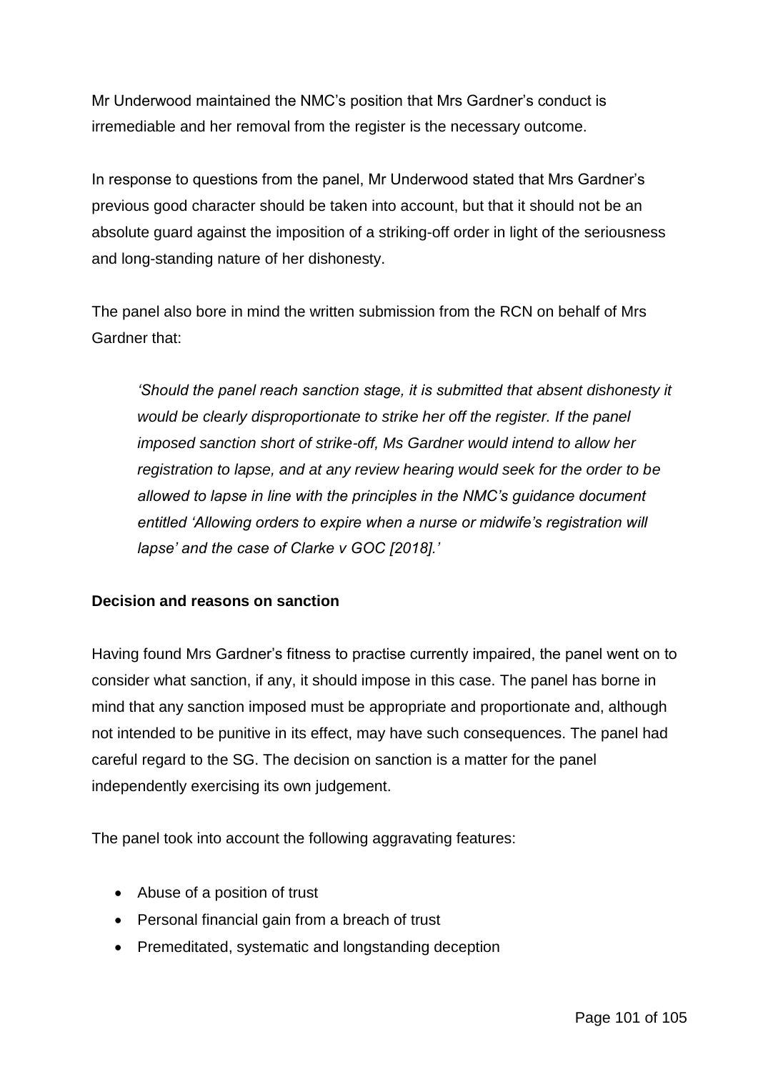Mr Underwood maintained the NMC's position that Mrs Gardner's conduct is irremediable and her removal from the register is the necessary outcome.

In response to questions from the panel, Mr Underwood stated that Mrs Gardner's previous good character should be taken into account, but that it should not be an absolute guard against the imposition of a striking-off order in light of the seriousness and long-standing nature of her dishonesty.

The panel also bore in mind the written submission from the RCN on behalf of Mrs Gardner that:

> *'Should the panel reach sanction stage, it is submitted that absent dishonesty it would be clearly disproportionate to strike her off the register. If the panel imposed sanction short of strike-off, Ms Gardner would intend to allow her registration to lapse, and at any review hearing would seek for the order to be allowed to lapse in line with the principles in the NMC's guidance document entitled 'Allowing orders to expire when a nurse or midwife's registration will lapse' and the case of Clarke v GOC [2018].'*

**Decision and reasons on sanction**

Having found Mrs Gardner's fitness to practise currently impaired, the panel went on to consider what sanction, if any, it should impose in this case. The panel has borne in mind that any sanction imposed must be appropriate and proportionate and, although not intended to be punitive in its effect, may have such consequences. The panel had careful regard to the SG. The decision on sanction is a matter for the panel independently exercising its own judgement.

The panel took into account the following aggravating features:

- Abuse of a position of trust
- Personal financial gain from a breach of trust
- Premeditated, systematic and longstanding deception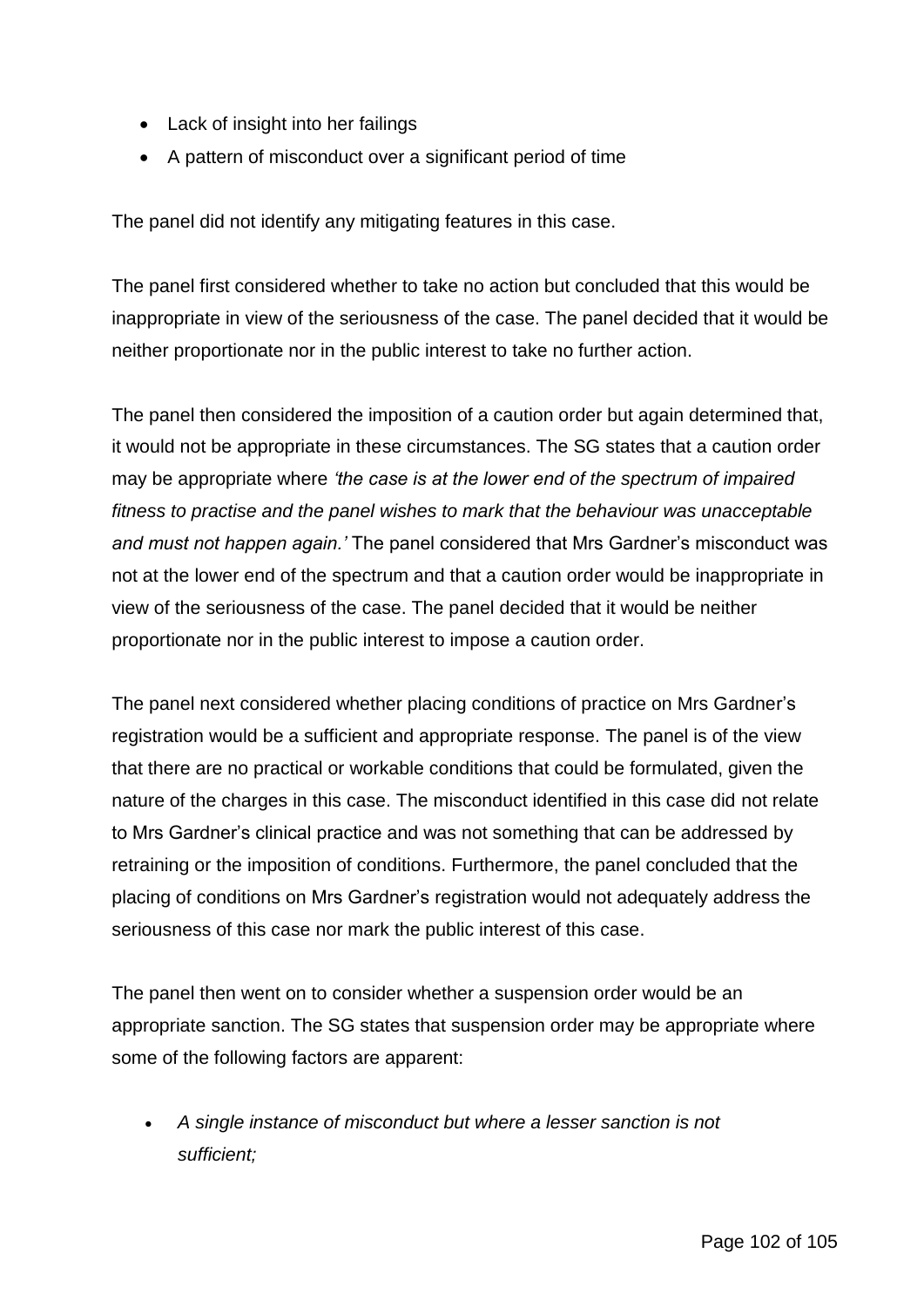- Lack of insight into her failings
- A pattern of misconduct over a significant period of time

The panel did not identify any mitigating features in this case.

The panel first considered whether to take no action but concluded that this would be inappropriate in view of the seriousness of the case. The panel decided that it would be neither proportionate nor in the public interest to take no further action.

The panel then considered the imposition of a caution order but again determined that, it would not be appropriate in these circumstances. The SG states that a caution order may be appropriate where *'the case is at the lower end of the spectrum of impaired fitness to practise and the panel wishes to mark that the behaviour was unacceptable and must not happen again.'* The panel considered that Mrs Gardner's misconduct was not at the lower end of the spectrum and that a caution order would be inappropriate in view of the seriousness of the case. The panel decided that it would be neither proportionate nor in the public interest to impose a caution order.

The panel next considered whether placing conditions of practice on Mrs Gardner's registration would be a sufficient and appropriate response. The panel is of the view that there are no practical or workable conditions that could be formulated, given the nature of the charges in this case. The misconduct identified in this case did not relate to Mrs Gardner's clinical practice and was not something that can be addressed by retraining or the imposition of conditions. Furthermore, the panel concluded that the placing of conditions on Mrs Gardner's registration would not adequately address the seriousness of this case nor mark the public interest of this case.

The panel then went on to consider whether a suspension order would be an appropriate sanction. The SG states that suspension order may be appropriate where some of the following factors are apparent:

- *A single instance of misconduct but where a lesser sanction is not sufficient;*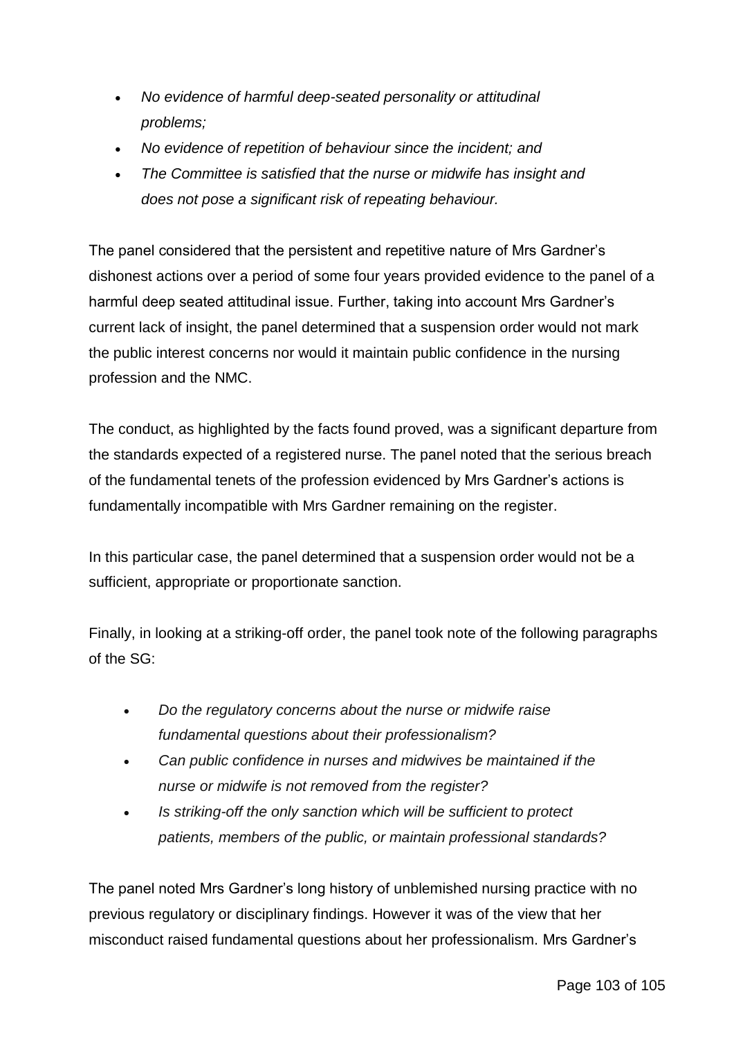- *No evidence of harmful deep-seated personality or attitudinal problems;*
- *No evidence of repetition of behaviour since the incident; and*
- *The Committee is satisfied that the nurse or midwife has insight and does not pose a significant risk of repeating behaviour.*

The panel considered that the persistent and repetitive nature of Mrs Gardner's dishonest actions over a period of some four years provided evidence to the panel of a harmful deep seated attitudinal issue. Further, taking into account Mrs Gardner's current lack of insight, the panel determined that a suspension order would not mark the public interest concerns nor would it maintain public confidence in the nursing profession and the NMC.

The conduct, as highlighted by the facts found proved, was a significant departure from the standards expected of a registered nurse. The panel noted that the serious breach of the fundamental tenets of the profession evidenced by Mrs Gardner's actions is fundamentally incompatible with Mrs Gardner remaining on the register.

In this particular case, the panel determined that a suspension order would not be a sufficient, appropriate or proportionate sanction.

Finally, in looking at a striking-off order, the panel took note of the following paragraphs of the SG:

- *Do the regulatory concerns about the nurse or midwife raise fundamental questions about their professionalism?*
- *Can public confidence in nurses and midwives be maintained if the nurse or midwife is not removed from the register?*
- *Is striking-off the only sanction which will be sufficient to protect patients, members of the public, or maintain professional standards?*

The panel noted Mrs Gardner's long history of unblemished nursing practice with no previous regulatory or disciplinary findings. However it was of the view that her misconduct raised fundamental questions about her professionalism. Mrs Gardner's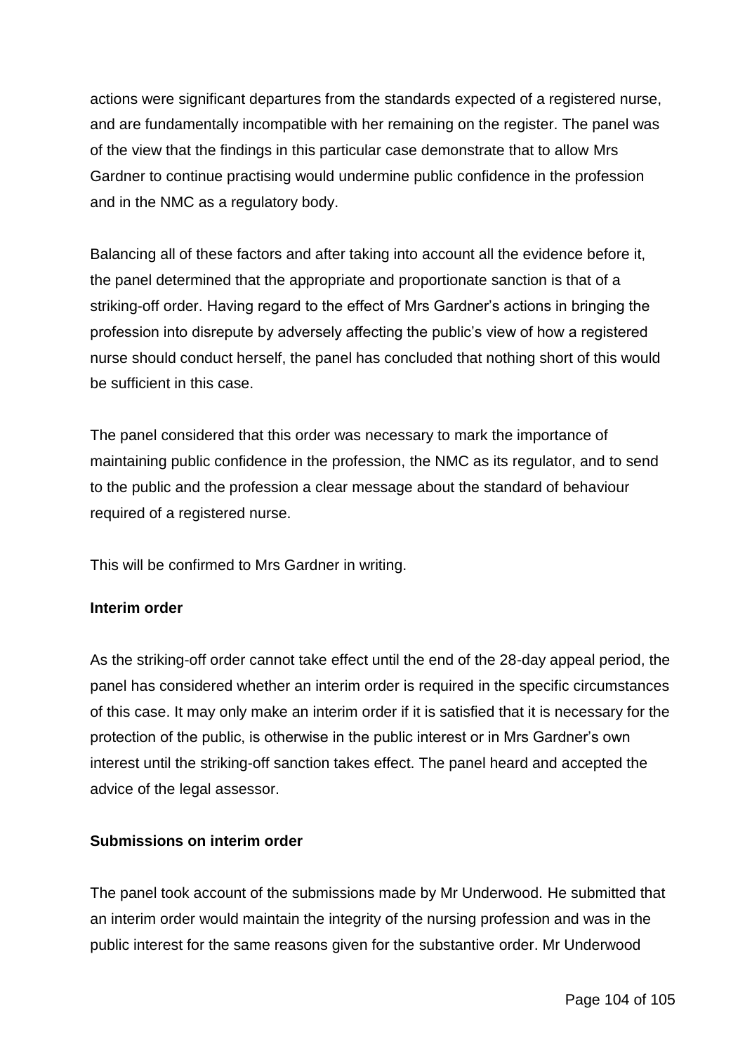actions were significant departures from the standards expected of a registered nurse, and are fundamentally incompatible with her remaining on the register. The panel was of the view that the findings in this particular case demonstrate that to allow Mrs Gardner to continue practising would undermine public confidence in the profession and in the NMC as a regulatory body.

Balancing all of these factors and after taking into account all the evidence before it, the panel determined that the appropriate and proportionate sanction is that of a striking-off order. Having regard to the effect of Mrs Gardner's actions in bringing the profession into disrepute by adversely affecting the public's view of how a registered nurse should conduct herself, the panel has concluded that nothing short of this would be sufficient in this case.

The panel considered that this order was necessary to mark the importance of maintaining public confidence in the profession, the NMC as its regulator, and to send to the public and the profession a clear message about the standard of behaviour required of a registered nurse.

This will be confirmed to Mrs Gardner in writing.

**Interim order**

As the striking-off order cannot take effect until the end of the 28-day appeal period, the panel has considered whether an interim order is required in the specific circumstances of this case. It may only make an interim order if it is satisfied that it is necessary for the protection of the public, is otherwise in the public interest or in Mrs Gardner's own interest until the striking-off sanction takes effect. The panel heard and accepted the advice of the legal assessor.

**Submissions on interim order**

The panel took account of the submissions made by Mr Underwood. He submitted that an interim order would maintain the integrity of the nursing profession and was in the public interest for the same reasons given for the substantive order. Mr Underwood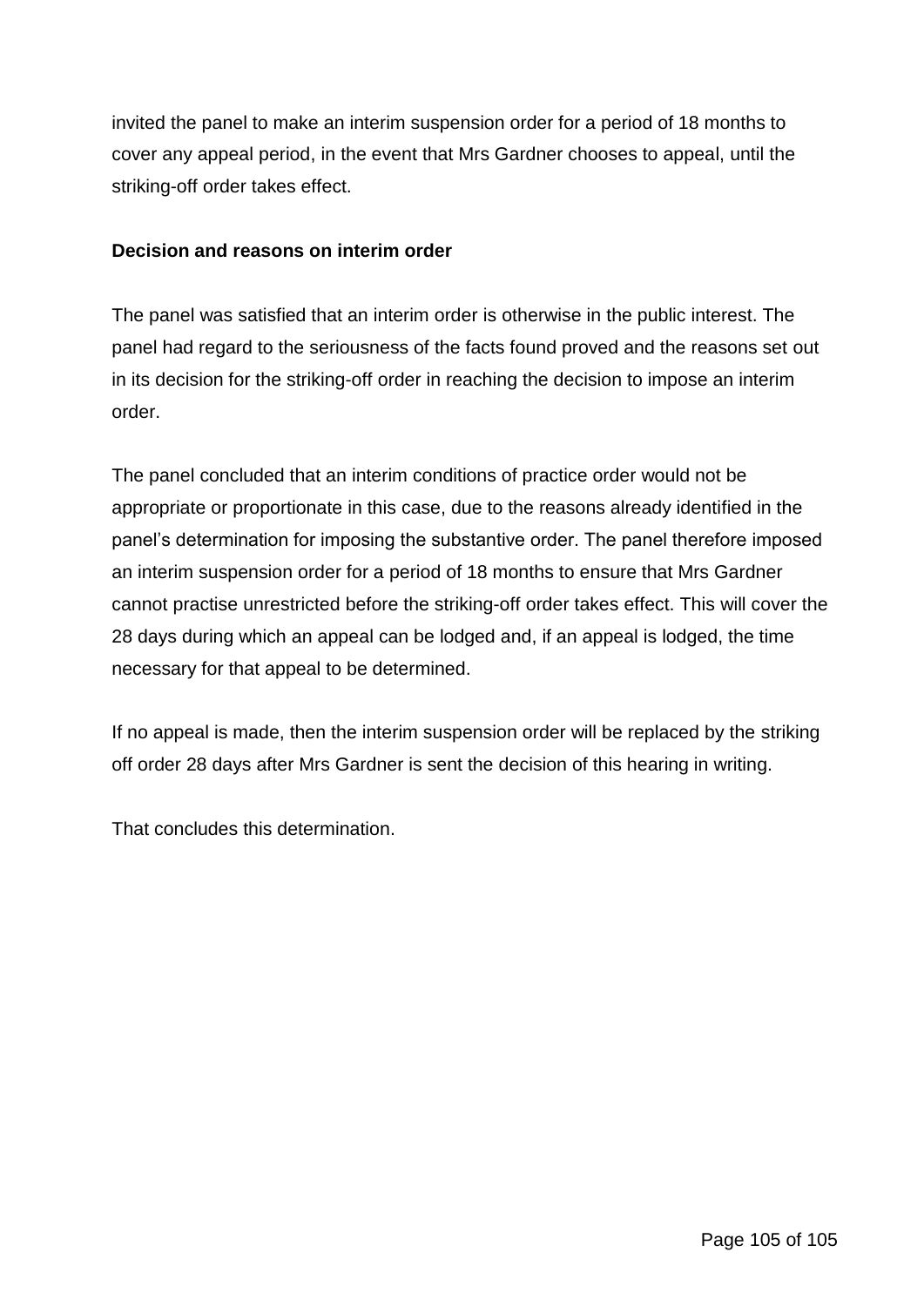invited the panel to make an interim suspension order for a period of 18 months to cover any appeal period, in the event that Mrs Gardner chooses to appeal, until the striking-off order takes effect.

**Decision and reasons on interim order**

The panel was satisfied that an interim order is otherwise in the public interest. The panel had regard to the seriousness of the facts found proved and the reasons set out in its decision for the striking-off order in reaching the decision to impose an interim order.

The panel concluded that an interim conditions of practice order would not be appropriate or proportionate in this case, due to the reasons already identified in the panel's determination for imposing the substantive order. The panel therefore imposed an interim suspension order for a period of 18 months to ensure that Mrs Gardner cannot practise unrestricted before the striking-off order takes effect. This will cover the 28 days during which an appeal can be lodged and, if an appeal is lodged, the time necessary for that appeal to be determined.

If no appeal is made, then the interim suspension order will be replaced by the striking off order 28 days after Mrs Gardner is sent the decision of this hearing in writing.

That concludes this determination.